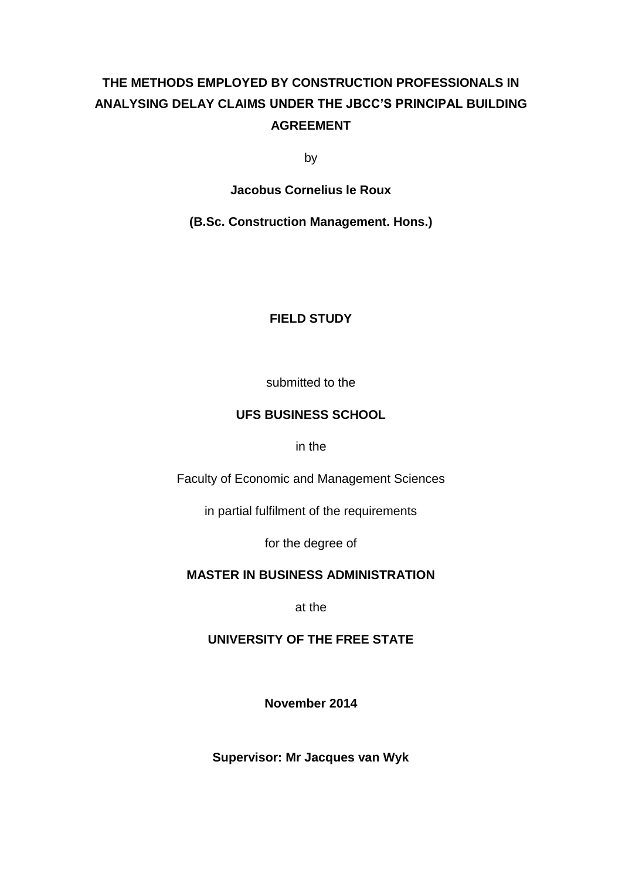# THE METHODS EMPLOYED BY CONSTRUCTION PROFESSIONALS IN ANALYSING DELAY CLAIMS UNDER THE JBCC'S PRINCIPAL BUILDING AGREEMENT

by

**Jacobus Cornelius le Roux**

**(B.Sc. Construction Management. Hons.)**

**FIELD STUDY**

submitted to the

**UFS BUSINESS SCHOOL**

in the

Faculty of Economic and Management Sciences

in partial fulfilment of the requirements

for the degree of

**MASTER IN BUSINESS ADMINISTRATION**

at the

**UNIVERSITY OF THE FREE STATE**

**November 2014**

**Supervisor: Mr Jacques van Wyk**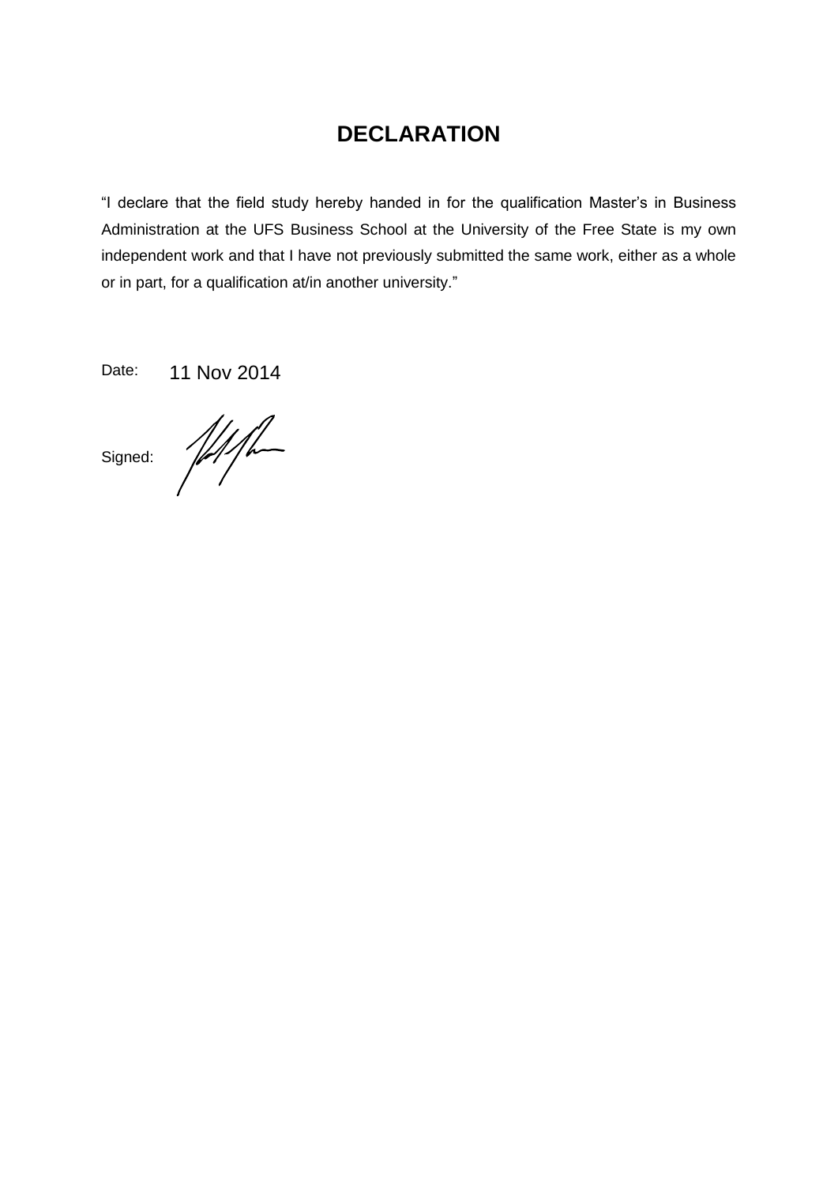# DECLARATION

"I declare that the field study hereby handed in for the qualification Master's in Business Administration at the UFS Business School at the University of the Free State is my own independent work and that I have not previously submitted the same work, either as a whole or in part, for a qualification at/in another university."

Date: 11 Nov 2014

Signed: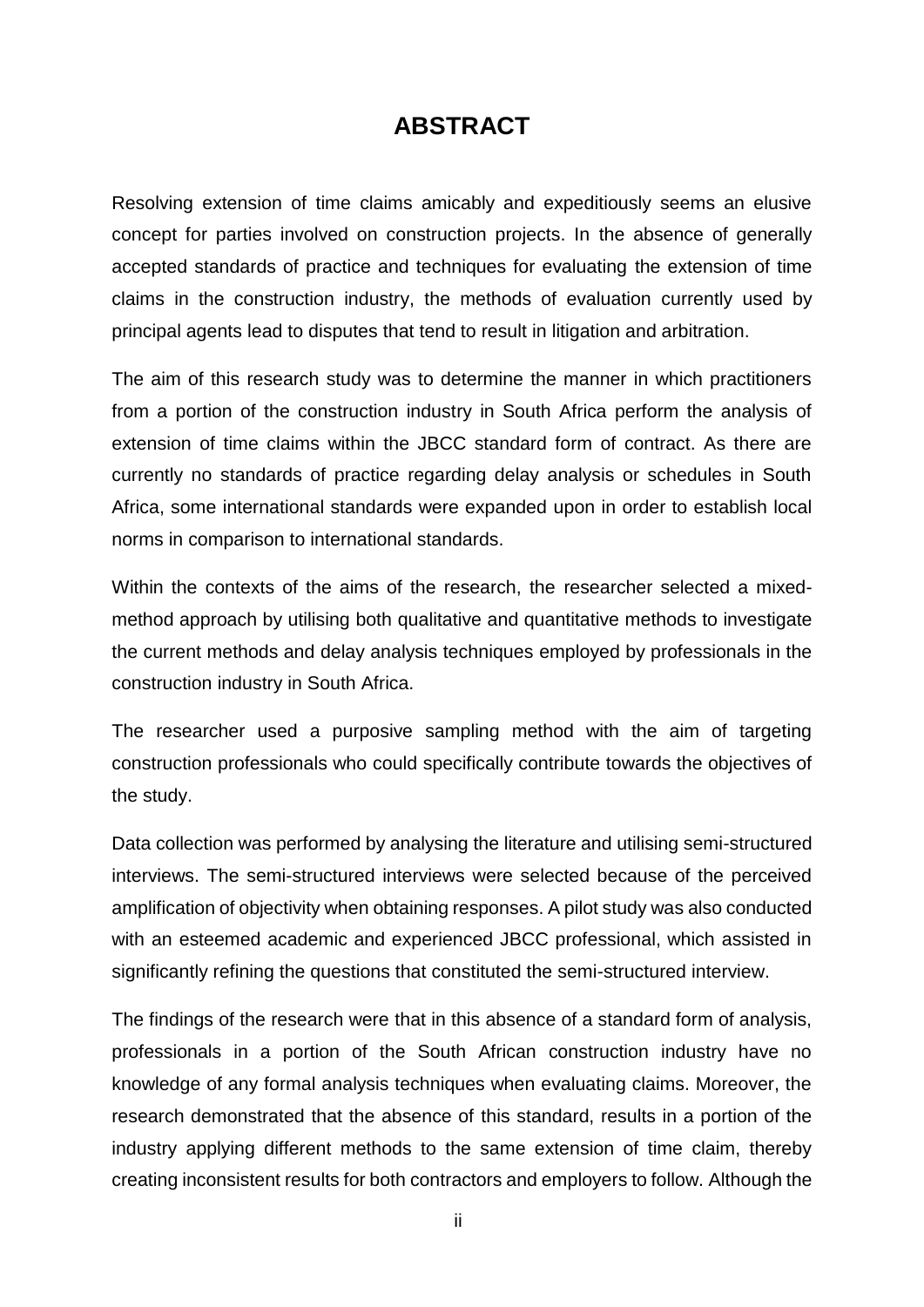# ABSTRACT

Resolving extension of time claims amicably and expeditiously seems an elusive concept for parties involved on construction projects. In the absence of generally accepted standards of practice and techniques for evaluating the extension of time claims in the construction industry, the methods of evaluation currently used by principal agents lead to disputes that tend to result in litigation and arbitration.

The aim of this research study was to determine the manner in which practitioners from a portion of the construction industry in South Africa perform the analysis of extension of time claims within the JBCC standard form of contract. As there are currently no standards of practice regarding delay analysis or schedules in South Africa, some international standards were expanded upon in order to establish local norms in comparison to international standards.

Within the contexts of the aims of the research, the researcher selected a mixed-method approach by utilising both qualitative and quantitative methods to investigate the current methods and delay analysis techniques employed by professionals in the construction industry in South Africa.

The researcher used a purposive sampling method with the aim of targeting construction professionals who could specifically contribute towards the objectives of the study.

Data collection was performed by analysing the literature and utilising semi-structured interviews. The semi-structured interviews were selected because of the perceived amplification of objectivity when obtaining responses. A pilot study was also conducted with an esteemed academic and experienced JBCC professional, which assisted in significantly refining the questions that constituted the semi-structured interview.

The findings of the research were that in this absence of a standard form of analysis, professionals in a portion of the South African construction industry have no knowledge of any formal analysis techniques when evaluating claims. Moreover, the research demonstrated that the absence of this standard, results in a portion of the industry applying different methods to the same extension of time claim, thereby creating inconsistent results for both contractors and employers to follow. Although the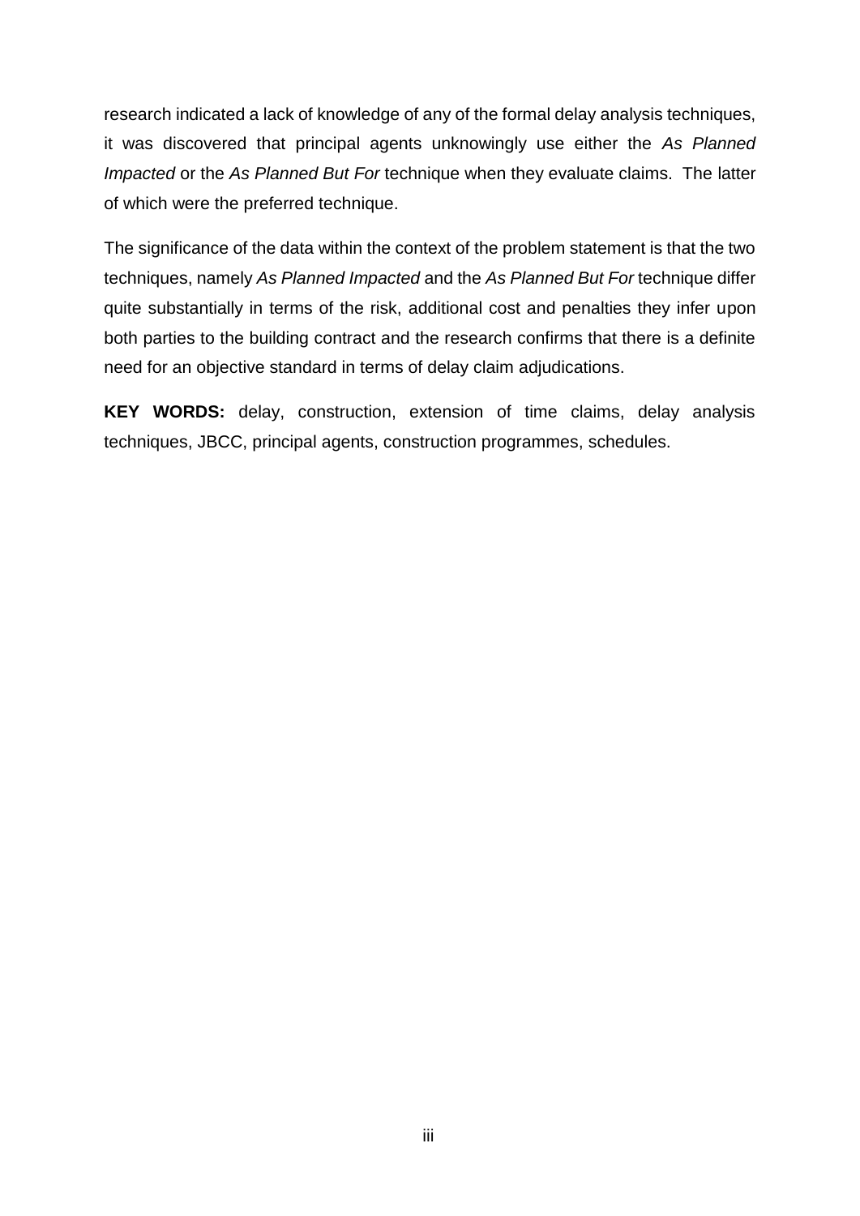research indicated a lack of knowledge of any of the formal delay analysis techniques, it was discovered that principal agents unknowingly use either the *As Planned Impacted* or the *As Planned But For* technique when they evaluate claims. The latter of which were the preferred technique.

The significance of the data within the context of the problem statement is that the two techniques, namely *As Planned Impacted* and the *As Planned But For* technique differ quite substantially in terms of the risk, additional cost and penalties they infer upon both parties to the building contract and the research confirms that there is a definite need for an objective standard in terms of delay claim adjudications.

**KEY WORDS:** delay, construction, extension of time claims, delay analysis techniques, JBCC, principal agents, construction programmes, schedules.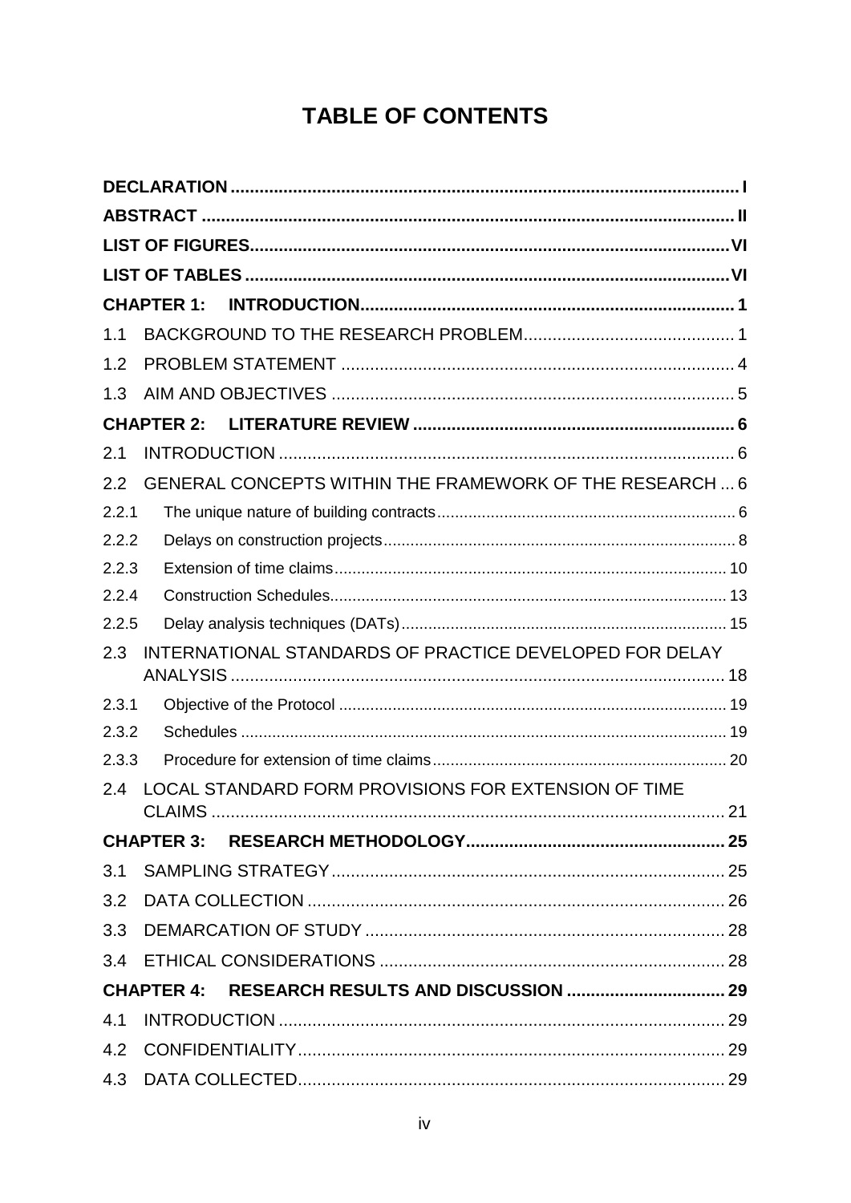# TABLE OF CONTENTS

**DECLARATION** ..... **I**

**ABSTRACT** ..... **II**

**LIST OF FIGURES** ..... **VI**

**LIST OF TABLES** ..... **VI**

**CHAPTER 1: INTRODUCTION** ..... **1**

1.1 BACKGROUND TO THE RESEARCH PROBLEM ..... 1

1.2 PROBLEM STATEMENT ..... 4

1.3 AIM AND OBJECTIVES ..... 5

**CHAPTER 2: LITERATURE REVIEW** ..... **6**

2.1 INTRODUCTION ..... 6

2.2 GENERAL CONCEPTS WITHIN THE FRAMEWORK OF THE RESEARCH ..... 6

2.2.1 The unique nature of building contracts ..... 6

2.2.2 Delays on construction projects ..... 8

2.2.3 Extension of time claims ..... 10

2.2.4 Construction Schedules ..... 13

2.2.5 Delay analysis techniques (DATs) ..... 15

2.3 INTERNATIONAL STANDARDS OF PRACTICE DEVELOPED FOR DELAY ANALYSIS ..... 18

2.3.1 Objective of the Protocol ..... 19

2.3.2 Schedules ..... 19

2.3.3 Procedure for extension of time claims ..... 20

2.4 LOCAL STANDARD FORM PROVISIONS FOR EXTENSION OF TIME CLAIMS ..... 21

**CHAPTER 3: RESEARCH METHODOLOGY** ..... **25**

3.1 SAMPLING STRATEGY ..... 25

3.2 DATA COLLECTION ..... 26

3.3 DEMARCATION OF STUDY ..... 28

3.4 ETHICAL CONSIDERATIONS ..... 28

**CHAPTER 4: RESEARCH RESULTS AND DISCUSSION** ..... **29**

4.1 INTRODUCTION ..... 29

4.2 CONFIDENTIALITY ..... 29

4.3 DATA COLLECTED ..... 29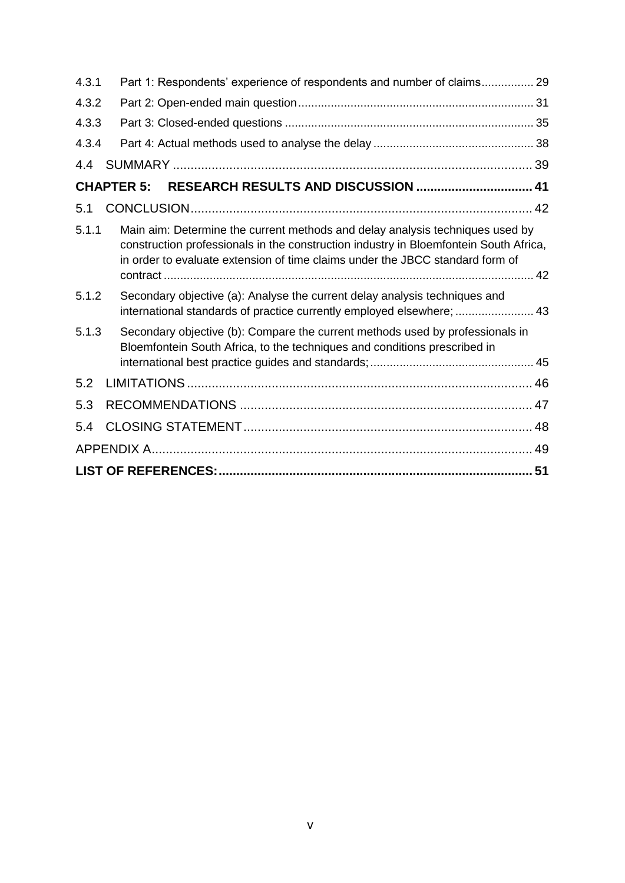4.3.1 Part 1: Respondents' experience of respondents and number of claims ................ 29

4.3.2 Part 2: Open-ended main question ........................................................................ 31

4.3.3 Part 3: Closed-ended questions ............................................................................ 35

4.3.4 Part 4: Actual methods used to analyse the delay ................................................ 38

4.4 SUMMARY ...................................................................................................... 39

**CHAPTER 5: RESEARCH RESULTS AND DISCUSSION ................................. 41**

5.1 CONCLUSION ................................................................................................. 42

5.1.1 Main aim: Determine the current methods and delay analysis techniques used by construction professionals in the construction industry in Bloemfontein South Africa, in order to evaluate extension of time claims under the JBCC standard form of contract ................................................................................................................. 42

5.1.2 Secondary objective (a): Analyse the current delay analysis techniques and international standards of practice currently employed elsewhere; ........................ 43

5.1.3 Secondary objective (b): Compare the current methods used by professionals in Bloemfontein South Africa, to the techniques and conditions prescribed in international best practice guides and standards; .................................................. 45

5.2 LIMITATIONS .................................................................................................. 46

5.3 RECOMMENDATIONS .................................................................................. 47

5.4 CLOSING STATEMENT ................................................................................. 48

APPENDIX A ........................................................................................................... 49

**LIST OF REFERENCES: ........................................................................................ 51**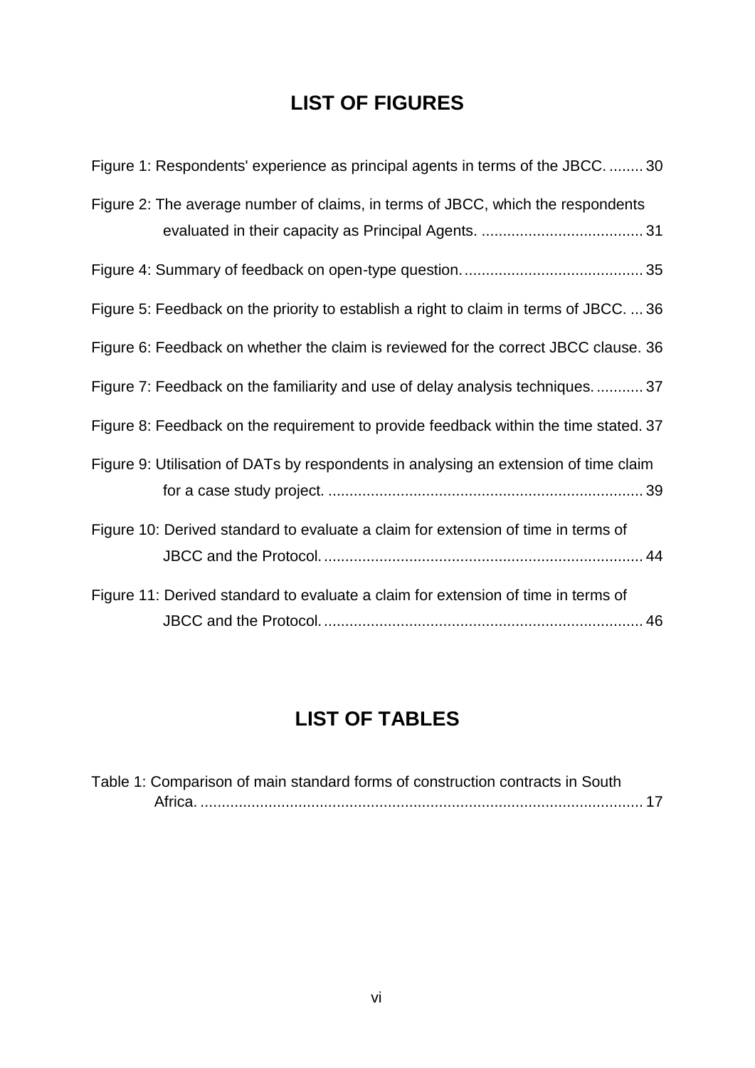# LIST OF FIGURES

Figure 1: Respondents' experience as principal agents in terms of the JBCC. ........ 30

Figure 2: The average number of claims, in terms of JBCC, which the respondents evaluated in their capacity as Principal Agents. ...................................... 31

Figure 4: Summary of feedback on open-type question. .......................................... 35

Figure 5: Feedback on the priority to establish a right to claim in terms of JBCC. ... 36

Figure 6: Feedback on whether the claim is reviewed for the correct JBCC clause. 36

Figure 7: Feedback on the familiarity and use of delay analysis techniques. ........... 37

Figure 8: Feedback on the requirement to provide feedback within the time stated. 37

Figure 9: Utilisation of DATs by respondents in analysing an extension of time claim for a case study project. .......................................................................... 39

Figure 10: Derived standard to evaluate a claim for extension of time in terms of JBCC and the Protocol. ........................................................................... 44

Figure 11: Derived standard to evaluate a claim for extension of time in terms of JBCC and the Protocol. ........................................................................... 46

# LIST OF TABLES

Table 1: Comparison of main standard forms of construction contracts in South Africa. ......................................................................................................... 17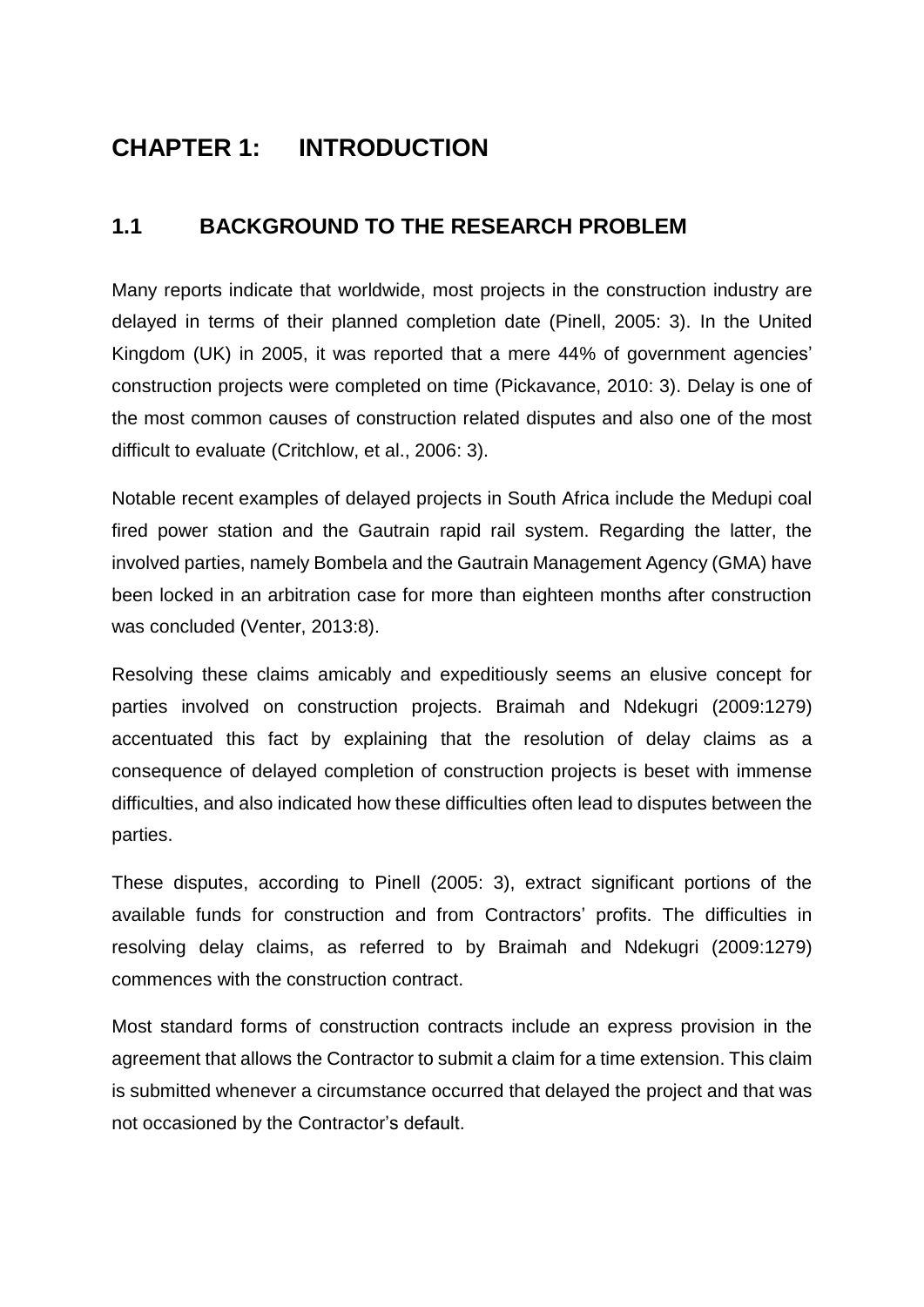# CHAPTER 1: INTRODUCTION

## 1.1 BACKGROUND TO THE RESEARCH PROBLEM

Many reports indicate that worldwide, most projects in the construction industry are delayed in terms of their planned completion date (Pinell, 2005: 3). In the United Kingdom (UK) in 2005, it was reported that a mere 44% of government agencies' construction projects were completed on time (Pickavance, 2010: 3). Delay is one of the most common causes of construction related disputes and also one of the most difficult to evaluate (Critchlow, et al., 2006: 3).

Notable recent examples of delayed projects in South Africa include the Medupi coal fired power station and the Gautrain rapid rail system. Regarding the latter, the involved parties, namely Bombela and the Gautrain Management Agency (GMA) have been locked in an arbitration case for more than eighteen months after construction was concluded (Venter, 2013:8).

Resolving these claims amicably and expeditiously seems an elusive concept for parties involved on construction projects. Braimah and Ndekugri (2009:1279) accentuated this fact by explaining that the resolution of delay claims as a consequence of delayed completion of construction projects is beset with immense difficulties, and also indicated how these difficulties often lead to disputes between the parties.

These disputes, according to Pinell (2005: 3), extract significant portions of the available funds for construction and from Contractors' profits. The difficulties in resolving delay claims, as referred to by Braimah and Ndekugri (2009:1279) commences with the construction contract.

Most standard forms of construction contracts include an express provision in the agreement that allows the Contractor to submit a claim for a time extension. This claim is submitted whenever a circumstance occurred that delayed the project and that was not occasioned by the Contractor's default.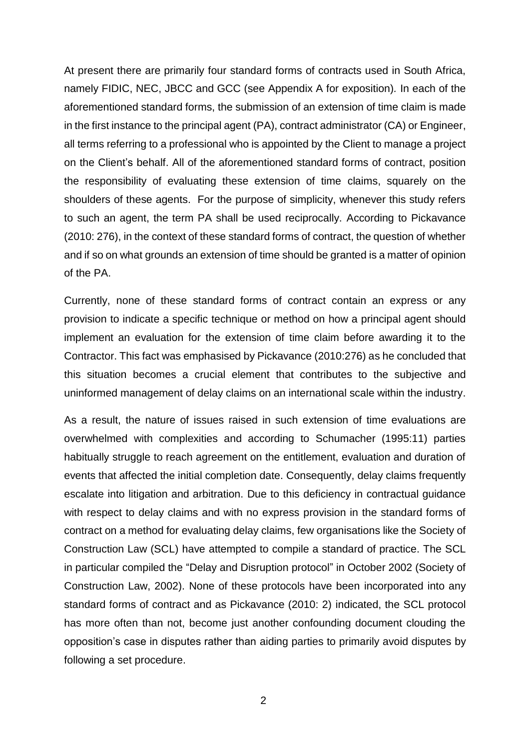At present there are primarily four standard forms of contracts used in South Africa, namely FIDIC, NEC, JBCC and GCC (see Appendix A for exposition). In each of the aforementioned standard forms, the submission of an extension of time claim is made in the first instance to the principal agent (PA), contract administrator (CA) or Engineer, all terms referring to a professional who is appointed by the Client to manage a project on the Client's behalf. All of the aforementioned standard forms of contract, position the responsibility of evaluating these extension of time claims, squarely on the shoulders of these agents. For the purpose of simplicity, whenever this study refers to such an agent, the term PA shall be used reciprocally. According to Pickavance (2010: 276), in the context of these standard forms of contract, the question of whether and if so on what grounds an extension of time should be granted is a matter of opinion of the PA.

Currently, none of these standard forms of contract contain an express or any provision to indicate a specific technique or method on how a principal agent should implement an evaluation for the extension of time claim before awarding it to the Contractor. This fact was emphasised by Pickavance (2010:276) as he concluded that this situation becomes a crucial element that contributes to the subjective and uninformed management of delay claims on an international scale within the industry.

As a result, the nature of issues raised in such extension of time evaluations are overwhelmed with complexities and according to Schumacher (1995:11) parties habitually struggle to reach agreement on the entitlement, evaluation and duration of events that affected the initial completion date. Consequently, delay claims frequently escalate into litigation and arbitration. Due to this deficiency in contractual guidance with respect to delay claims and with no express provision in the standard forms of contract on a method for evaluating delay claims, few organisations like the Society of Construction Law (SCL) have attempted to compile a standard of practice. The SCL in particular compiled the "Delay and Disruption protocol" in October 2002 (Society of Construction Law, 2002). None of these protocols have been incorporated into any standard forms of contract and as Pickavance (2010: 2) indicated, the SCL protocol has more often than not, become just another confounding document clouding the opposition's case in disputes rather than aiding parties to primarily avoid disputes by following a set procedure.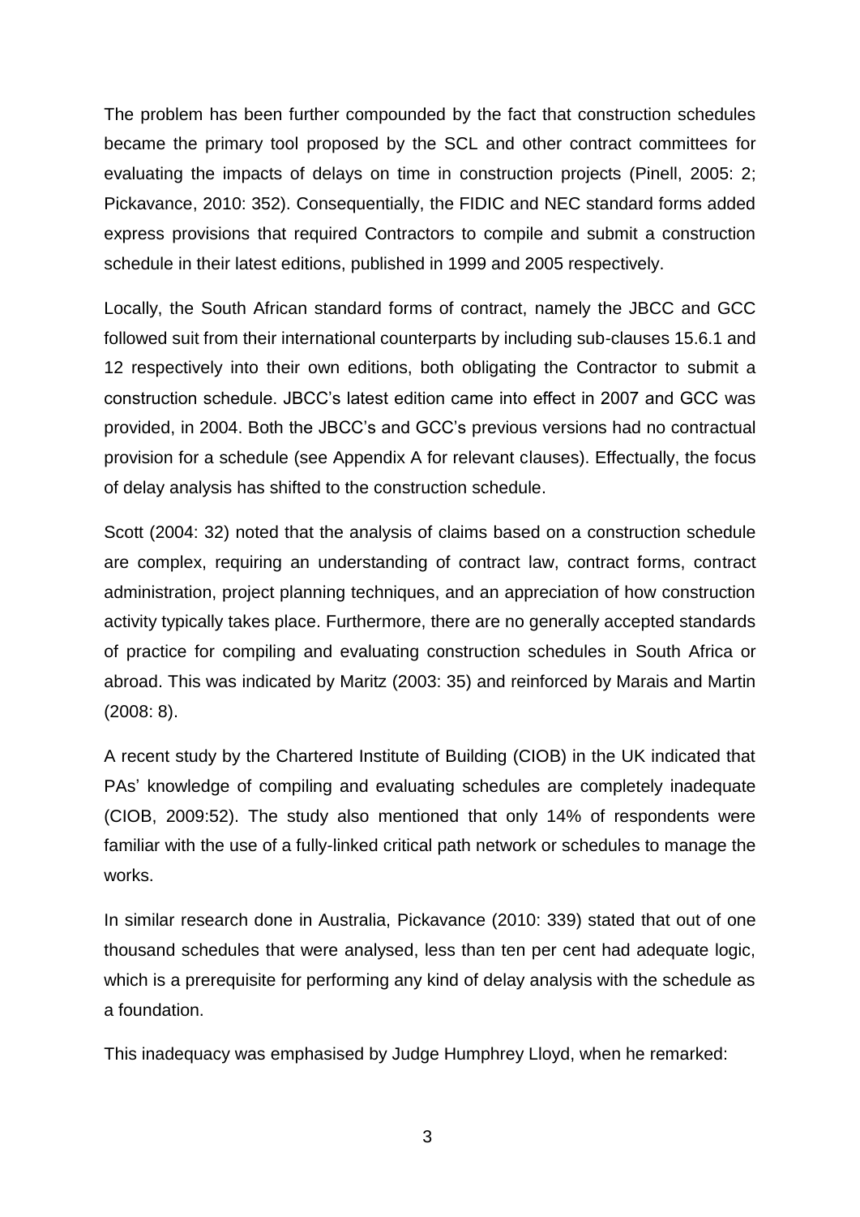The problem has been further compounded by the fact that construction schedules became the primary tool proposed by the SCL and other contract committees for evaluating the impacts of delays on time in construction projects (Pinell, 2005: 2; Pickavance, 2010: 352). Consequentially, the FIDIC and NEC standard forms added express provisions that required Contractors to compile and submit a construction schedule in their latest editions, published in 1999 and 2005 respectively.

Locally, the South African standard forms of contract, namely the JBCC and GCC followed suit from their international counterparts by including sub-clauses 15.6.1 and 12 respectively into their own editions, both obligating the Contractor to submit a construction schedule. JBCC's latest edition came into effect in 2007 and GCC was provided, in 2004. Both the JBCC's and GCC's previous versions had no contractual provision for a schedule (see Appendix A for relevant clauses). Effectually, the focus of delay analysis has shifted to the construction schedule.

Scott (2004: 32) noted that the analysis of claims based on a construction schedule are complex, requiring an understanding of contract law, contract forms, contract administration, project planning techniques, and an appreciation of how construction activity typically takes place. Furthermore, there are no generally accepted standards of practice for compiling and evaluating construction schedules in South Africa or abroad. This was indicated by Maritz (2003: 35) and reinforced by Marais and Martin (2008: 8).

A recent study by the Chartered Institute of Building (CIOB) in the UK indicated that PAs' knowledge of compiling and evaluating schedules are completely inadequate (CIOB, 2009:52). The study also mentioned that only 14% of respondents were familiar with the use of a fully-linked critical path network or schedules to manage the works.

In similar research done in Australia, Pickavance (2010: 339) stated that out of one thousand schedules that were analysed, less than ten per cent had adequate logic, which is a prerequisite for performing any kind of delay analysis with the schedule as a foundation.

This inadequacy was emphasised by Judge Humphrey Lloyd, when he remarked: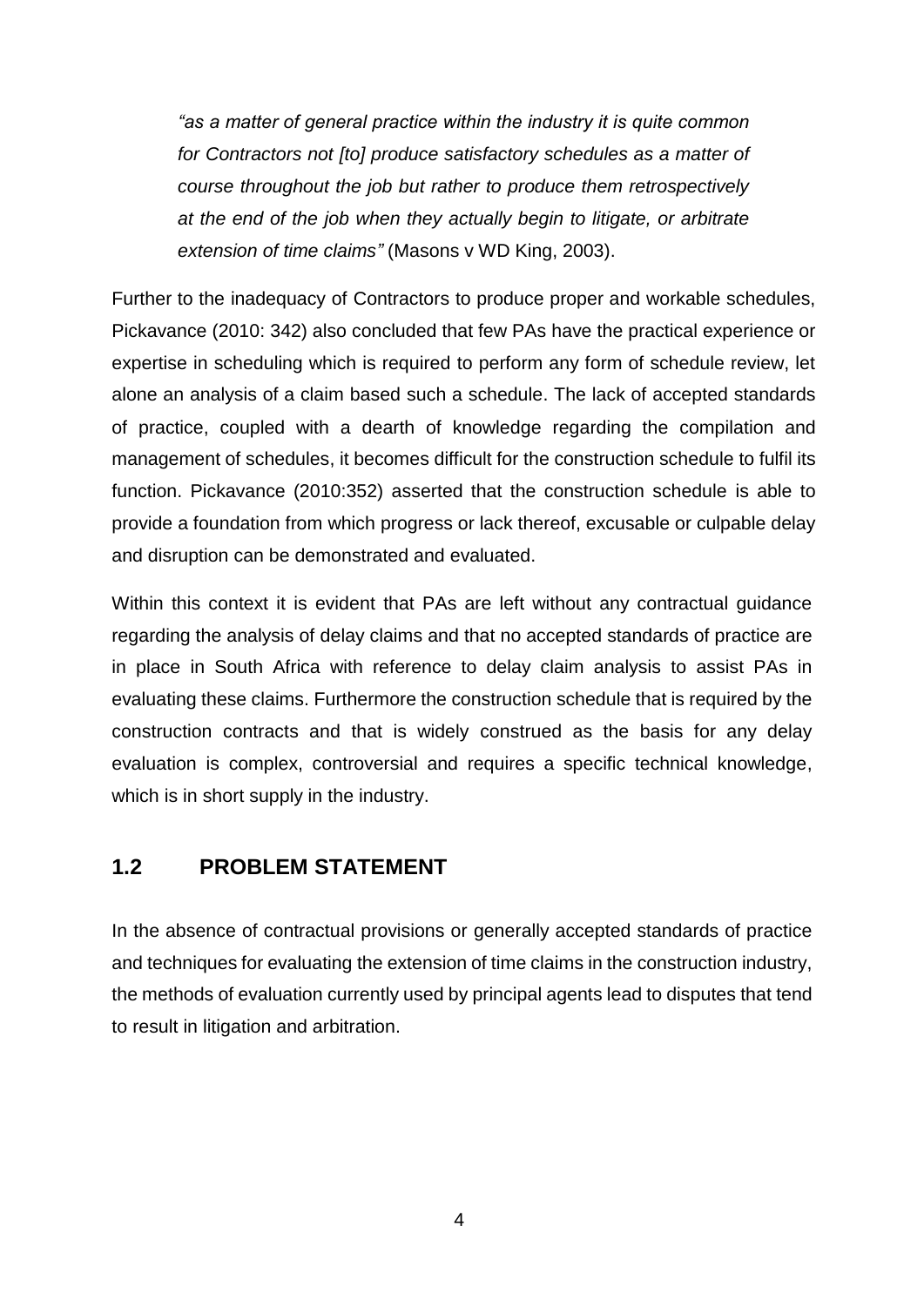> *"as a matter of general practice within the industry it is quite common for Contractors not [to] produce satisfactory schedules as a matter of course throughout the job but rather to produce them retrospectively at the end of the job when they actually begin to litigate, or arbitrate extension of time claims"* (Masons v WD King, 2003).

Further to the inadequacy of Contractors to produce proper and workable schedules, Pickavance (2010: 342) also concluded that few PAs have the practical experience or expertise in scheduling which is required to perform any form of schedule review, let alone an analysis of a claim based such a schedule. The lack of accepted standards of practice, coupled with a dearth of knowledge regarding the compilation and management of schedules, it becomes difficult for the construction schedule to fulfil its function. Pickavance (2010:352) asserted that the construction schedule is able to provide a foundation from which progress or lack thereof, excusable or culpable delay and disruption can be demonstrated and evaluated.

Within this context it is evident that PAs are left without any contractual guidance regarding the analysis of delay claims and that no accepted standards of practice are in place in South Africa with reference to delay claim analysis to assist PAs in evaluating these claims. Furthermore the construction schedule that is required by the construction contracts and that is widely construed as the basis for any delay evaluation is complex, controversial and requires a specific technical knowledge, which is in short supply in the industry.

## 1.2 PROBLEM STATEMENT

In the absence of contractual provisions or generally accepted standards of practice and techniques for evaluating the extension of time claims in the construction industry, the methods of evaluation currently used by principal agents lead to disputes that tend to result in litigation and arbitration.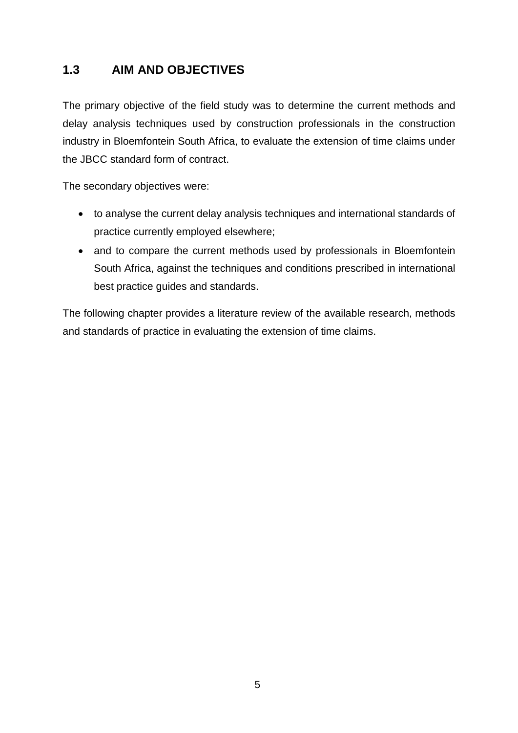## 1.3 AIM AND OBJECTIVES

The primary objective of the field study was to determine the current methods and delay analysis techniques used by construction professionals in the construction industry in Bloemfontein South Africa, to evaluate the extension of time claims under the JBCC standard form of contract.

The secondary objectives were:

- to analyse the current delay analysis techniques and international standards of practice currently employed elsewhere;
- and to compare the current methods used by professionals in Bloemfontein South Africa, against the techniques and conditions prescribed in international best practice guides and standards.

The following chapter provides a literature review of the available research, methods and standards of practice in evaluating the extension of time claims.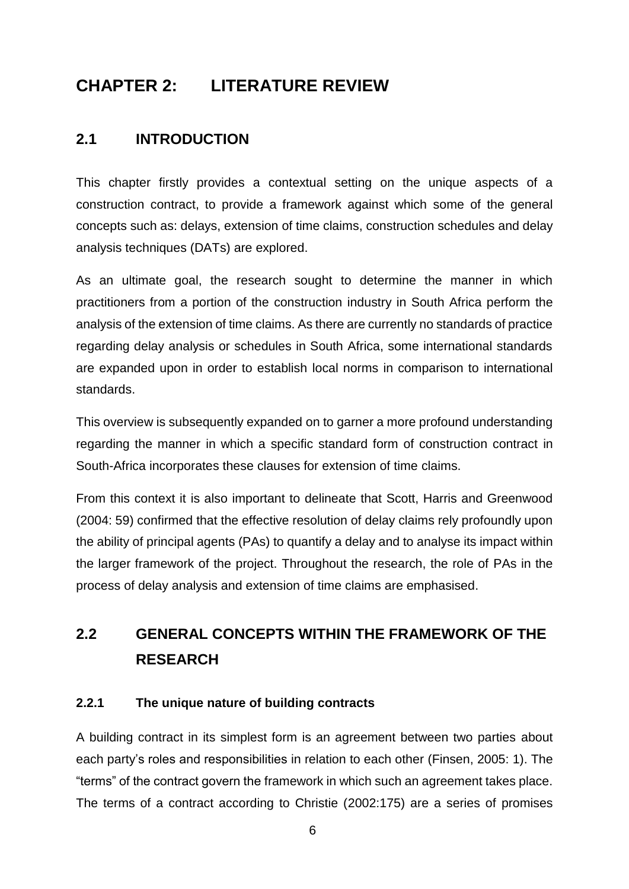# CHAPTER 2: LITERATURE REVIEW

## 2.1 INTRODUCTION

This chapter firstly provides a contextual setting on the unique aspects of a construction contract, to provide a framework against which some of the general concepts such as: delays, extension of time claims, construction schedules and delay analysis techniques (DATs) are explored.

As an ultimate goal, the research sought to determine the manner in which practitioners from a portion of the construction industry in South Africa perform the analysis of the extension of time claims. As there are currently no standards of practice regarding delay analysis or schedules in South Africa, some international standards are expanded upon in order to establish local norms in comparison to international standards.

This overview is subsequently expanded on to garner a more profound understanding regarding the manner in which a specific standard form of construction contract in South-Africa incorporates these clauses for extension of time claims.

From this context it is also important to delineate that Scott, Harris and Greenwood (2004: 59) confirmed that the effective resolution of delay claims rely profoundly upon the ability of principal agents (PAs) to quantify a delay and to analyse its impact within the larger framework of the project. Throughout the research, the role of PAs in the process of delay analysis and extension of time claims are emphasised.

## 2.2 GENERAL CONCEPTS WITHIN THE FRAMEWORK OF THE RESEARCH

### 2.2.1 The unique nature of building contracts

A building contract in its simplest form is an agreement between two parties about each party's roles and responsibilities in relation to each other (Finsen, 2005: 1). The "terms" of the contract govern the framework in which such an agreement takes place. The terms of a contract according to Christie (2002:175) are a series of promises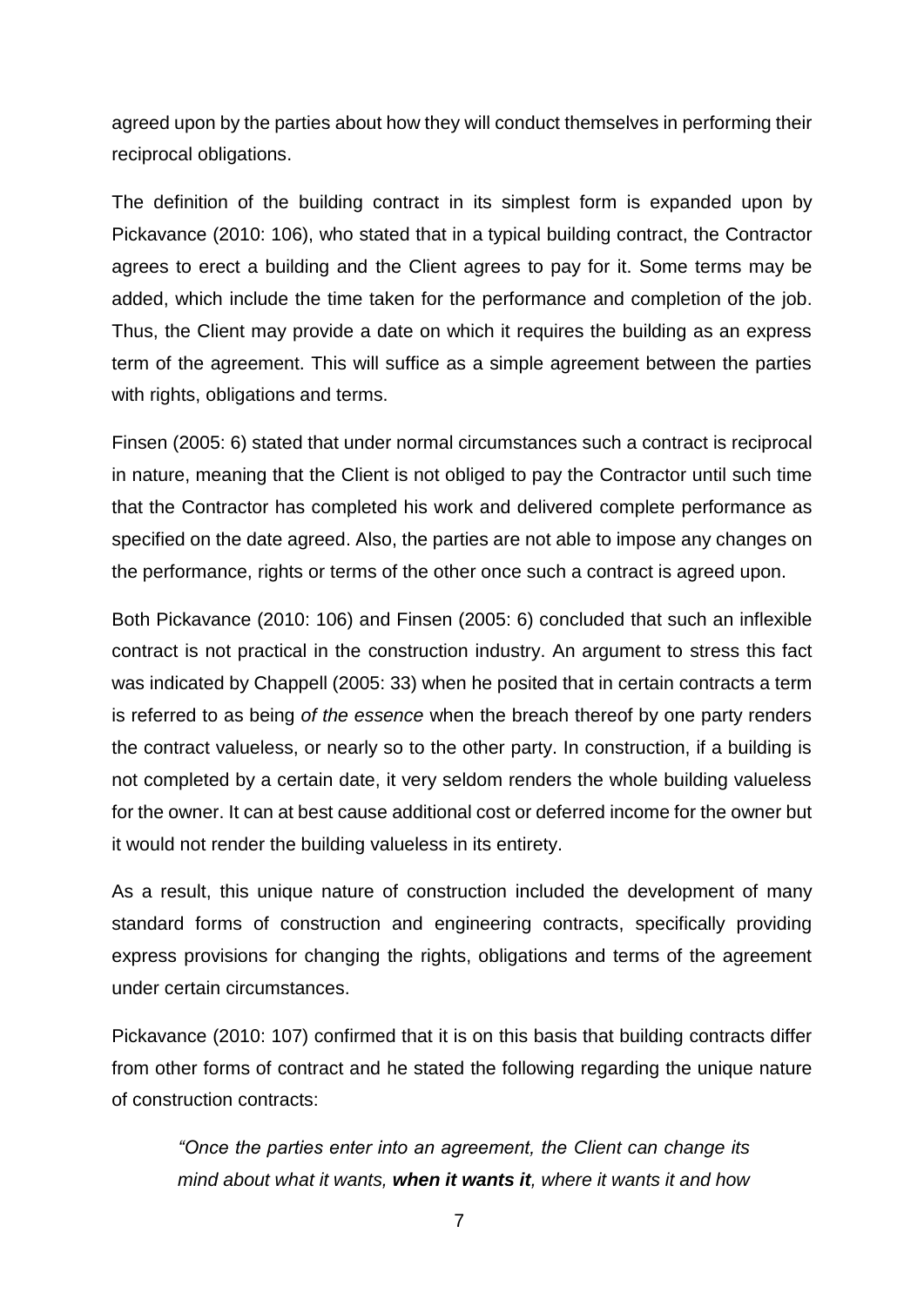agreed upon by the parties about how they will conduct themselves in performing their reciprocal obligations.

The definition of the building contract in its simplest form is expanded upon by Pickavance (2010: 106), who stated that in a typical building contract, the Contractor agrees to erect a building and the Client agrees to pay for it. Some terms may be added, which include the time taken for the performance and completion of the job. Thus, the Client may provide a date on which it requires the building as an express term of the agreement. This will suffice as a simple agreement between the parties with rights, obligations and terms.

Finsen (2005: 6) stated that under normal circumstances such a contract is reciprocal in nature, meaning that the Client is not obliged to pay the Contractor until such time that the Contractor has completed his work and delivered complete performance as specified on the date agreed. Also, the parties are not able to impose any changes on the performance, rights or terms of the other once such a contract is agreed upon.

Both Pickavance (2010: 106) and Finsen (2005: 6) concluded that such an inflexible contract is not practical in the construction industry. An argument to stress this fact was indicated by Chappell (2005: 33) when he posited that in certain contracts a term is referred to as being *of the essence* when the breach thereof by one party renders the contract valueless, or nearly so to the other party. In construction, if a building is not completed by a certain date, it very seldom renders the whole building valueless for the owner. It can at best cause additional cost or deferred income for the owner but it would not render the building valueless in its entirety.

As a result, this unique nature of construction included the development of many standard forms of construction and engineering contracts, specifically providing express provisions for changing the rights, obligations and terms of the agreement under certain circumstances.

Pickavance (2010: 107) confirmed that it is on this basis that building contracts differ from other forms of contract and he stated the following regarding the unique nature of construction contracts:

> *"Once the parties enter into an agreement, the Client can change its mind about what it wants, **when it wants it**, where it wants it and how*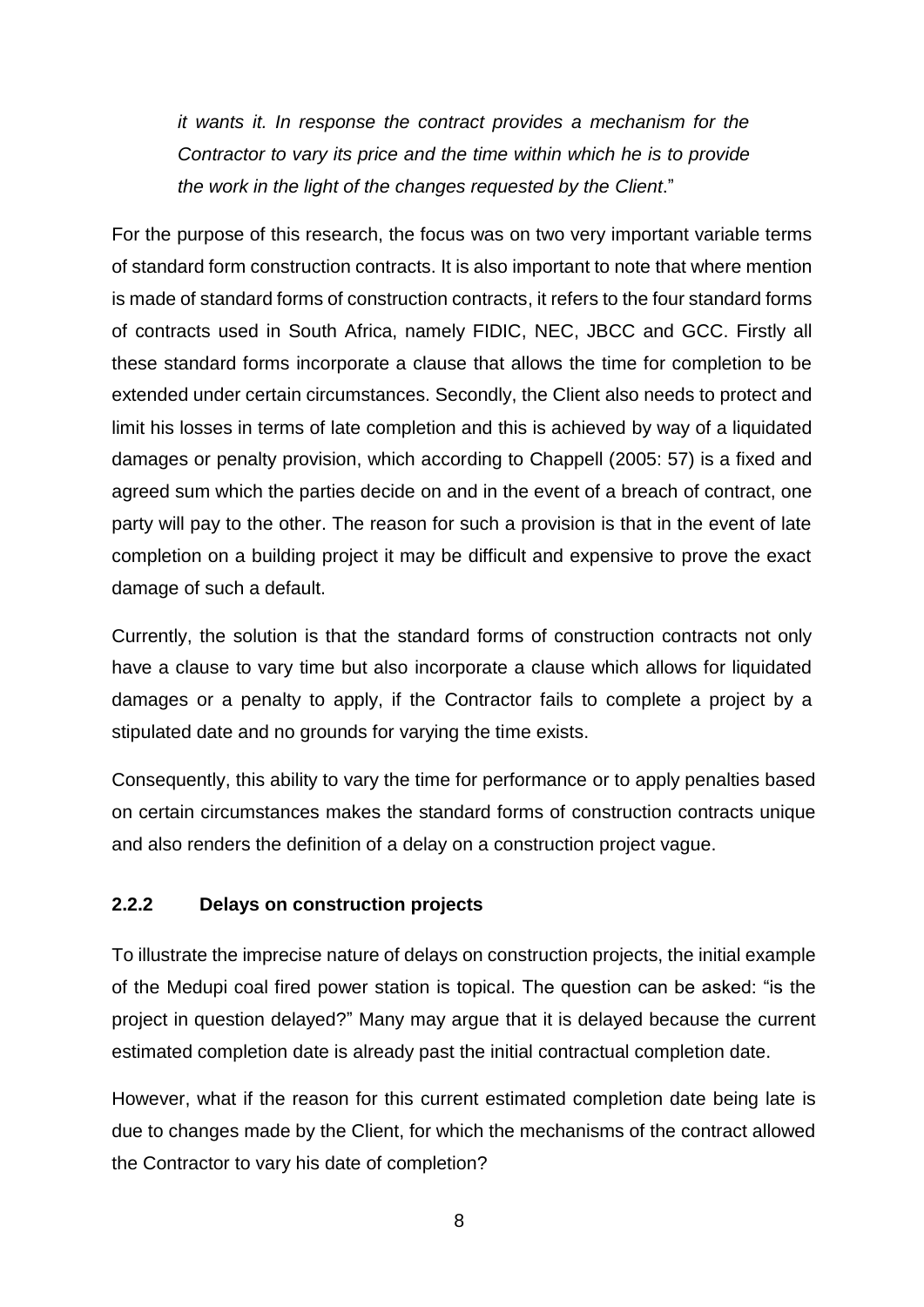> *it wants it. In response the contract provides a mechanism for the Contractor to vary its price and the time within which he is to provide the work in the light of the changes requested by the Client*."

For the purpose of this research, the focus was on two very important variable terms of standard form construction contracts. It is also important to note that where mention is made of standard forms of construction contracts, it refers to the four standard forms of contracts used in South Africa, namely FIDIC, NEC, JBCC and GCC. Firstly all these standard forms incorporate a clause that allows the time for completion to be extended under certain circumstances. Secondly, the Client also needs to protect and limit his losses in terms of late completion and this is achieved by way of a liquidated damages or penalty provision, which according to Chappell (2005: 57) is a fixed and agreed sum which the parties decide on and in the event of a breach of contract, one party will pay to the other. The reason for such a provision is that in the event of late completion on a building project it may be difficult and expensive to prove the exact damage of such a default.

Currently, the solution is that the standard forms of construction contracts not only have a clause to vary time but also incorporate a clause which allows for liquidated damages or a penalty to apply, if the Contractor fails to complete a project by a stipulated date and no grounds for varying the time exists.

Consequently, this ability to vary the time for performance or to apply penalties based on certain circumstances makes the standard forms of construction contracts unique and also renders the definition of a delay on a construction project vague.

### 2.2.2 Delays on construction projects

To illustrate the imprecise nature of delays on construction projects, the initial example of the Medupi coal fired power station is topical. The question can be asked: "is the project in question delayed?" Many may argue that it is delayed because the current estimated completion date is already past the initial contractual completion date.

However, what if the reason for this current estimated completion date being late is due to changes made by the Client, for which the mechanisms of the contract allowed the Contractor to vary his date of completion?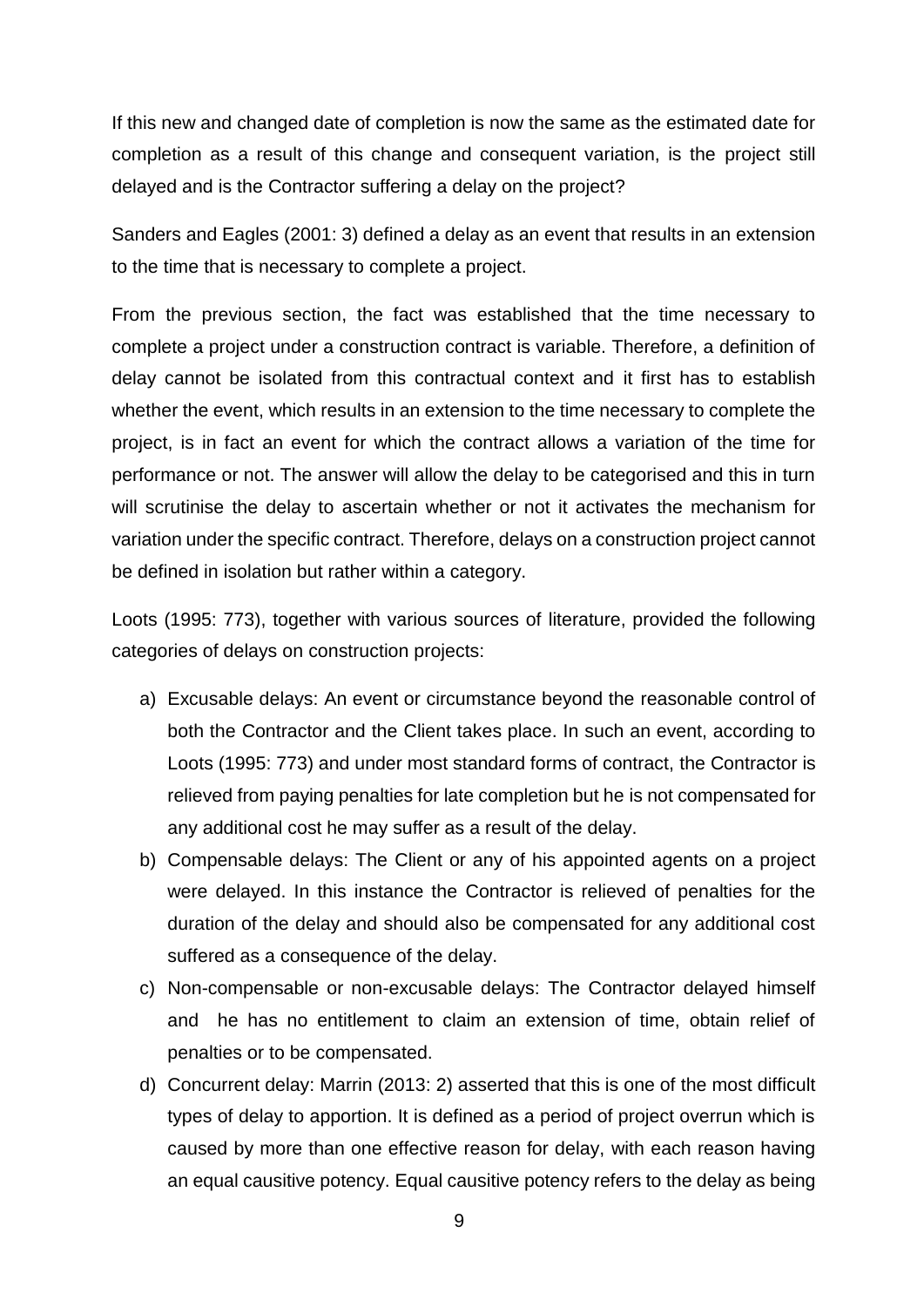If this new and changed date of completion is now the same as the estimated date for completion as a result of this change and consequent variation, is the project still delayed and is the Contractor suffering a delay on the project?

Sanders and Eagles (2001: 3) defined a delay as an event that results in an extension to the time that is necessary to complete a project.

From the previous section, the fact was established that the time necessary to complete a project under a construction contract is variable. Therefore, a definition of delay cannot be isolated from this contractual context and it first has to establish whether the event, which results in an extension to the time necessary to complete the project, is in fact an event for which the contract allows a variation of the time for performance or not. The answer will allow the delay to be categorised and this in turn will scrutinise the delay to ascertain whether or not it activates the mechanism for variation under the specific contract. Therefore, delays on a construction project cannot be defined in isolation but rather within a category.

Loots (1995: 773), together with various sources of literature, provided the following categories of delays on construction projects:

a) Excusable delays: An event or circumstance beyond the reasonable control of both the Contractor and the Client takes place. In such an event, according to Loots (1995: 773) and under most standard forms of contract, the Contractor is relieved from paying penalties for late completion but he is not compensated for any additional cost he may suffer as a result of the delay.
b) Compensable delays: The Client or any of his appointed agents on a project were delayed. In this instance the Contractor is relieved of penalties for the duration of the delay and should also be compensated for any additional cost suffered as a consequence of the delay.
c) Non-compensable or non-excusable delays: The Contractor delayed himself and he has no entitlement to claim an extension of time, obtain relief of penalties or to be compensated.
d) Concurrent delay: Marrin (2013: 2) asserted that this is one of the most difficult types of delay to apportion. It is defined as a period of project overrun which is caused by more than one effective reason for delay, with each reason having an equal causitive potency. Equal causitive potency refers to the delay as being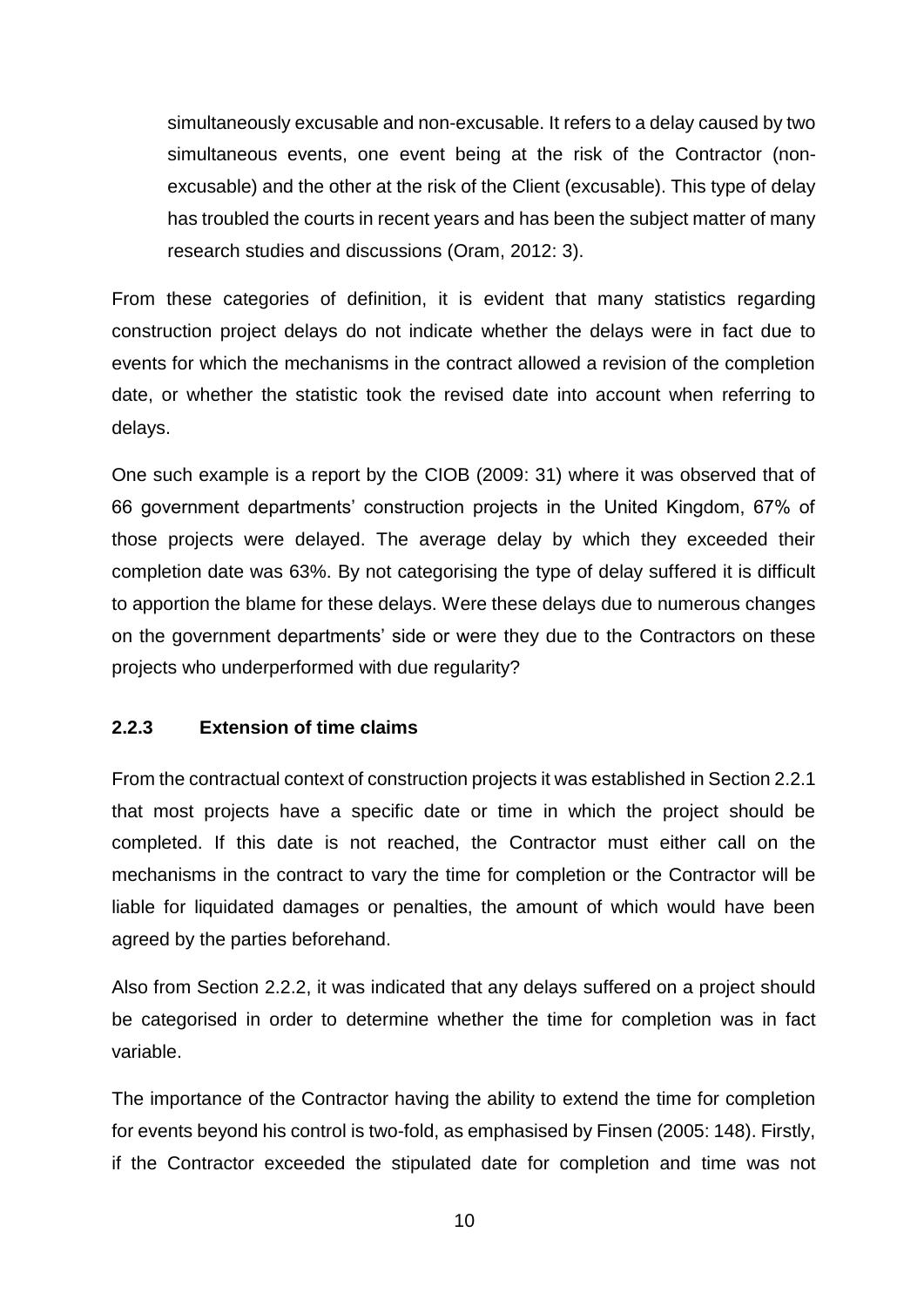simultaneously excusable and non-excusable. It refers to a delay caused by two simultaneous events, one event being at the risk of the Contractor (non-excusable) and the other at the risk of the Client (excusable). This type of delay has troubled the courts in recent years and has been the subject matter of many research studies and discussions (Oram, 2012: 3).

From these categories of definition, it is evident that many statistics regarding construction project delays do not indicate whether the delays were in fact due to events for which the mechanisms in the contract allowed a revision of the completion date, or whether the statistic took the revised date into account when referring to delays.

One such example is a report by the CIOB (2009: 31) where it was observed that of 66 government departments' construction projects in the United Kingdom, 67% of those projects were delayed. The average delay by which they exceeded their completion date was 63%. By not categorising the type of delay suffered it is difficult to apportion the blame for these delays. Were these delays due to numerous changes on the government departments' side or were they due to the Contractors on these projects who underperformed with due regularity?

### 2.2.3 Extension of time claims

From the contractual context of construction projects it was established in Section 2.2.1 that most projects have a specific date or time in which the project should be completed. If this date is not reached, the Contractor must either call on the mechanisms in the contract to vary the time for completion or the Contractor will be liable for liquidated damages or penalties, the amount of which would have been agreed by the parties beforehand.

Also from Section 2.2.2, it was indicated that any delays suffered on a project should be categorised in order to determine whether the time for completion was in fact variable.

The importance of the Contractor having the ability to extend the time for completion for events beyond his control is two-fold, as emphasised by Finsen (2005: 148). Firstly, if the Contractor exceeded the stipulated date for completion and time was not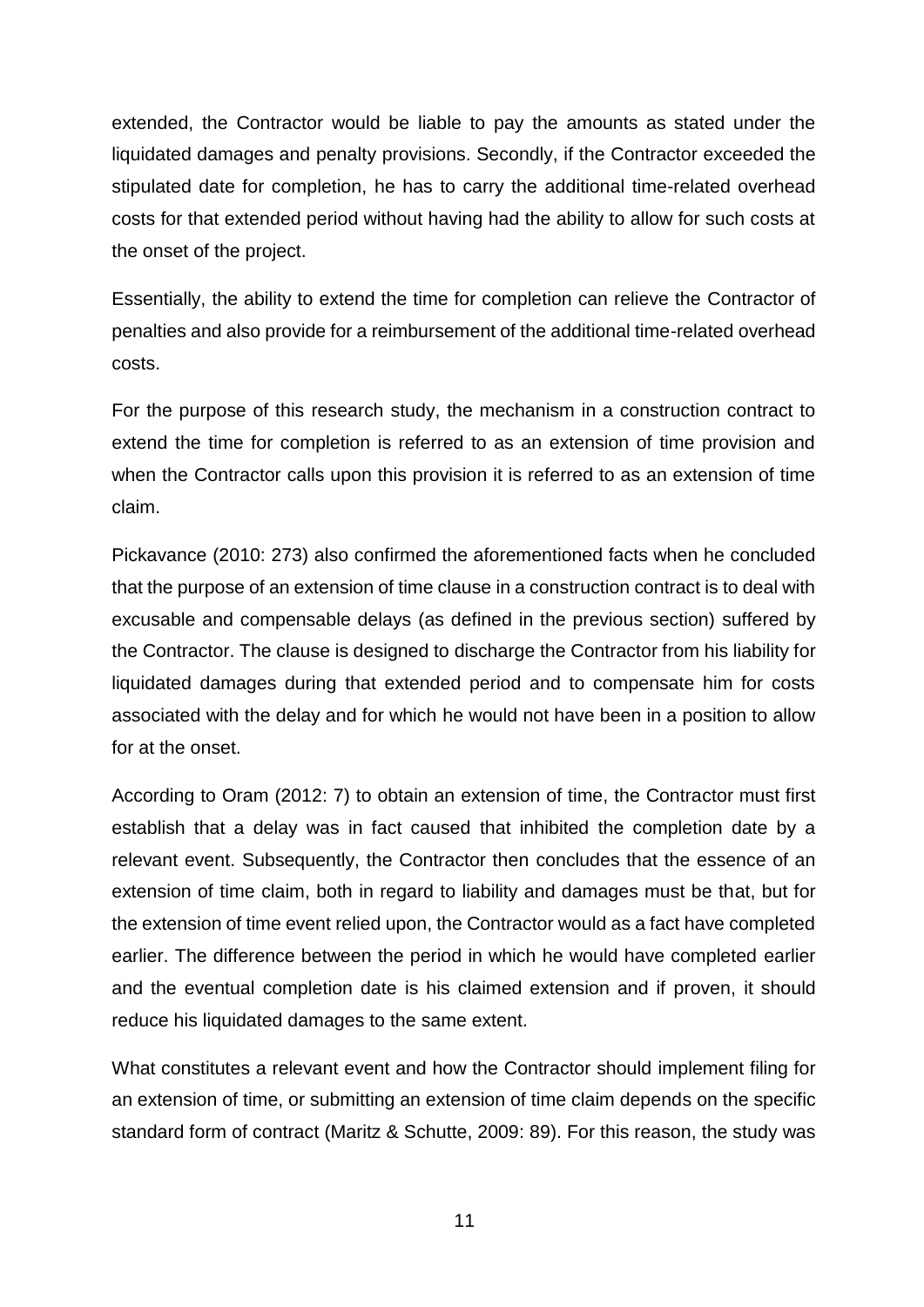extended, the Contractor would be liable to pay the amounts as stated under the liquidated damages and penalty provisions. Secondly, if the Contractor exceeded the stipulated date for completion, he has to carry the additional time-related overhead costs for that extended period without having had the ability to allow for such costs at the onset of the project.

Essentially, the ability to extend the time for completion can relieve the Contractor of penalties and also provide for a reimbursement of the additional time-related overhead costs.

For the purpose of this research study, the mechanism in a construction contract to extend the time for completion is referred to as an extension of time provision and when the Contractor calls upon this provision it is referred to as an extension of time claim.

Pickavance (2010: 273) also confirmed the aforementioned facts when he concluded that the purpose of an extension of time clause in a construction contract is to deal with excusable and compensable delays (as defined in the previous section) suffered by the Contractor. The clause is designed to discharge the Contractor from his liability for liquidated damages during that extended period and to compensate him for costs associated with the delay and for which he would not have been in a position to allow for at the onset.

According to Oram (2012: 7) to obtain an extension of time, the Contractor must first establish that a delay was in fact caused that inhibited the completion date by a relevant event. Subsequently, the Contractor then concludes that the essence of an extension of time claim, both in regard to liability and damages must be that, but for the extension of time event relied upon, the Contractor would as a fact have completed earlier. The difference between the period in which he would have completed earlier and the eventual completion date is his claimed extension and if proven, it should reduce his liquidated damages to the same extent.

What constitutes a relevant event and how the Contractor should implement filing for an extension of time, or submitting an extension of time claim depends on the specific standard form of contract (Maritz & Schutte, 2009: 89). For this reason, the study was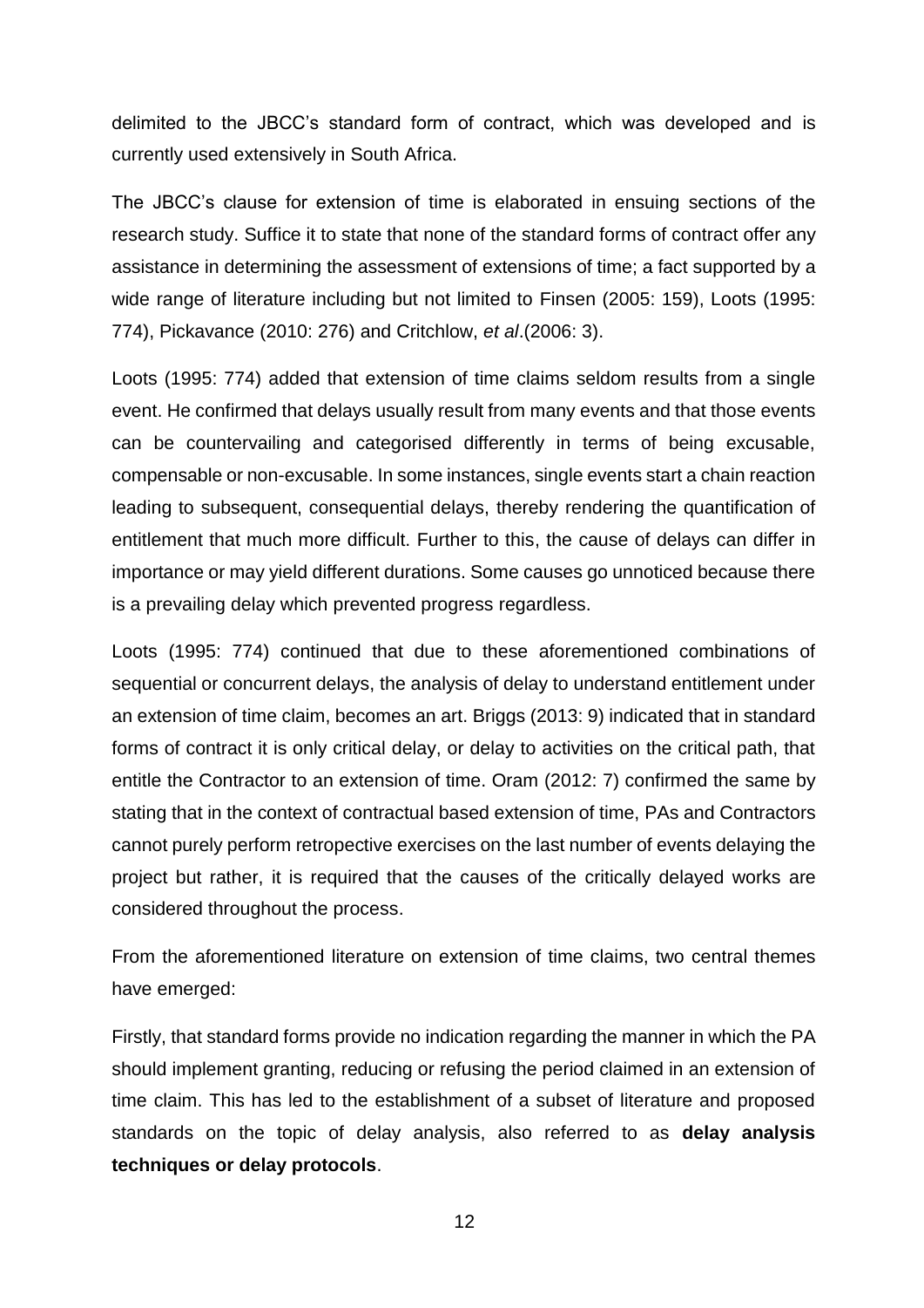delimited to the JBCC's standard form of contract, which was developed and is currently used extensively in South Africa.

The JBCC's clause for extension of time is elaborated in ensuing sections of the research study. Suffice it to state that none of the standard forms of contract offer any assistance in determining the assessment of extensions of time; a fact supported by a wide range of literature including but not limited to Finsen (2005: 159), Loots (1995: 774), Pickavance (2010: 276) and Critchlow, *et al*.(2006: 3).

Loots (1995: 774) added that extension of time claims seldom results from a single event. He confirmed that delays usually result from many events and that those events can be countervailing and categorised differently in terms of being excusable, compensable or non-excusable. In some instances, single events start a chain reaction leading to subsequent, consequential delays, thereby rendering the quantification of entitlement that much more difficult. Further to this, the cause of delays can differ in importance or may yield different durations. Some causes go unnoticed because there is a prevailing delay which prevented progress regardless.

Loots (1995: 774) continued that due to these aforementioned combinations of sequential or concurrent delays, the analysis of delay to understand entitlement under an extension of time claim, becomes an art. Briggs (2013: 9) indicated that in standard forms of contract it is only critical delay, or delay to activities on the critical path, that entitle the Contractor to an extension of time. Oram (2012: 7) confirmed the same by stating that in the context of contractual based extension of time, PAs and Contractors cannot purely perform retropective exercises on the last number of events delaying the project but rather, it is required that the causes of the critically delayed works are considered throughout the process.

From the aforementioned literature on extension of time claims, two central themes have emerged:

Firstly, that standard forms provide no indication regarding the manner in which the PA should implement granting, reducing or refusing the period claimed in an extension of time claim. This has led to the establishment of a subset of literature and proposed standards on the topic of delay analysis, also referred to as **delay analysis techniques or delay protocols**.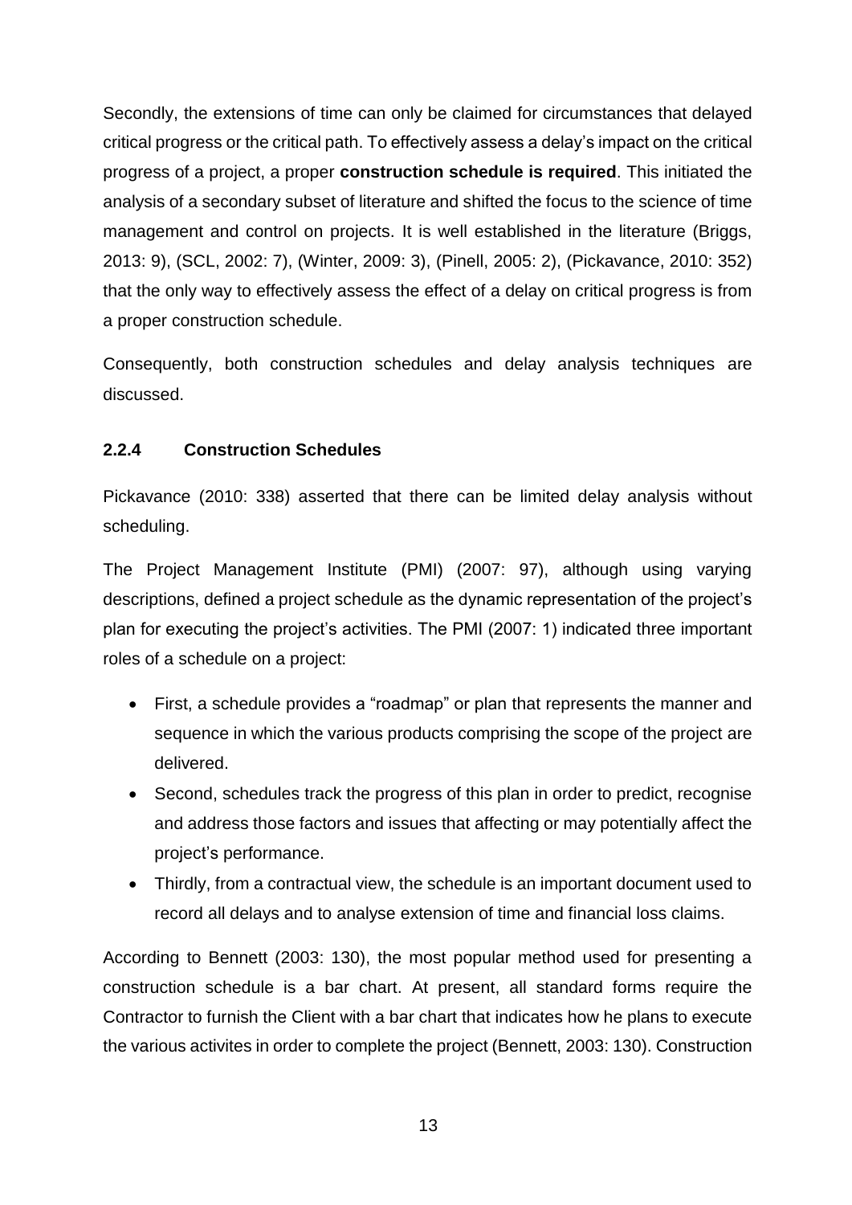Secondly, the extensions of time can only be claimed for circumstances that delayed critical progress or the critical path. To effectively assess a delay's impact on the critical progress of a project, a proper **construction schedule is required**. This initiated the analysis of a secondary subset of literature and shifted the focus to the science of time management and control on projects. It is well established in the literature (Briggs, 2013: 9), (SCL, 2002: 7), (Winter, 2009: 3), (Pinell, 2005: 2), (Pickavance, 2010: 352) that the only way to effectively assess the effect of a delay on critical progress is from a proper construction schedule.

Consequently, both construction schedules and delay analysis techniques are discussed.

### 2.2.4 Construction Schedules

Pickavance (2010: 338) asserted that there can be limited delay analysis without scheduling.

The Project Management Institute (PMI) (2007: 97), although using varying descriptions, defined a project schedule as the dynamic representation of the project's plan for executing the project's activities. The PMI (2007: 1) indicated three important roles of a schedule on a project:

- First, a schedule provides a "roadmap" or plan that represents the manner and sequence in which the various products comprising the scope of the project are delivered.
- Second, schedules track the progress of this plan in order to predict, recognise and address those factors and issues that affecting or may potentially affect the project's performance.
- Thirdly, from a contractual view, the schedule is an important document used to record all delays and to analyse extension of time and financial loss claims.

According to Bennett (2003: 130), the most popular method used for presenting a construction schedule is a bar chart. At present, all standard forms require the Contractor to furnish the Client with a bar chart that indicates how he plans to execute the various activites in order to complete the project (Bennett, 2003: 130). Construction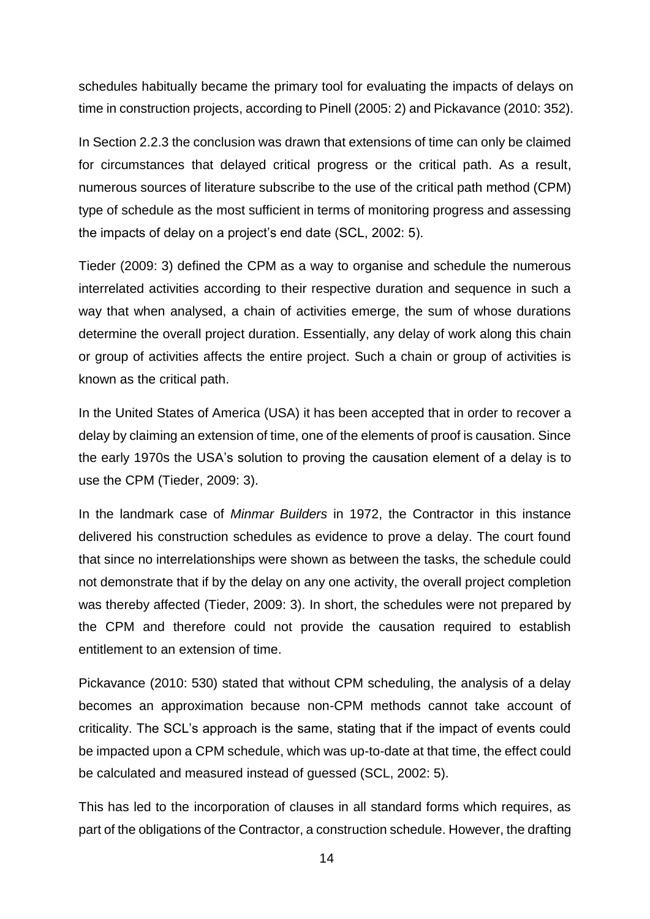schedules habitually became the primary tool for evaluating the impacts of delays on time in construction projects, according to Pinell (2005: 2) and Pickavance (2010: 352).

In Section 2.2.3 the conclusion was drawn that extensions of time can only be claimed for circumstances that delayed critical progress or the critical path. As a result, numerous sources of literature subscribe to the use of the critical path method (CPM) type of schedule as the most sufficient in terms of monitoring progress and assessing the impacts of delay on a project's end date (SCL, 2002: 5).

Tieder (2009: 3) defined the CPM as a way to organise and schedule the numerous interrelated activities according to their respective duration and sequence in such a way that when analysed, a chain of activities emerge, the sum of whose durations determine the overall project duration. Essentially, any delay of work along this chain or group of activities affects the entire project. Such a chain or group of activities is known as the critical path.

In the United States of America (USA) it has been accepted that in order to recover a delay by claiming an extension of time, one of the elements of proof is causation. Since the early 1970s the USA's solution to proving the causation element of a delay is to use the CPM (Tieder, 2009: 3).

In the landmark case of *Minmar Builders* in 1972, the Contractor in this instance delivered his construction schedules as evidence to prove a delay. The court found that since no interrelationships were shown as between the tasks, the schedule could not demonstrate that if by the delay on any one activity, the overall project completion was thereby affected (Tieder, 2009: 3). In short, the schedules were not prepared by the CPM and therefore could not provide the causation required to establish entitlement to an extension of time.

Pickavance (2010: 530) stated that without CPM scheduling, the analysis of a delay becomes an approximation because non-CPM methods cannot take account of criticality. The SCL's approach is the same, stating that if the impact of events could be impacted upon a CPM schedule, which was up-to-date at that time, the effect could be calculated and measured instead of guessed (SCL, 2002: 5).

This has led to the incorporation of clauses in all standard forms which requires, as part of the obligations of the Contractor, a construction schedule. However, the drafting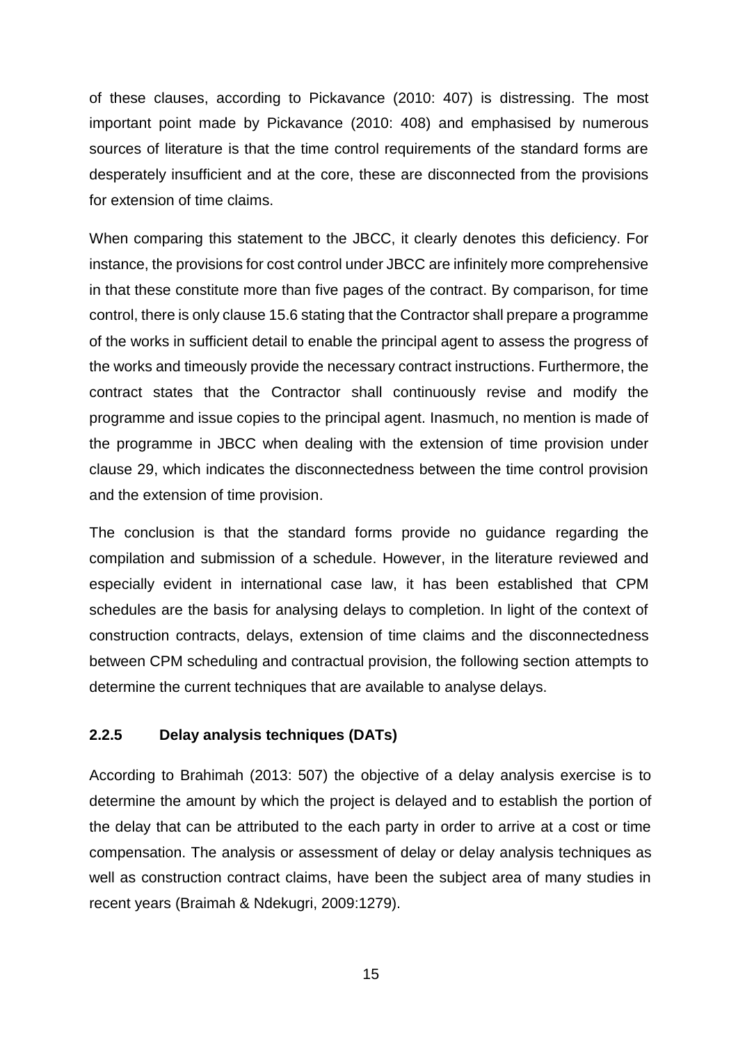of these clauses, according to Pickavance (2010: 407) is distressing. The most important point made by Pickavance (2010: 408) and emphasised by numerous sources of literature is that the time control requirements of the standard forms are desperately insufficient and at the core, these are disconnected from the provisions for extension of time claims.

When comparing this statement to the JBCC, it clearly denotes this deficiency. For instance, the provisions for cost control under JBCC are infinitely more comprehensive in that these constitute more than five pages of the contract. By comparison, for time control, there is only clause 15.6 stating that the Contractor shall prepare a programme of the works in sufficient detail to enable the principal agent to assess the progress of the works and timeously provide the necessary contract instructions. Furthermore, the contract states that the Contractor shall continuously revise and modify the programme and issue copies to the principal agent. Inasmuch, no mention is made of the programme in JBCC when dealing with the extension of time provision under clause 29, which indicates the disconnectedness between the time control provision and the extension of time provision.

The conclusion is that the standard forms provide no guidance regarding the compilation and submission of a schedule. However, in the literature reviewed and especially evident in international case law, it has been established that CPM schedules are the basis for analysing delays to completion. In light of the context of construction contracts, delays, extension of time claims and the disconnectedness between CPM scheduling and contractual provision, the following section attempts to determine the current techniques that are available to analyse delays.

### 2.2.5 Delay analysis techniques (DATs)

According to Brahimah (2013: 507) the objective of a delay analysis exercise is to determine the amount by which the project is delayed and to establish the portion of the delay that can be attributed to the each party in order to arrive at a cost or time compensation. The analysis or assessment of delay or delay analysis techniques as well as construction contract claims, have been the subject area of many studies in recent years (Braimah & Ndekugri, 2009:1279).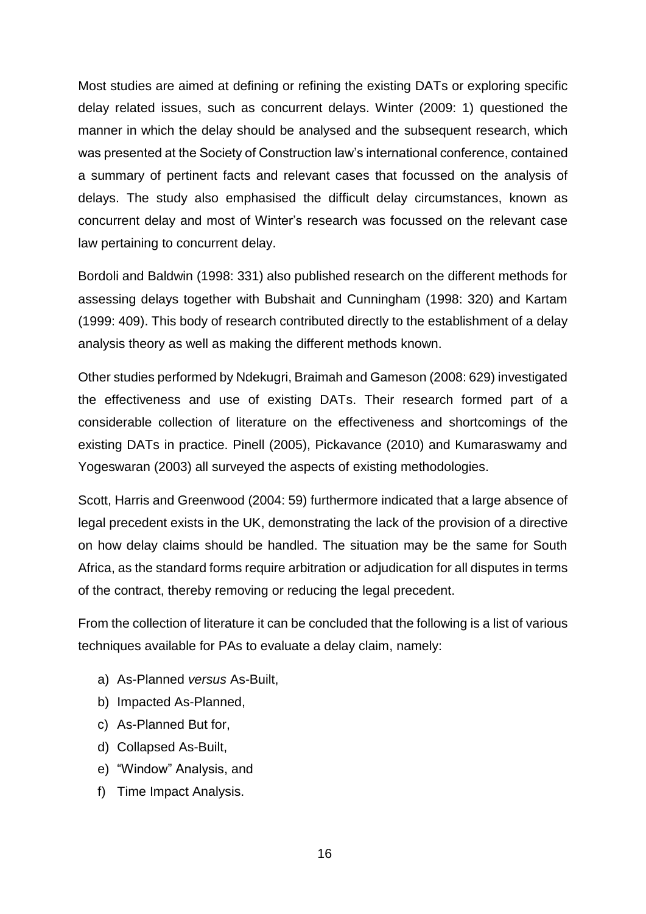Most studies are aimed at defining or refining the existing DATs or exploring specific delay related issues, such as concurrent delays. Winter (2009: 1) questioned the manner in which the delay should be analysed and the subsequent research, which was presented at the Society of Construction law's international conference, contained a summary of pertinent facts and relevant cases that focussed on the analysis of delays. The study also emphasised the difficult delay circumstances, known as concurrent delay and most of Winter's research was focussed on the relevant case law pertaining to concurrent delay.

Bordoli and Baldwin (1998: 331) also published research on the different methods for assessing delays together with Bubshait and Cunningham (1998: 320) and Kartam (1999: 409). This body of research contributed directly to the establishment of a delay analysis theory as well as making the different methods known.

Other studies performed by Ndekugri, Braimah and Gameson (2008: 629) investigated the effectiveness and use of existing DATs. Their research formed part of a considerable collection of literature on the effectiveness and shortcomings of the existing DATs in practice. Pinell (2005), Pickavance (2010) and Kumaraswamy and Yogeswaran (2003) all surveyed the aspects of existing methodologies.

Scott, Harris and Greenwood (2004: 59) furthermore indicated that a large absence of legal precedent exists in the UK, demonstrating the lack of the provision of a directive on how delay claims should be handled. The situation may be the same for South Africa, as the standard forms require arbitration or adjudication for all disputes in terms of the contract, thereby removing or reducing the legal precedent.

From the collection of literature it can be concluded that the following is a list of various techniques available for PAs to evaluate a delay claim, namely:

a) As-Planned *versus* As-Built,
b) Impacted As-Planned,
c) As-Planned But for,
d) Collapsed As-Built,
e) "Window" Analysis, and
f) Time Impact Analysis.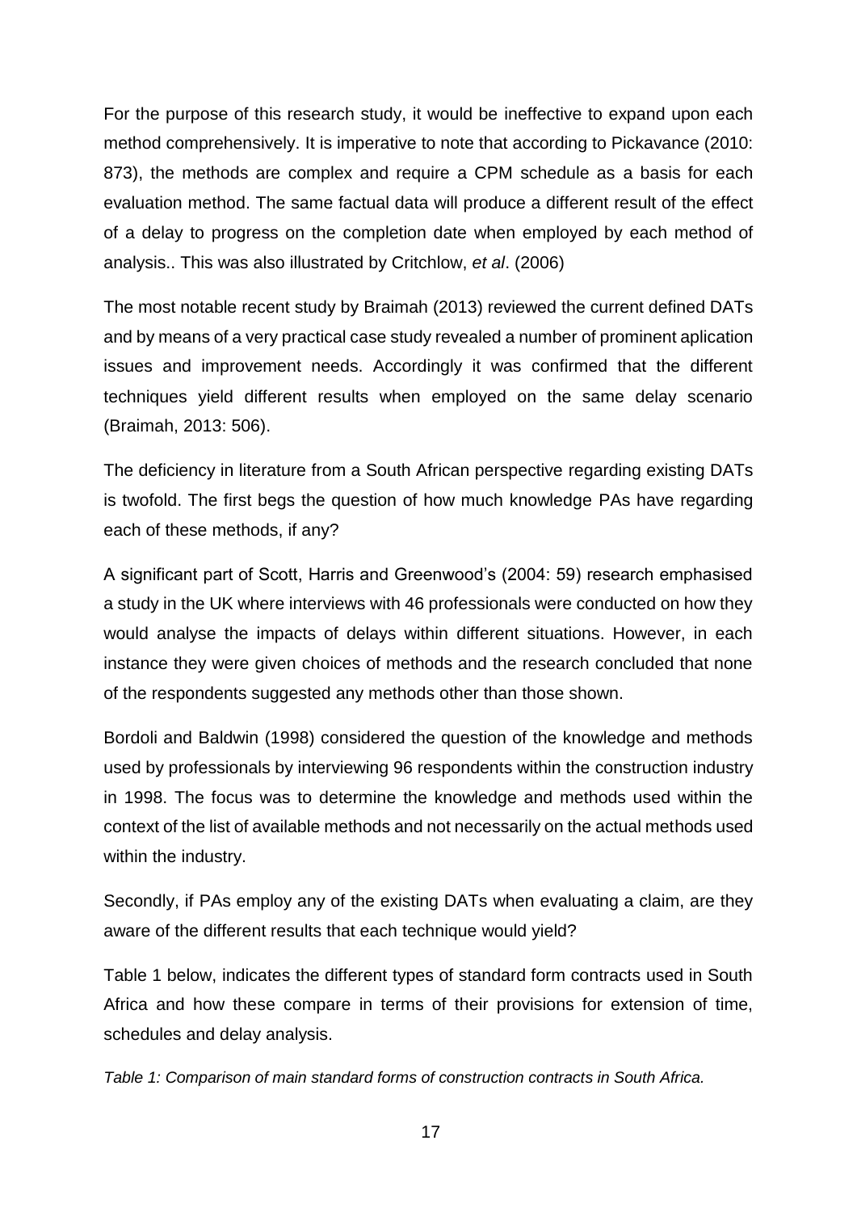For the purpose of this research study, it would be ineffective to expand upon each method comprehensively. It is imperative to note that according to Pickavance (2010: 873), the methods are complex and require a CPM schedule as a basis for each evaluation method. The same factual data will produce a different result of the effect of a delay to progress on the completion date when employed by each method of analysis.. This was also illustrated by Critchlow, *et al*. (2006)

The most notable recent study by Braimah (2013) reviewed the current defined DATs and by means of a very practical case study revealed a number of prominent aplication issues and improvement needs. Accordingly it was confirmed that the different techniques yield different results when employed on the same delay scenario (Braimah, 2013: 506).

The deficiency in literature from a South African perspective regarding existing DATs is twofold. The first begs the question of how much knowledge PAs have regarding each of these methods, if any?

A significant part of Scott, Harris and Greenwood's (2004: 59) research emphasised a study in the UK where interviews with 46 professionals were conducted on how they would analyse the impacts of delays within different situations. However, in each instance they were given choices of methods and the research concluded that none of the respondents suggested any methods other than those shown.

Bordoli and Baldwin (1998) considered the question of the knowledge and methods used by professionals by interviewing 96 respondents within the construction industry in 1998. The focus was to determine the knowledge and methods used within the context of the list of available methods and not necessarily on the actual methods used within the industry.

Secondly, if PAs employ any of the existing DATs when evaluating a claim, are they aware of the different results that each technique would yield?

Table 1 below, indicates the different types of standard form contracts used in South Africa and how these compare in terms of their provisions for extension of time, schedules and delay analysis.

*Table 1: Comparison of main standard forms of construction contracts in South Africa.*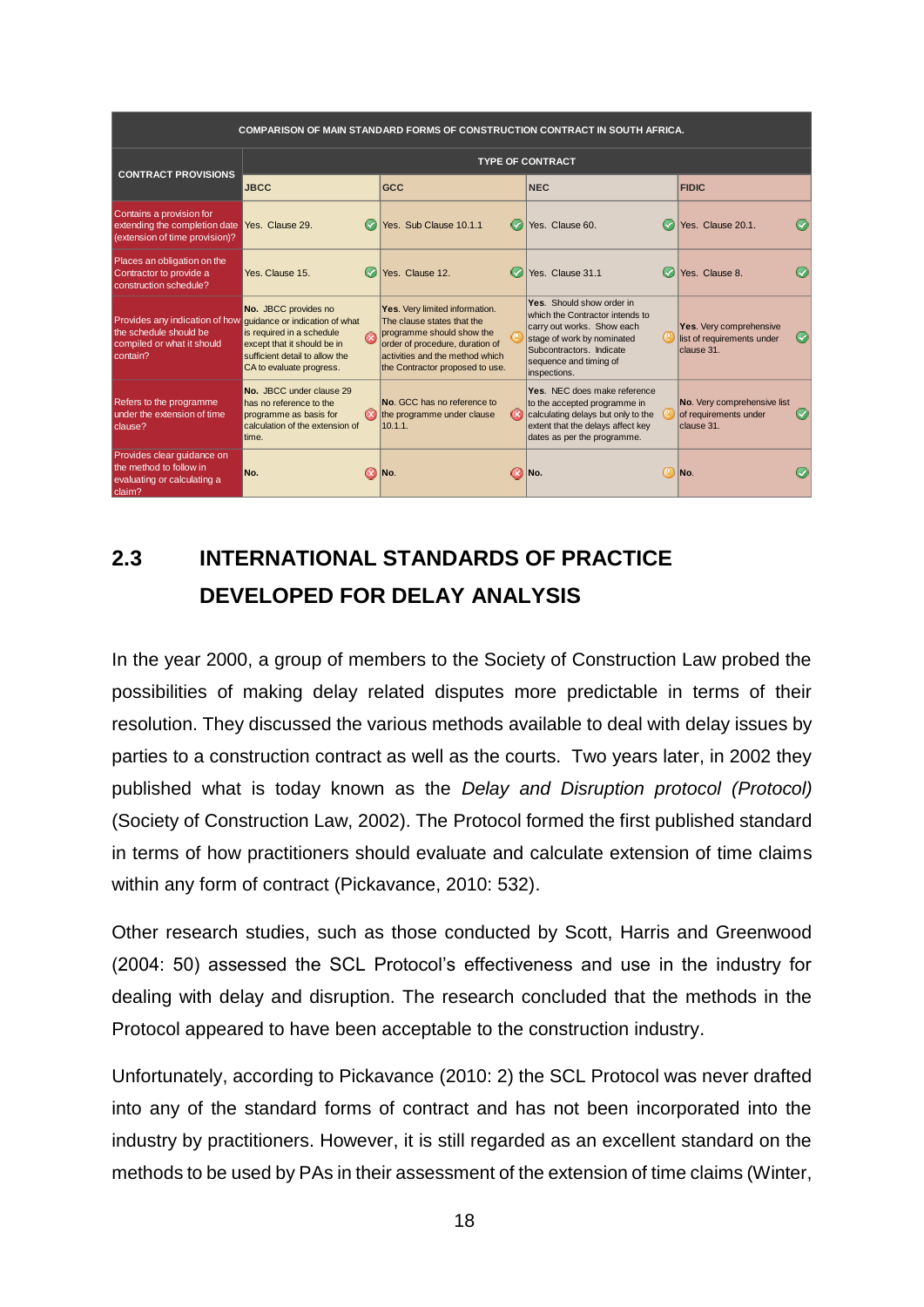| COMPARISON OF MAIN STANDARD FORMS OF CONSTRUCTION CONTRACT IN SOUTH AFRICA. | | | | |
|---|---|---|---|---|
| CONTRACT PROVISIONS | TYPE OF CONTRACT | | | |
| | JBCC | GCC | NEC | FIDIC |
| Contains a provision for extending the completion date (extension of time provision)? | Yes. Clause 29. | Yes. Sub Clause 10.1.1 | Yes. Clause 60. | Yes. Clause 20.1. |
| Places an obligation on the Contractor to provide a construction schedule? | Yes. Clause 15. | Yes. Clause 12. | Yes. Clause 31.1 | Yes. Clause 8. |
| Provides any indication of how the schedule should be compiled or what it should contain? | **No.** JBCC provides no guidance or indication of what is required in a schedule except that it should be in sufficient detail to allow the CA to evaluate progress. | **Yes.** Very limited information. The clause states that the programme should show the order of procedure, duration of activities and the method which the Contractor proposed to use. | **Yes.** Should show order in which the Contractor intends to carry out works. Show each stage of work by nominated Subcontractors. Indicate sequence and timing of inspections. | **Yes.** Very comprehensive list of requirements under clause 31. |
| Refers to the programme under the extension of time clause? | **No.** JBCC under clause 29 has no reference to the programme as basis for calculation of the extension of time. | **No.** GCC has no reference to the programme under clause 10.1.1. | **Yes.** NEC does make reference to the accepted programme in calculating delays but only to the extent that the delays affect key dates as per the programme. | **No.** Very comprehensive list of requirements under clause 31. |
| Provides clear guidance on the method to follow in evaluating or calculating a claim? | **No.** | **No.** | **No.** | **No.** |

## 2.3 INTERNATIONAL STANDARDS OF PRACTICE DEVELOPED FOR DELAY ANALYSIS

In the year 2000, a group of members to the Society of Construction Law probed the possibilities of making delay related disputes more predictable in terms of their resolution. They discussed the various methods available to deal with delay issues by parties to a construction contract as well as the courts. Two years later, in 2002 they published what is today known as the *Delay and Disruption protocol (Protocol)* (Society of Construction Law, 2002). The Protocol formed the first published standard in terms of how practitioners should evaluate and calculate extension of time claims within any form of contract (Pickavance, 2010: 532).

Other research studies, such as those conducted by Scott, Harris and Greenwood (2004: 50) assessed the SCL Protocol's effectiveness and use in the industry for dealing with delay and disruption. The research concluded that the methods in the Protocol appeared to have been acceptable to the construction industry.

Unfortunately, according to Pickavance (2010: 2) the SCL Protocol was never drafted into any of the standard forms of contract and has not been incorporated into the industry by practitioners. However, it is still regarded as an excellent standard on the methods to be used by PAs in their assessment of the extension of time claims (Winter,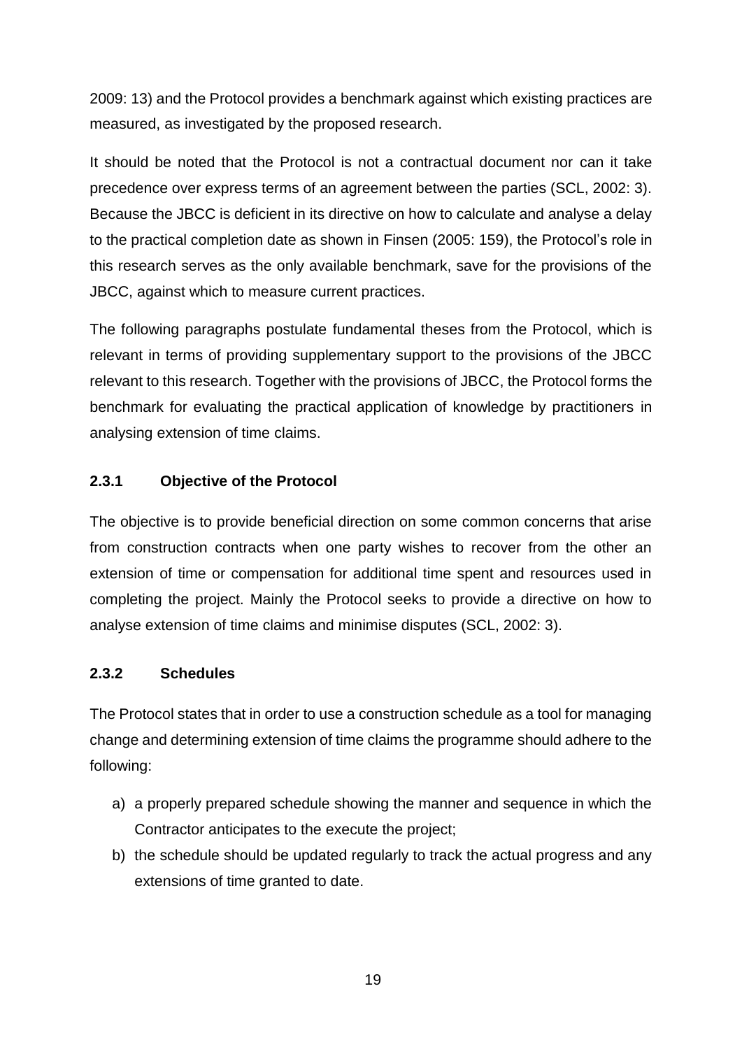2009: 13) and the Protocol provides a benchmark against which existing practices are measured, as investigated by the proposed research.

It should be noted that the Protocol is not a contractual document nor can it take precedence over express terms of an agreement between the parties (SCL, 2002: 3). Because the JBCC is deficient in its directive on how to calculate and analyse a delay to the practical completion date as shown in Finsen (2005: 159), the Protocol's role in this research serves as the only available benchmark, save for the provisions of the JBCC, against which to measure current practices.

The following paragraphs postulate fundamental theses from the Protocol, which is relevant in terms of providing supplementary support to the provisions of the JBCC relevant to this research. Together with the provisions of JBCC, the Protocol forms the benchmark for evaluating the practical application of knowledge by practitioners in analysing extension of time claims.

### 2.3.1 Objective of the Protocol

The objective is to provide beneficial direction on some common concerns that arise from construction contracts when one party wishes to recover from the other an extension of time or compensation for additional time spent and resources used in completing the project. Mainly the Protocol seeks to provide a directive on how to analyse extension of time claims and minimise disputes (SCL, 2002: 3).

### 2.3.2 Schedules

The Protocol states that in order to use a construction schedule as a tool for managing change and determining extension of time claims the programme should adhere to the following:

a) a properly prepared schedule showing the manner and sequence in which the Contractor anticipates to the execute the project;

b) the schedule should be updated regularly to track the actual progress and any extensions of time granted to date.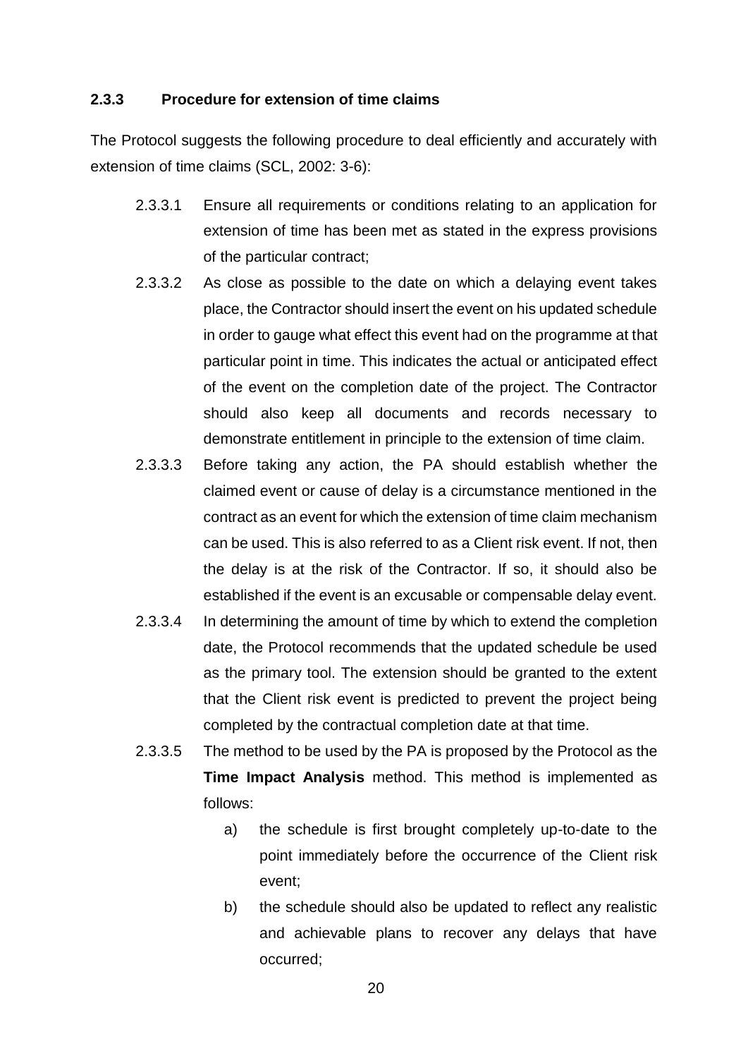### 2.3.3 Procedure for extension of time claims

The Protocol suggests the following procedure to deal efficiently and accurately with extension of time claims (SCL, 2002: 3-6):

2.3.3.1 Ensure all requirements or conditions relating to an application for extension of time has been met as stated in the express provisions of the particular contract;

2.3.3.2 As close as possible to the date on which a delaying event takes place, the Contractor should insert the event on his updated schedule in order to gauge what effect this event had on the programme at that particular point in time. This indicates the actual or anticipated effect of the event on the completion date of the project. The Contractor should also keep all documents and records necessary to demonstrate entitlement in principle to the extension of time claim.

2.3.3.3 Before taking any action, the PA should establish whether the claimed event or cause of delay is a circumstance mentioned in the contract as an event for which the extension of time claim mechanism can be used. This is also referred to as a Client risk event. If not, then the delay is at the risk of the Contractor. If so, it should also be established if the event is an excusable or compensable delay event.

2.3.3.4 In determining the amount of time by which to extend the completion date, the Protocol recommends that the updated schedule be used as the primary tool. The extension should be granted to the extent that the Client risk event is predicted to prevent the project being completed by the contractual completion date at that time.

2.3.3.5 The method to be used by the PA is proposed by the Protocol as the **Time Impact Analysis** method. This method is implemented as follows:

a) the schedule is first brought completely up-to-date to the point immediately before the occurrence of the Client risk event;

b) the schedule should also be updated to reflect any realistic and achievable plans to recover any delays that have occurred;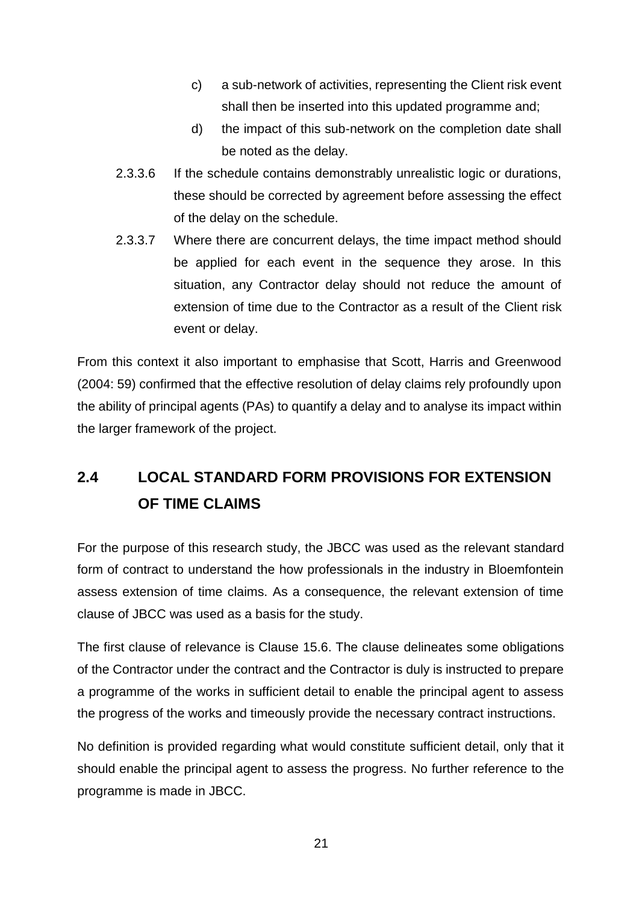c) a sub-network of activities, representing the Client risk event shall then be inserted into this updated programme and;

d) the impact of this sub-network on the completion date shall be noted as the delay.

2.3.3.6 If the schedule contains demonstrably unrealistic logic or durations, these should be corrected by agreement before assessing the effect of the delay on the schedule.

2.3.3.7 Where there are concurrent delays, the time impact method should be applied for each event in the sequence they arose. In this situation, any Contractor delay should not reduce the amount of extension of time due to the Contractor as a result of the Client risk event or delay.

From this context it also important to emphasise that Scott, Harris and Greenwood (2004: 59) confirmed that the effective resolution of delay claims rely profoundly upon the ability of principal agents (PAs) to quantify a delay and to analyse its impact within the larger framework of the project.

## 2.4 LOCAL STANDARD FORM PROVISIONS FOR EXTENSION OF TIME CLAIMS

For the purpose of this research study, the JBCC was used as the relevant standard form of contract to understand the how professionals in the industry in Bloemfontein assess extension of time claims. As a consequence, the relevant extension of time clause of JBCC was used as a basis for the study.

The first clause of relevance is Clause 15.6. The clause delineates some obligations of the Contractor under the contract and the Contractor is duly is instructed to prepare a programme of the works in sufficient detail to enable the principal agent to assess the progress of the works and timeously provide the necessary contract instructions.

No definition is provided regarding what would constitute sufficient detail, only that it should enable the principal agent to assess the progress. No further reference to the programme is made in JBCC.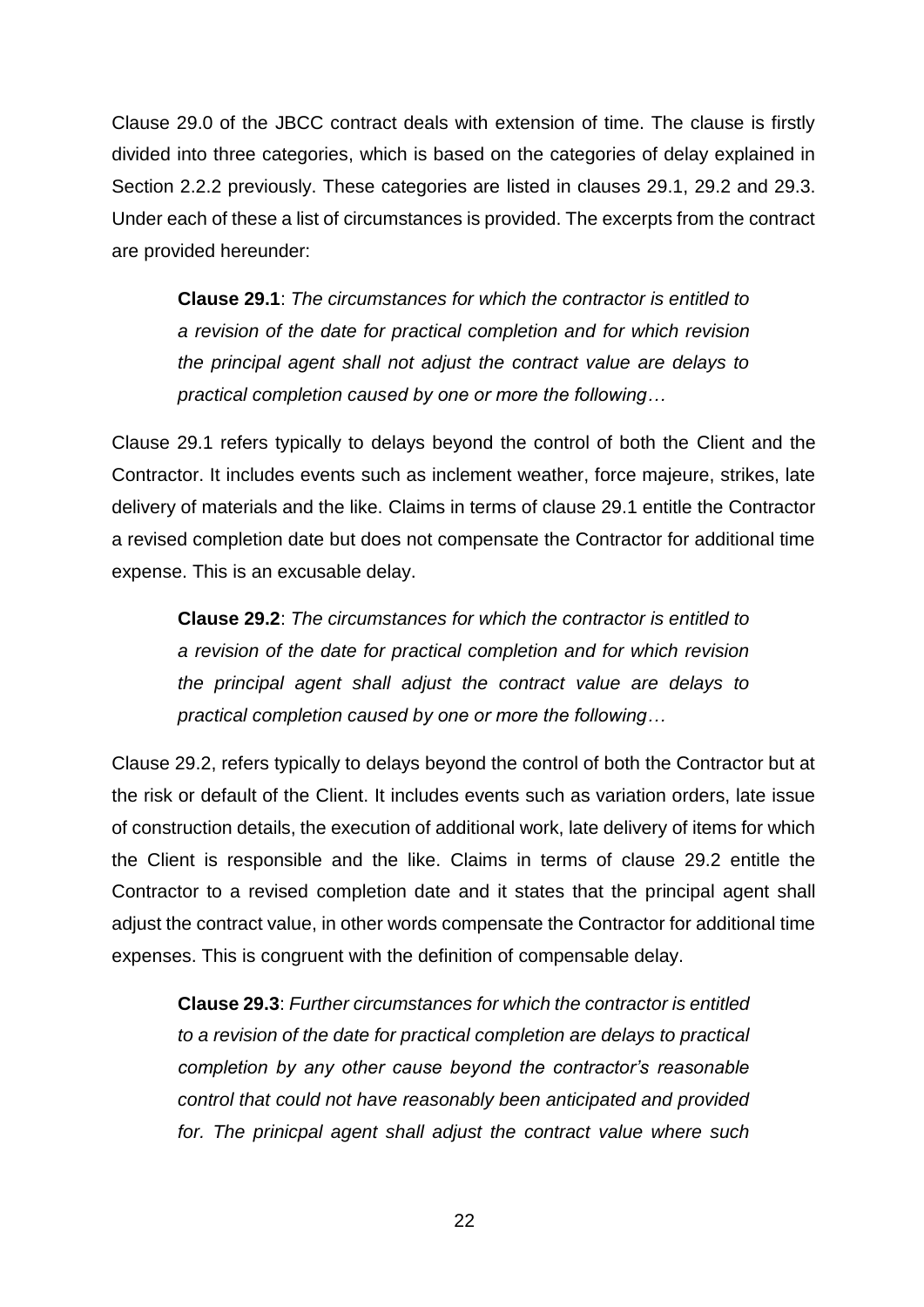Clause 29.0 of the JBCC contract deals with extension of time. The clause is firstly divided into three categories, which is based on the categories of delay explained in Section 2.2.2 previously. These categories are listed in clauses 29.1, 29.2 and 29.3. Under each of these a list of circumstances is provided. The excerpts from the contract are provided hereunder:

> **Clause 29.1**: *The circumstances for which the contractor is entitled to a revision of the date for practical completion and for which revision the principal agent shall not adjust the contract value are delays to practical completion caused by one or more the following…*

Clause 29.1 refers typically to delays beyond the control of both the Client and the Contractor. It includes events such as inclement weather, force majeure, strikes, late delivery of materials and the like. Claims in terms of clause 29.1 entitle the Contractor a revised completion date but does not compensate the Contractor for additional time expense. This is an excusable delay.

> **Clause 29.2**: *The circumstances for which the contractor is entitled to a revision of the date for practical completion and for which revision the principal agent shall adjust the contract value are delays to practical completion caused by one or more the following…*

Clause 29.2, refers typically to delays beyond the control of both the Contractor but at the risk or default of the Client. It includes events such as variation orders, late issue of construction details, the execution of additional work, late delivery of items for which the Client is responsible and the like. Claims in terms of clause 29.2 entitle the Contractor to a revised completion date and it states that the principal agent shall adjust the contract value, in other words compensate the Contractor for additional time expenses. This is congruent with the definition of compensable delay.

> **Clause 29.3**: *Further circumstances for which the contractor is entitled to a revision of the date for practical completion are delays to practical completion by any other cause beyond the contractor's reasonable control that could not have reasonably been anticipated and provided for. The prinicpal agent shall adjust the contract value where such*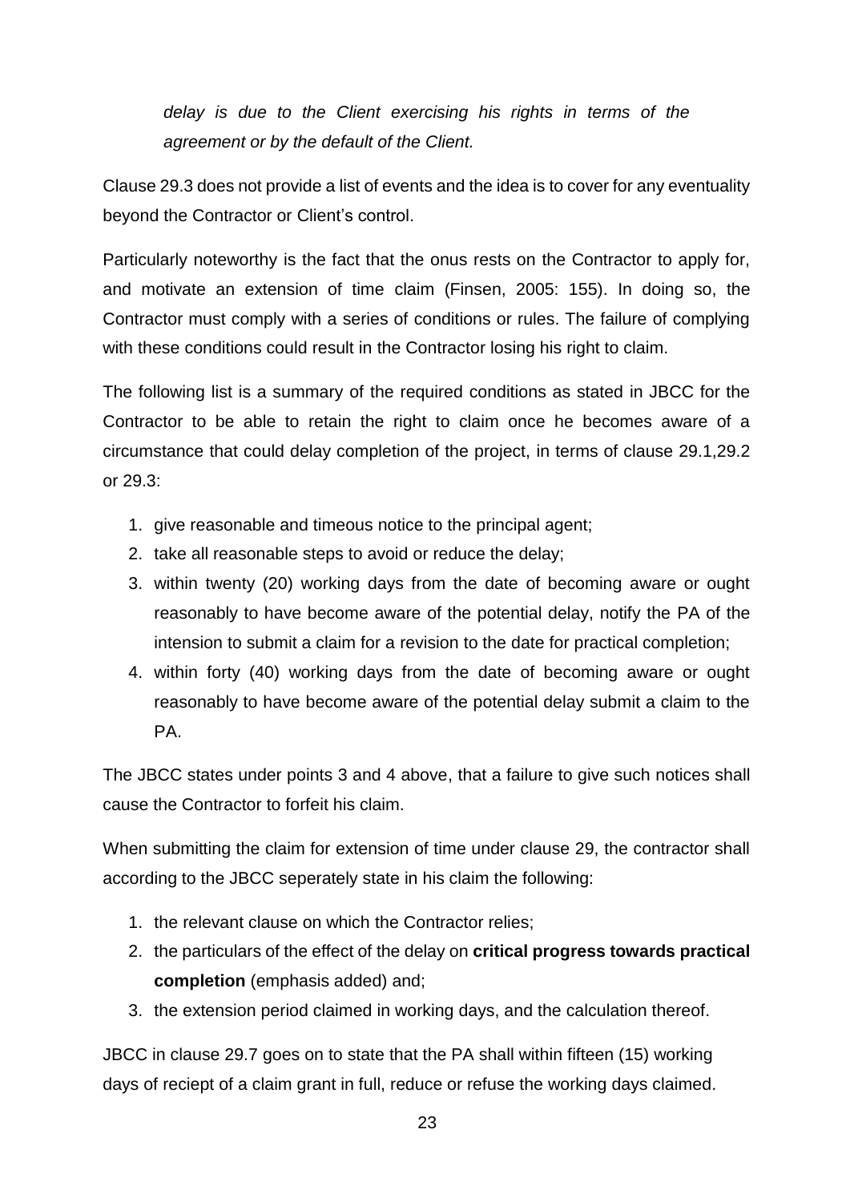*delay is due to the Client exercising his rights in terms of the agreement or by the default of the Client.*

Clause 29.3 does not provide a list of events and the idea is to cover for any eventuality beyond the Contractor or Client's control.

Particularly noteworthy is the fact that the onus rests on the Contractor to apply for, and motivate an extension of time claim (Finsen, 2005: 155). In doing so, the Contractor must comply with a series of conditions or rules. The failure of complying with these conditions could result in the Contractor losing his right to claim.

The following list is a summary of the required conditions as stated in JBCC for the Contractor to be able to retain the right to claim once he becomes aware of a circumstance that could delay completion of the project, in terms of clause 29.1,29.2 or 29.3:

1. give reasonable and timeous notice to the principal agent;
2. take all reasonable steps to avoid or reduce the delay;
3. within twenty (20) working days from the date of becoming aware or ought reasonably to have become aware of the potential delay, notify the PA of the intension to submit a claim for a revision to the date for practical completion;
4. within forty (40) working days from the date of becoming aware or ought reasonably to have become aware of the potential delay submit a claim to the PA.

The JBCC states under points 3 and 4 above, that a failure to give such notices shall cause the Contractor to forfeit his claim.

When submitting the claim for extension of time under clause 29, the contractor shall according to the JBCC seperately state in his claim the following:

1. the relevant clause on which the Contractor relies;
2. the particulars of the effect of the delay on **critical progress towards practical completion** (emphasis added) and;
3. the extension period claimed in working days, and the calculation thereof.

JBCC in clause 29.7 goes on to state that the PA shall within fifteen (15) working days of reciept of a claim grant in full, reduce or refuse the working days claimed.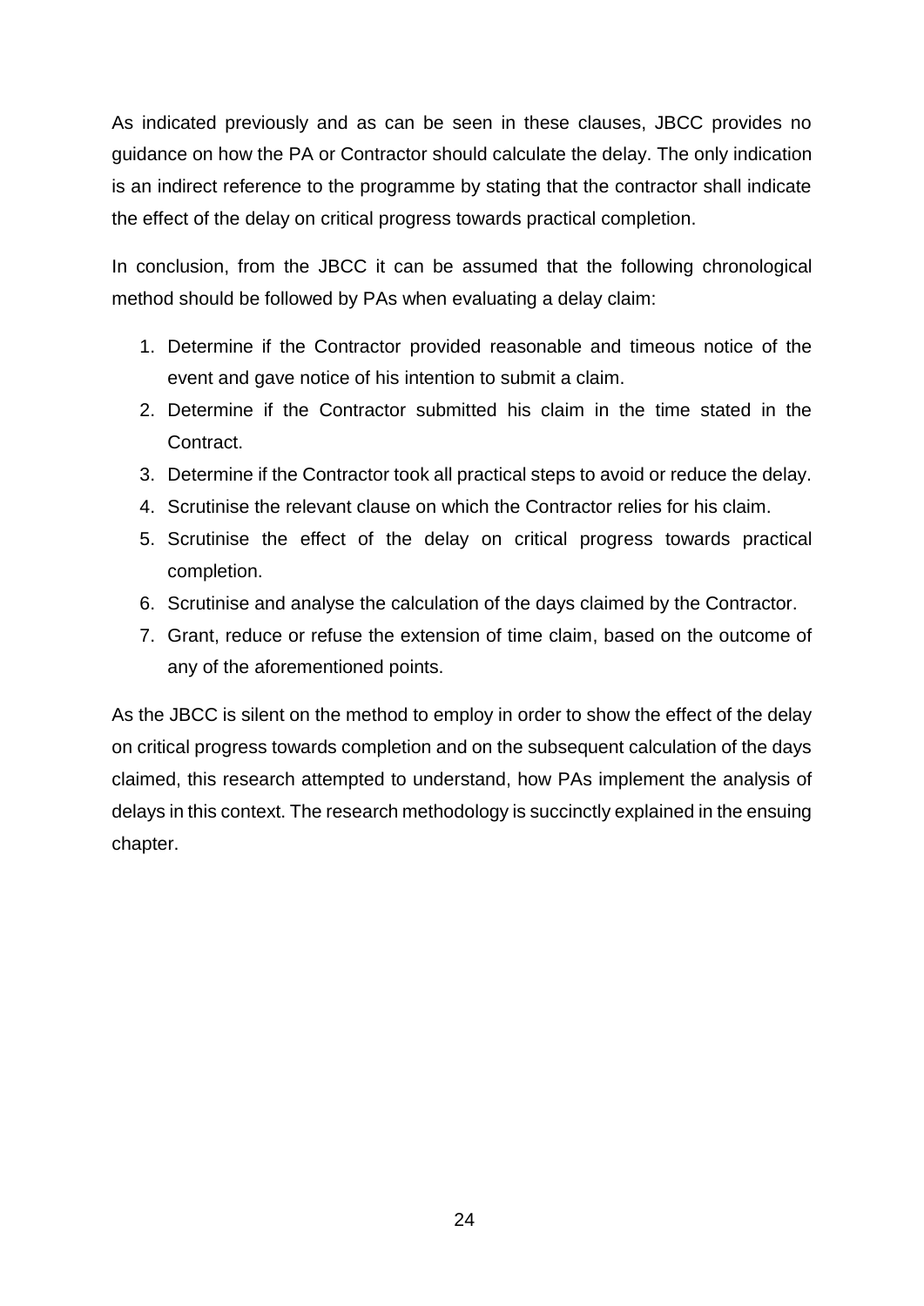As indicated previously and as can be seen in these clauses, JBCC provides no guidance on how the PA or Contractor should calculate the delay. The only indication is an indirect reference to the programme by stating that the contractor shall indicate the effect of the delay on critical progress towards practical completion.

In conclusion, from the JBCC it can be assumed that the following chronological method should be followed by PAs when evaluating a delay claim:

1. Determine if the Contractor provided reasonable and timeous notice of the event and gave notice of his intention to submit a claim.
2. Determine if the Contractor submitted his claim in the time stated in the Contract.
3. Determine if the Contractor took all practical steps to avoid or reduce the delay.
4. Scrutinise the relevant clause on which the Contractor relies for his claim.
5. Scrutinise the effect of the delay on critical progress towards practical completion.
6. Scrutinise and analyse the calculation of the days claimed by the Contractor.
7. Grant, reduce or refuse the extension of time claim, based on the outcome of any of the aforementioned points.

As the JBCC is silent on the method to employ in order to show the effect of the delay on critical progress towards completion and on the subsequent calculation of the days claimed, this research attempted to understand, how PAs implement the analysis of delays in this context. The research methodology is succinctly explained in the ensuing chapter.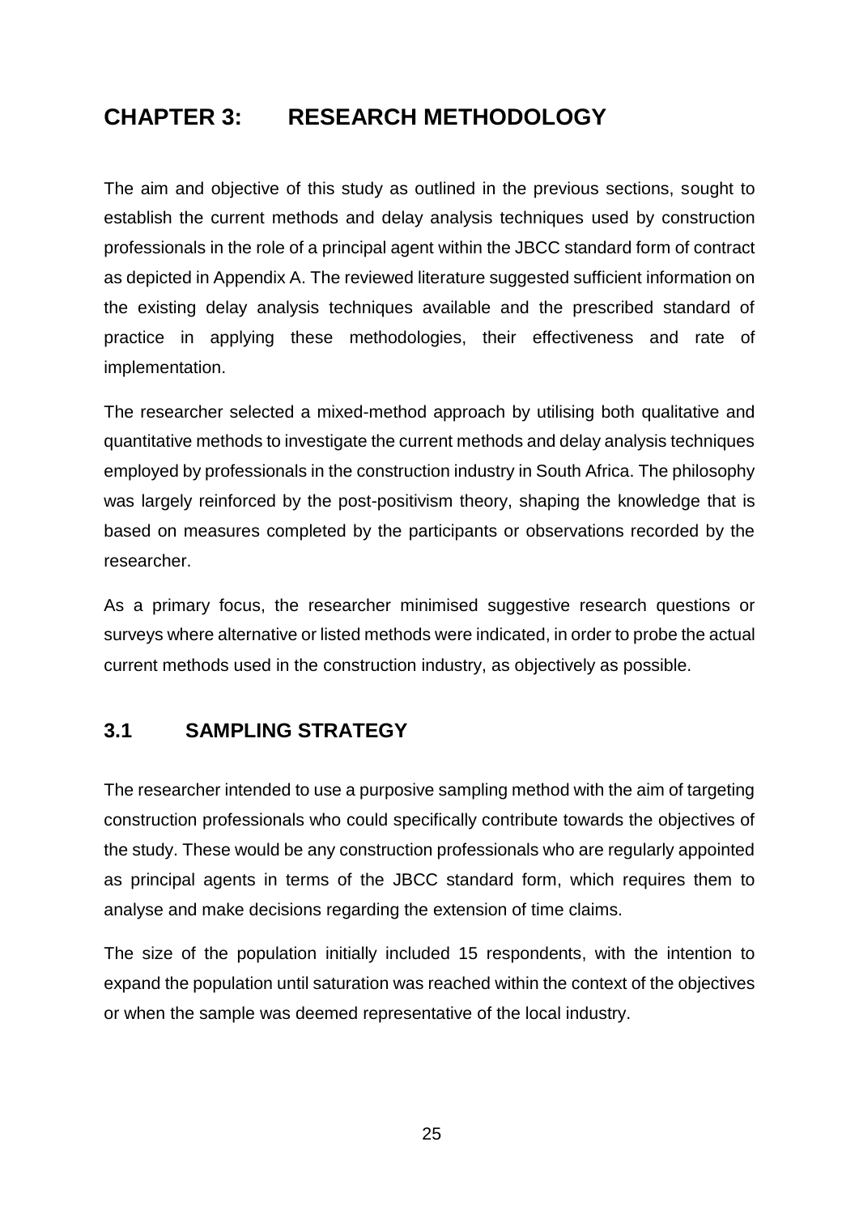# CHAPTER 3: RESEARCH METHODOLOGY

The aim and objective of this study as outlined in the previous sections, sought to establish the current methods and delay analysis techniques used by construction professionals in the role of a principal agent within the JBCC standard form of contract as depicted in Appendix A. The reviewed literature suggested sufficient information on the existing delay analysis techniques available and the prescribed standard of practice in applying these methodologies, their effectiveness and rate of implementation.

The researcher selected a mixed-method approach by utilising both qualitative and quantitative methods to investigate the current methods and delay analysis techniques employed by professionals in the construction industry in South Africa. The philosophy was largely reinforced by the post-positivism theory, shaping the knowledge that is based on measures completed by the participants or observations recorded by the researcher.

As a primary focus, the researcher minimised suggestive research questions or surveys where alternative or listed methods were indicated, in order to probe the actual current methods used in the construction industry, as objectively as possible.

## 3.1 SAMPLING STRATEGY

The researcher intended to use a purposive sampling method with the aim of targeting construction professionals who could specifically contribute towards the objectives of the study. These would be any construction professionals who are regularly appointed as principal agents in terms of the JBCC standard form, which requires them to analyse and make decisions regarding the extension of time claims.

The size of the population initially included 15 respondents, with the intention to expand the population until saturation was reached within the context of the objectives or when the sample was deemed representative of the local industry.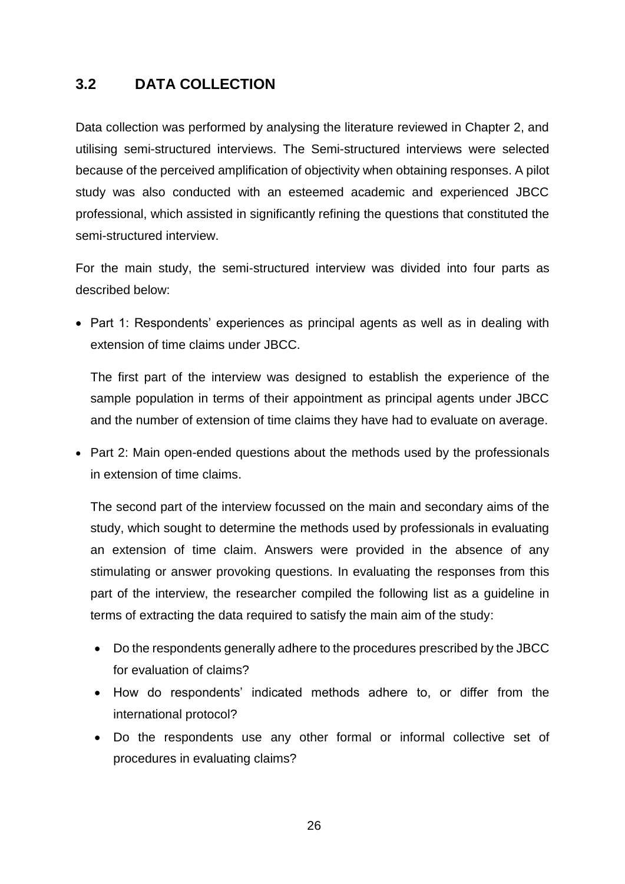## 3.2 DATA COLLECTION

Data collection was performed by analysing the literature reviewed in Chapter 2, and utilising semi-structured interviews. The Semi-structured interviews were selected because of the perceived amplification of objectivity when obtaining responses. A pilot study was also conducted with an esteemed academic and experienced JBCC professional, which assisted in significantly refining the questions that constituted the semi-structured interview.

For the main study, the semi-structured interview was divided into four parts as described below:

- Part 1: Respondents' experiences as principal agents as well as in dealing with extension of time claims under JBCC.

  The first part of the interview was designed to establish the experience of the sample population in terms of their appointment as principal agents under JBCC and the number of extension of time claims they have had to evaluate on average.

- Part 2: Main open-ended questions about the methods used by the professionals in extension of time claims.

  The second part of the interview focussed on the main and secondary aims of the study, which sought to determine the methods used by professionals in evaluating an extension of time claim. Answers were provided in the absence of any stimulating or answer provoking questions. In evaluating the responses from this part of the interview, the researcher compiled the following list as a guideline in terms of extracting the data required to satisfy the main aim of the study:

  - Do the respondents generally adhere to the procedures prescribed by the JBCC for evaluation of claims?
  - How do respondents' indicated methods adhere to, or differ from the international protocol?
  - Do the respondents use any other formal or informal collective set of procedures in evaluating claims?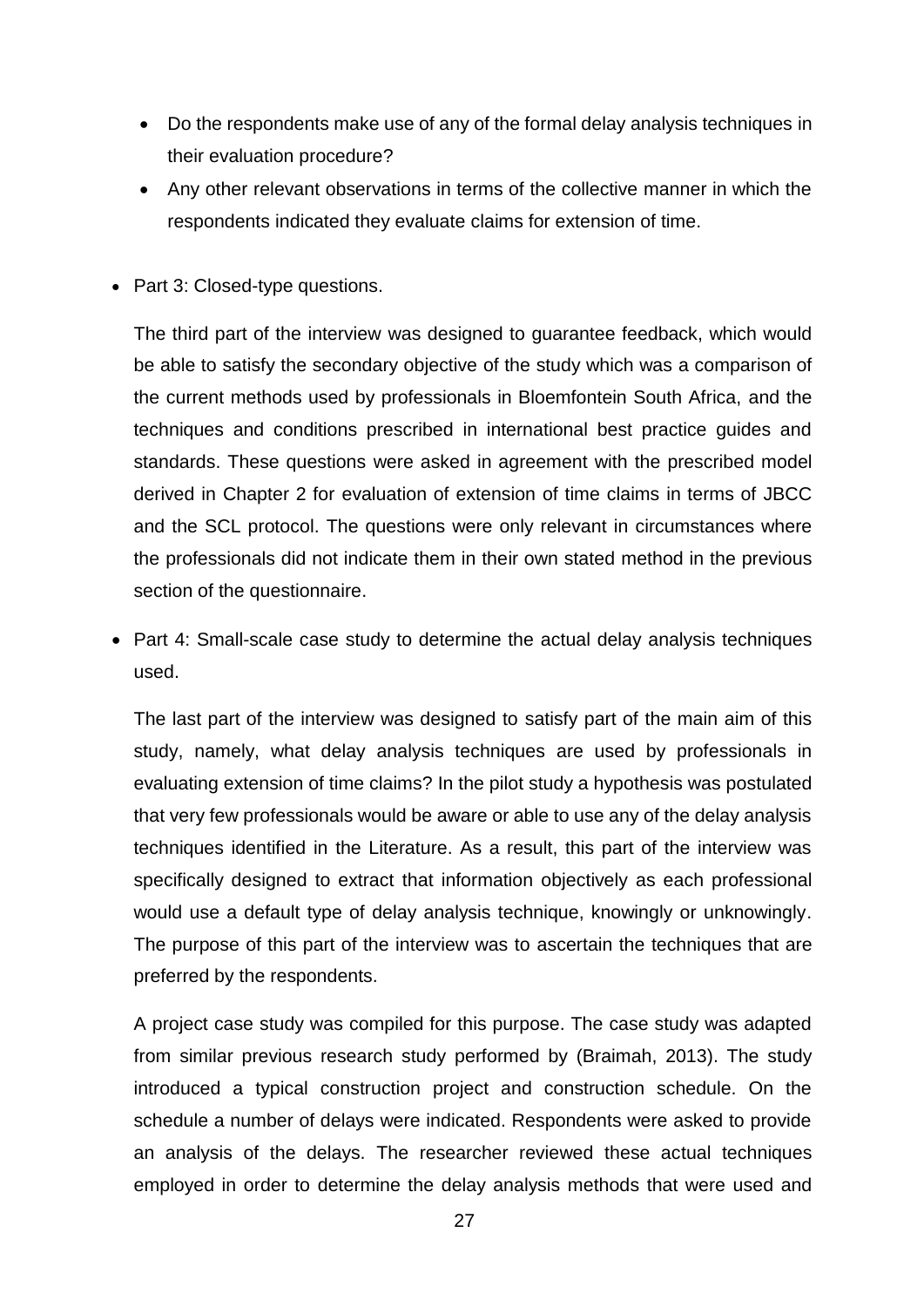- Do the respondents make use of any of the formal delay analysis techniques in their evaluation procedure?
- Any other relevant observations in terms of the collective manner in which the respondents indicated they evaluate claims for extension of time.

- Part 3: Closed-type questions.

  The third part of the interview was designed to guarantee feedback, which would be able to satisfy the secondary objective of the study which was a comparison of the current methods used by professionals in Bloemfontein South Africa, and the techniques and conditions prescribed in international best practice guides and standards. These questions were asked in agreement with the prescribed model derived in Chapter 2 for evaluation of extension of time claims in terms of JBCC and the SCL protocol. The questions were only relevant in circumstances where the professionals did not indicate them in their own stated method in the previous section of the questionnaire.

- Part 4: Small-scale case study to determine the actual delay analysis techniques used.

  The last part of the interview was designed to satisfy part of the main aim of this study, namely, what delay analysis techniques are used by professionals in evaluating extension of time claims? In the pilot study a hypothesis was postulated that very few professionals would be aware or able to use any of the delay analysis techniques identified in the Literature. As a result, this part of the interview was specifically designed to extract that information objectively as each professional would use a default type of delay analysis technique, knowingly or unknowingly. The purpose of this part of the interview was to ascertain the techniques that are preferred by the respondents.

  A project case study was compiled for this purpose. The case study was adapted from similar previous research study performed by (Braimah, 2013). The study introduced a typical construction project and construction schedule. On the schedule a number of delays were indicated. Respondents were asked to provide an analysis of the delays. The researcher reviewed these actual techniques employed in order to determine the delay analysis methods that were used and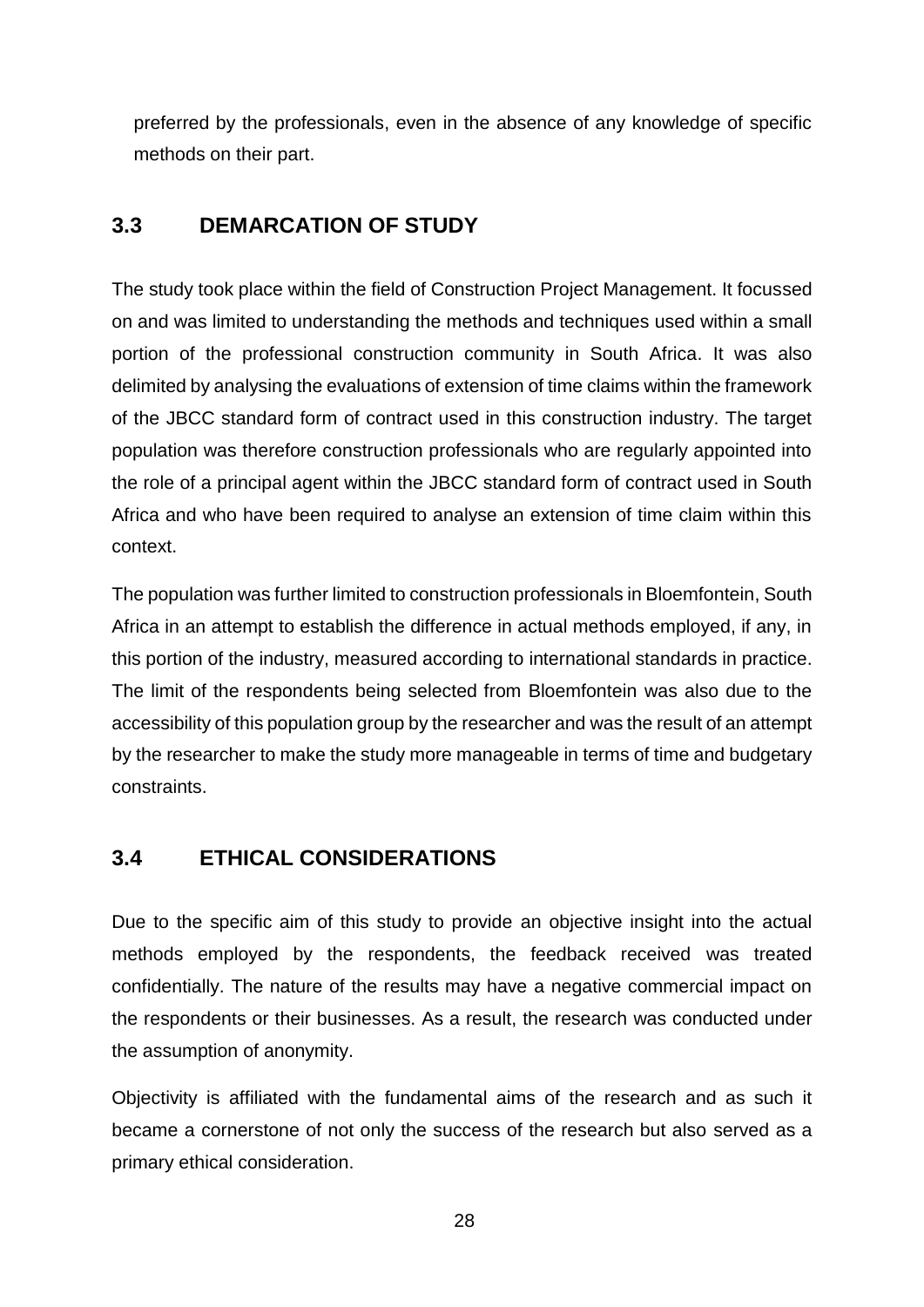preferred by the professionals, even in the absence of any knowledge of specific methods on their part.

## 3.3 DEMARCATION OF STUDY

The study took place within the field of Construction Project Management. It focussed on and was limited to understanding the methods and techniques used within a small portion of the professional construction community in South Africa. It was also delimited by analysing the evaluations of extension of time claims within the framework of the JBCC standard form of contract used in this construction industry. The target population was therefore construction professionals who are regularly appointed into the role of a principal agent within the JBCC standard form of contract used in South Africa and who have been required to analyse an extension of time claim within this context.

The population was further limited to construction professionals in Bloemfontein, South Africa in an attempt to establish the difference in actual methods employed, if any, in this portion of the industry, measured according to international standards in practice. The limit of the respondents being selected from Bloemfontein was also due to the accessibility of this population group by the researcher and was the result of an attempt by the researcher to make the study more manageable in terms of time and budgetary constraints.

## 3.4 ETHICAL CONSIDERATIONS

Due to the specific aim of this study to provide an objective insight into the actual methods employed by the respondents, the feedback received was treated confidentially. The nature of the results may have a negative commercial impact on the respondents or their businesses. As a result, the research was conducted under the assumption of anonymity.

Objectivity is affiliated with the fundamental aims of the research and as such it became a cornerstone of not only the success of the research but also served as a primary ethical consideration.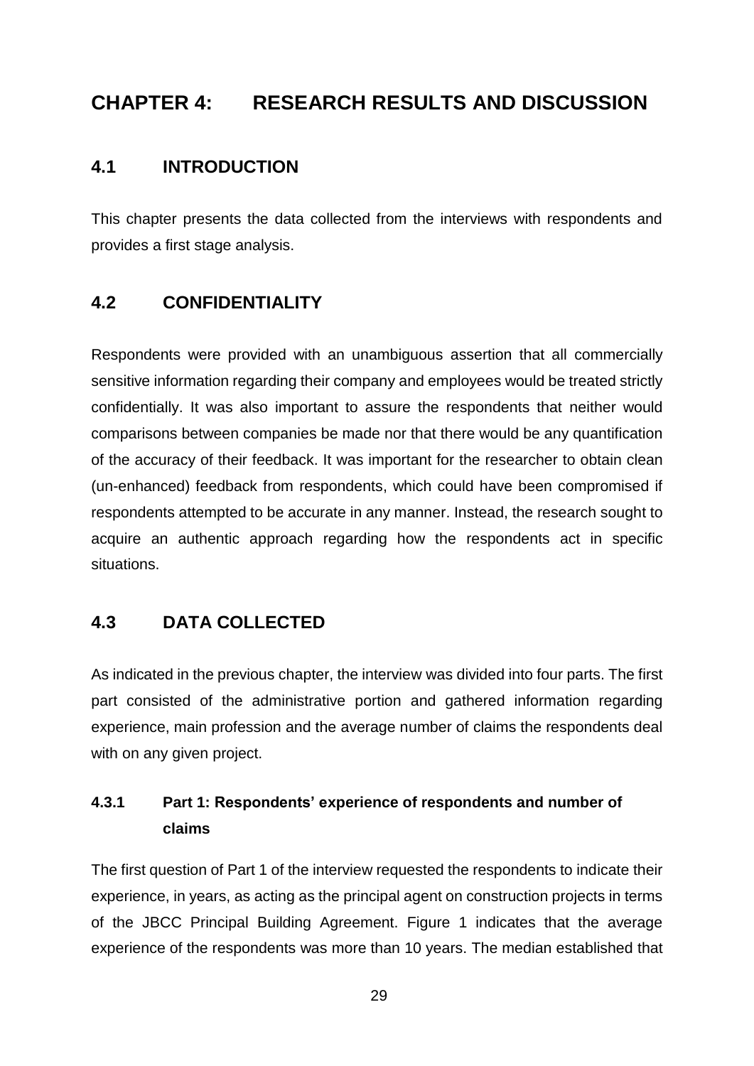# CHAPTER 4: RESEARCH RESULTS AND DISCUSSION

## 4.1 INTRODUCTION

This chapter presents the data collected from the interviews with respondents and provides a first stage analysis.

## 4.2 CONFIDENTIALITY

Respondents were provided with an unambiguous assertion that all commercially sensitive information regarding their company and employees would be treated strictly confidentially. It was also important to assure the respondents that neither would comparisons between companies be made nor that there would be any quantification of the accuracy of their feedback. It was important for the researcher to obtain clean (un-enhanced) feedback from respondents, which could have been compromised if respondents attempted to be accurate in any manner. Instead, the research sought to acquire an authentic approach regarding how the respondents act in specific situations.

## 4.3 DATA COLLECTED

As indicated in the previous chapter, the interview was divided into four parts. The first part consisted of the administrative portion and gathered information regarding experience, main profession and the average number of claims the respondents deal with on any given project.

### 4.3.1 Part 1: Respondents' experience of respondents and number of claims

The first question of Part 1 of the interview requested the respondents to indicate their experience, in years, as acting as the principal agent on construction projects in terms of the JBCC Principal Building Agreement. Figure 1 indicates that the average experience of the respondents was more than 10 years. The median established that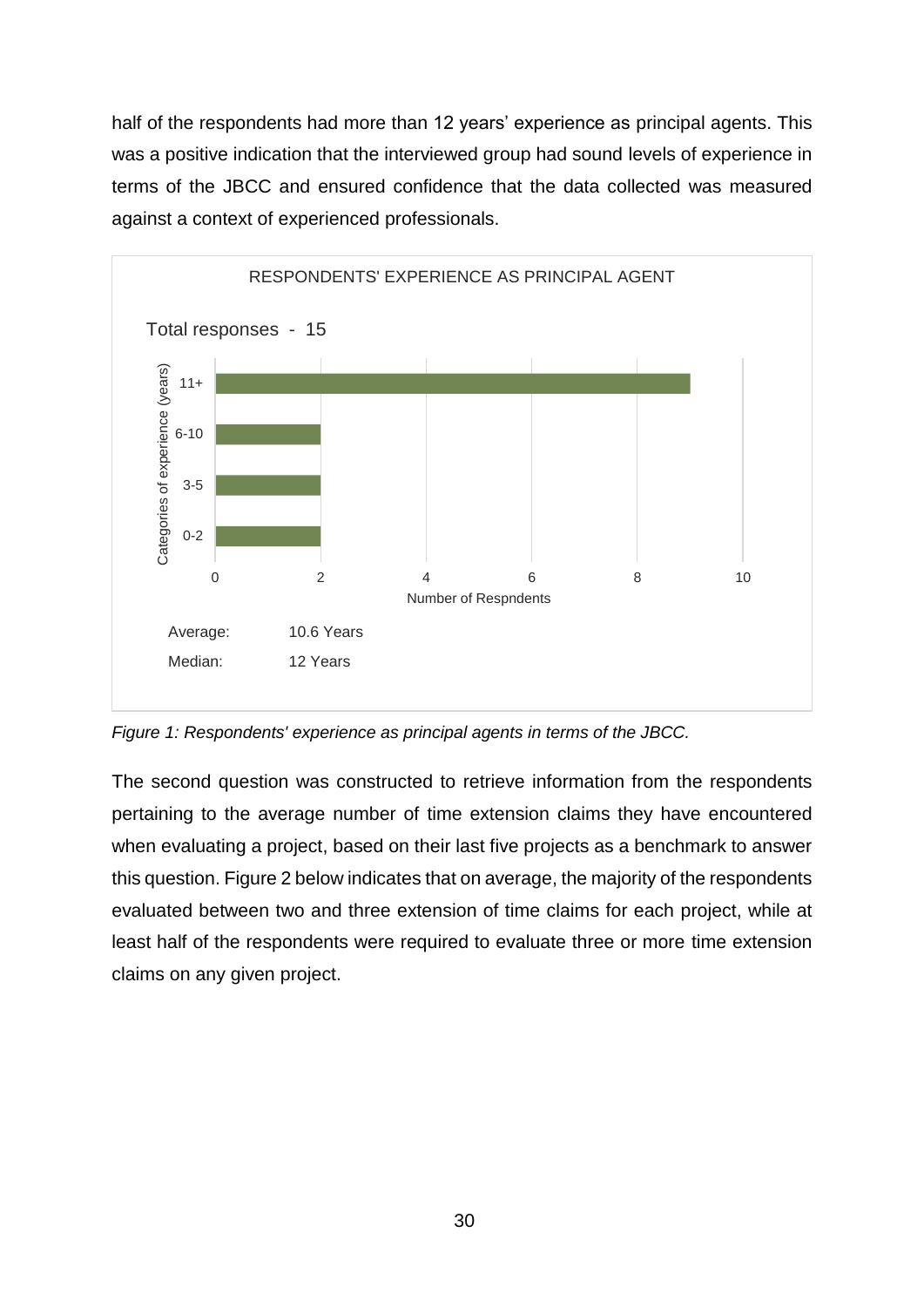half of the respondents had more than 12 years' experience as principal agents. This was a positive indication that the interviewed group had sound levels of experience in terms of the JBCC and ensured confidence that the data collected was measured against a context of experienced professionals.

RESPONDENTS' EXPERIENCE AS PRINCIPAL AGENT

Total responses - 15

| Categories of experience (years) | Number of Respndents |
|---|---|
| 11+ | 9 |
| 6-10 | 2 |
| 3-5 | 2 |
| 0-2 | 2 |

Average: 10.6 Years

Median: 12 Years

*Figure 1: Respondents' experience as principal agents in terms of the JBCC.*

The second question was constructed to retrieve information from the respondents pertaining to the average number of time extension claims they have encountered when evaluating a project, based on their last five projects as a benchmark to answer this question. Figure 2 below indicates that on average, the majority of the respondents evaluated between two and three extension of time claims for each project, while at least half of the respondents were required to evaluate three or more time extension claims on any given project.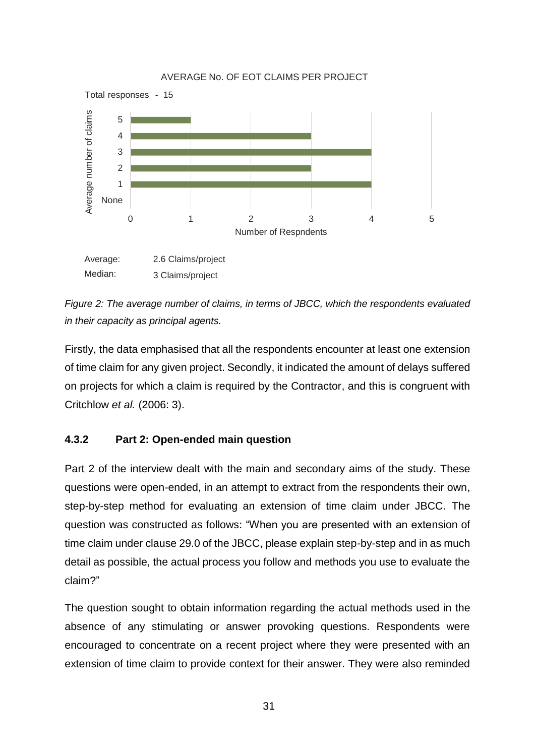AVERAGE No. OF EOT CLAIMS PER PROJECT

Total responses - 15

| Average number of claims | Number of Respndents |
|---|---|
| 5 | 1 |
| 4 | 3 |
| 3 | 4 |
| 2 | 3 |
| 1 | 4 |
| None | 0 |

Average: 2.6 Claims/project

Median: 3 Claims/project

*Figure 2: The average number of claims, in terms of JBCC, which the respondents evaluated in their capacity as principal agents.*

Firstly, the data emphasised that all the respondents encounter at least one extension of time claim for any given project. Secondly, it indicated the amount of delays suffered on projects for which a claim is required by the Contractor, and this is congruent with Critchlow *et al.* (2006: 3).

### 4.3.2 Part 2: Open-ended main question

Part 2 of the interview dealt with the main and secondary aims of the study. These questions were open-ended, in an attempt to extract from the respondents their own, step-by-step method for evaluating an extension of time claim under JBCC. The question was constructed as follows: "When you are presented with an extension of time claim under clause 29.0 of the JBCC, please explain step-by-step and in as much detail as possible, the actual process you follow and methods you use to evaluate the claim?"

The question sought to obtain information regarding the actual methods used in the absence of any stimulating or answer provoking questions. Respondents were encouraged to concentrate on a recent project where they were presented with an extension of time claim to provide context for their answer. They were also reminded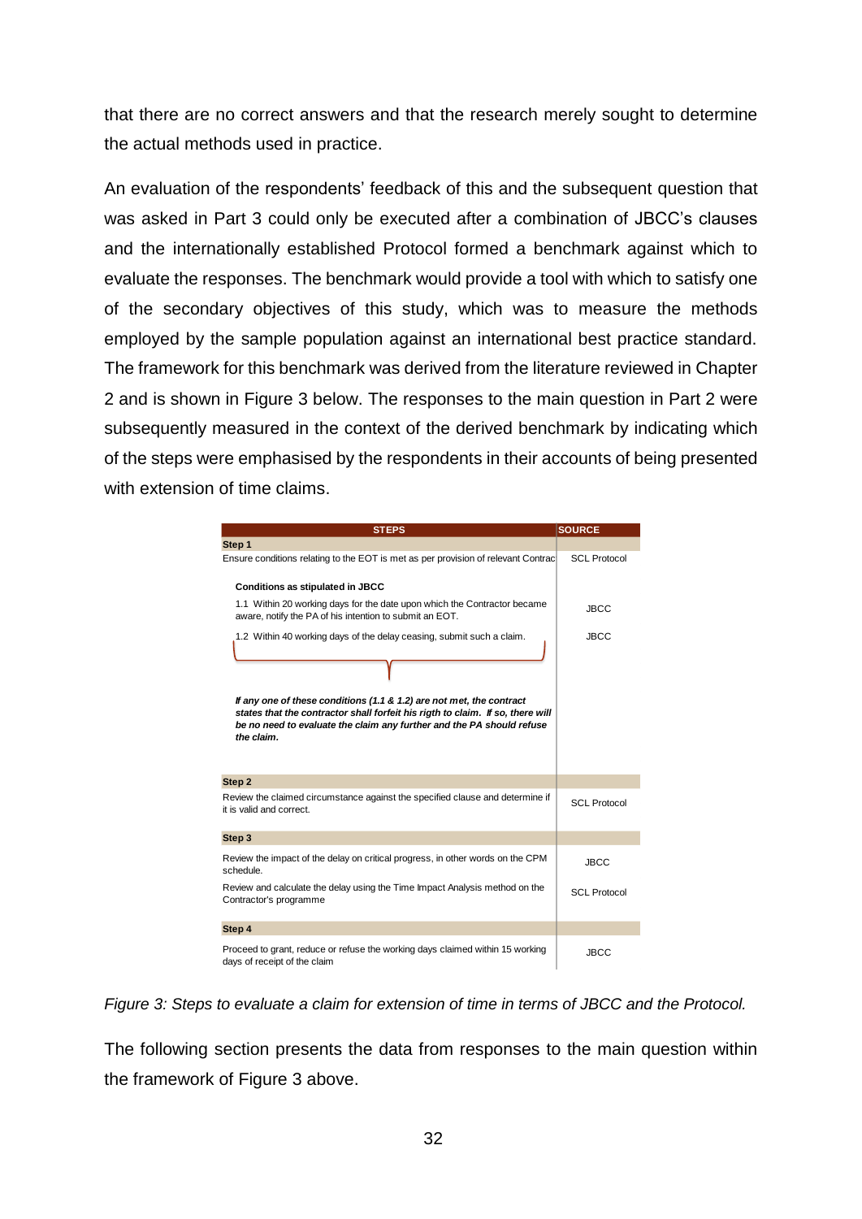that there are no correct answers and that the research merely sought to determine the actual methods used in practice.

An evaluation of the respondents' feedback of this and the subsequent question that was asked in Part 3 could only be executed after a combination of JBCC's clauses and the internationally established Protocol formed a benchmark against which to evaluate the responses. The benchmark would provide a tool with which to satisfy one of the secondary objectives of this study, which was to measure the methods employed by the sample population against an international best practice standard. The framework for this benchmark was derived from the literature reviewed in Chapter 2 and is shown in Figure 3 below. The responses to the main question in Part 2 were subsequently measured in the context of the derived benchmark by indicating which of the steps were emphasised by the respondents in their accounts of being presented with extension of time claims.

| STEPS | SOURCE |
|---|---|
| **Step 1** | |
| Ensure conditions relating to the EOT is met as per provision of relevant Contrac | SCL Protocol |
| **Conditions as stipulated in JBCC** | |
| 1.1 Within 20 working days for the date upon which the Contractor became aware, notify the PA of his intention to submit an EOT. | JBCC |
| 1.2 Within 40 working days of the delay ceasing, submit such a claim. | JBCC |
| ***If any one of these conditions (1.1 & 1.2) are not met, the contract states that the contractor shall forfeit his rigth to claim. If so, there will be no need to evaluate the claim any further and the PA should refuse the claim.*** | |
| **Step 2** | |
| Review the claimed circumstance against the specified clause and determine if it is valid and correct. | SCL Protocol |
| **Step 3** | |
| Review the impact of the delay on critical progress, in other words on the CPM schedule. | JBCC |
| Review and calculate the delay using the Time Impact Analysis method on the Contractor's programme | SCL Protocol |
| **Step 4** | |
| Proceed to grant, reduce or refuse the working days claimed within 15 working days of receipt of the claim | JBCC |

*Figure 3: Steps to evaluate a claim for extension of time in terms of JBCC and the Protocol.*

The following section presents the data from responses to the main question within the framework of Figure 3 above.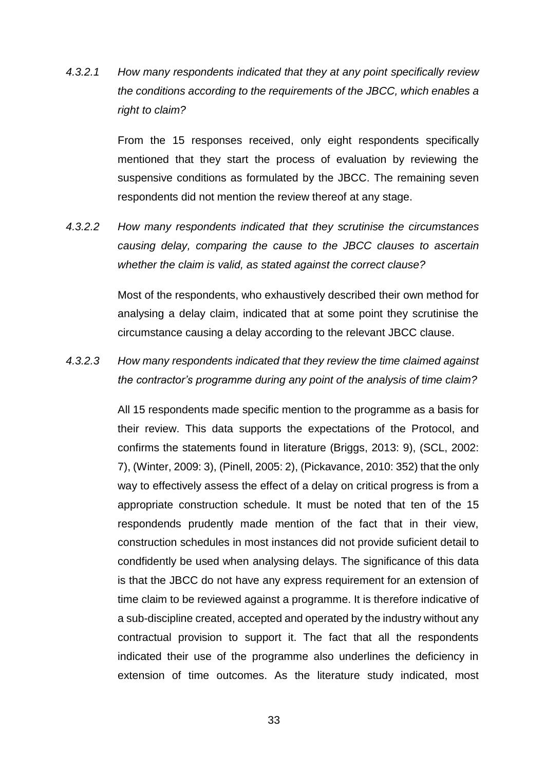*4.3.2.1 How many respondents indicated that they at any point specifically review the conditions according to the requirements of the JBCC, which enables a right to claim?*

From the 15 responses received, only eight respondents specifically mentioned that they start the process of evaluation by reviewing the suspensive conditions as formulated by the JBCC. The remaining seven respondents did not mention the review thereof at any stage.

*4.3.2.2 How many respondents indicated that they scrutinise the circumstances causing delay, comparing the cause to the JBCC clauses to ascertain whether the claim is valid, as stated against the correct clause?*

Most of the respondents, who exhaustively described their own method for analysing a delay claim, indicated that at some point they scrutinise the circumstance causing a delay according to the relevant JBCC clause.

*4.3.2.3 How many respondents indicated that they review the time claimed against the contractor's programme during any point of the analysis of time claim?*

All 15 respondents made specific mention to the programme as a basis for their review. This data supports the expectations of the Protocol, and confirms the statements found in literature (Briggs, 2013: 9), (SCL, 2002: 7), (Winter, 2009: 3), (Pinell, 2005: 2), (Pickavance, 2010: 352) that the only way to effectively assess the effect of a delay on critical progress is from a appropriate construction schedule. It must be noted that ten of the 15 respondends prudently made mention of the fact that in their view, construction schedules in most instances did not provide suficient detail to condfidently be used when analysing delays. The significance of this data is that the JBCC do not have any express requirement for an extension of time claim to be reviewed against a programme. It is therefore indicative of a sub-discipline created, accepted and operated by the industry without any contractual provision to support it. The fact that all the respondents indicated their use of the programme also underlines the deficiency in extension of time outcomes. As the literature study indicated, most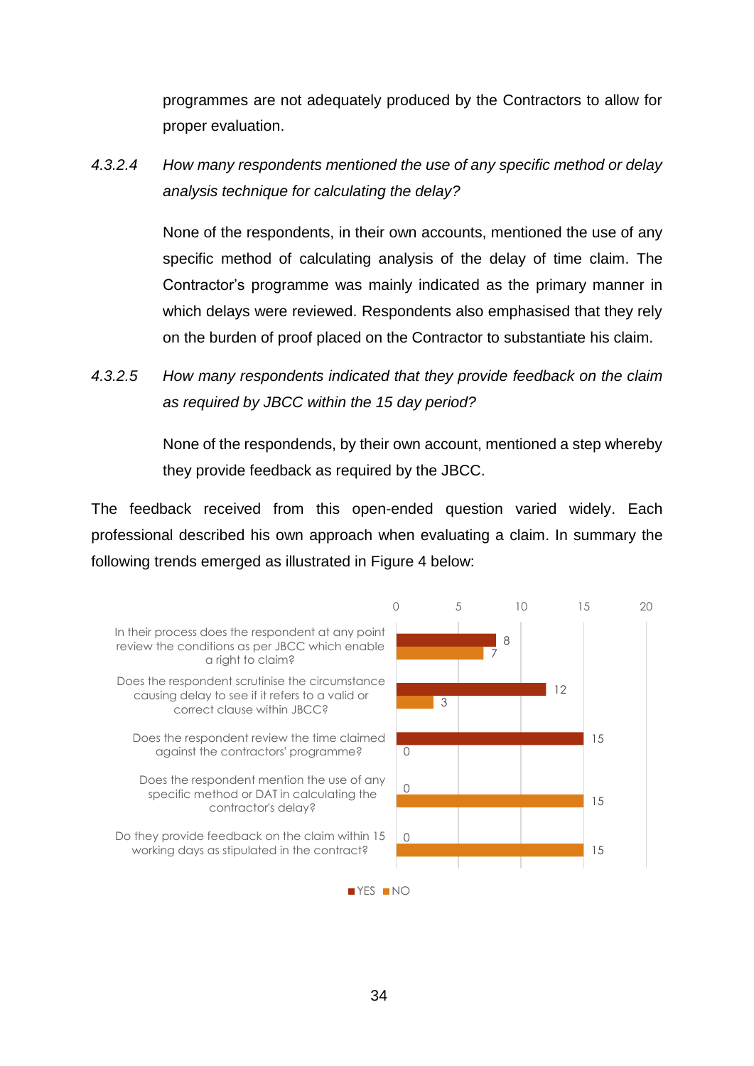programmes are not adequately produced by the Contractors to allow for proper evaluation.

*4.3.2.4 How many respondents mentioned the use of any specific method or delay analysis technique for calculating the delay?*

None of the respondents, in their own accounts, mentioned the use of any specific method of calculating analysis of the delay of time claim. The Contractor's programme was mainly indicated as the primary manner in which delays were reviewed. Respondents also emphasised that they rely on the burden of proof placed on the Contractor to substantiate his claim.

*4.3.2.5 How many respondents indicated that they provide feedback on the claim as required by JBCC within the 15 day period?*

None of the respondends, by their own account, mentioned a step whereby they provide feedback as required by the JBCC.

The feedback received from this open-ended question varied widely. Each professional described his own approach when evaluating a claim. In summary the following trends emerged as illustrated in Figure 4 below:

| Question | YES | NO |
|---|---|---|
| In their process does the respondent at any point review the conditions as per JBCC which enable a right to claim? | 8 | 7 |
| Does the respondent scrutinise the circumstance causing delay to see if it refers to a valid or correct clause within JBCC? | 12 | 3 |
| Does the respondent review the time claimed against the contractors' programme? | 15 | 0 |
| Does the respondent mention the use of any specific method or DAT in calculating the contractor's delay? | 0 | 15 |
| Do they provide feedback on the claim within 15 working days as stipulated in the contract? | 0 | 15 |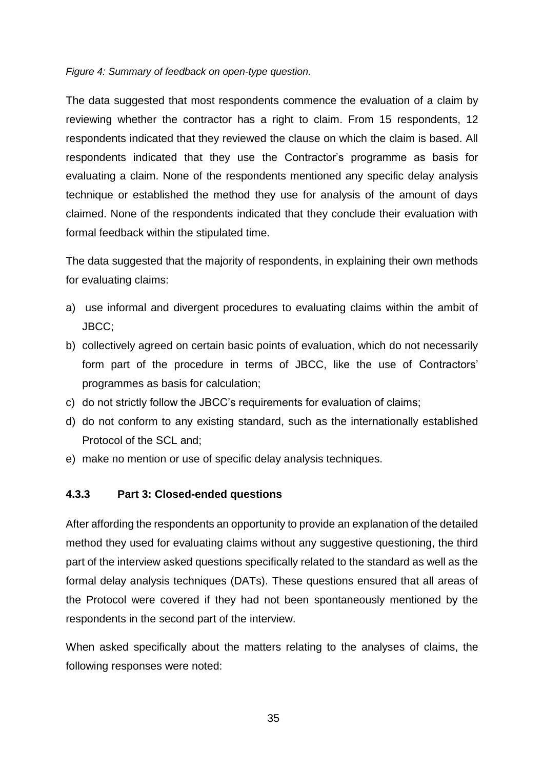*Figure 4: Summary of feedback on open-type question.*

The data suggested that most respondents commence the evaluation of a claim by reviewing whether the contractor has a right to claim. From 15 respondents, 12 respondents indicated that they reviewed the clause on which the claim is based. All respondents indicated that they use the Contractor's programme as basis for evaluating a claim. None of the respondents mentioned any specific delay analysis technique or established the method they use for analysis of the amount of days claimed. None of the respondents indicated that they conclude their evaluation with formal feedback within the stipulated time.

The data suggested that the majority of respondents, in explaining their own methods for evaluating claims:

a) use informal and divergent procedures to evaluating claims within the ambit of JBCC;
b) collectively agreed on certain basic points of evaluation, which do not necessarily form part of the procedure in terms of JBCC, like the use of Contractors' programmes as basis for calculation;
c) do not strictly follow the JBCC's requirements for evaluation of claims;
d) do not conform to any existing standard, such as the internationally established Protocol of the SCL and;
e) make no mention or use of specific delay analysis techniques.

### 4.3.3 Part 3: Closed-ended questions

After affording the respondents an opportunity to provide an explanation of the detailed method they used for evaluating claims without any suggestive questioning, the third part of the interview asked questions specifically related to the standard as well as the formal delay analysis techniques (DATs). These questions ensured that all areas of the Protocol were covered if they had not been spontaneously mentioned by the respondents in the second part of the interview.

When asked specifically about the matters relating to the analyses of claims, the following responses were noted: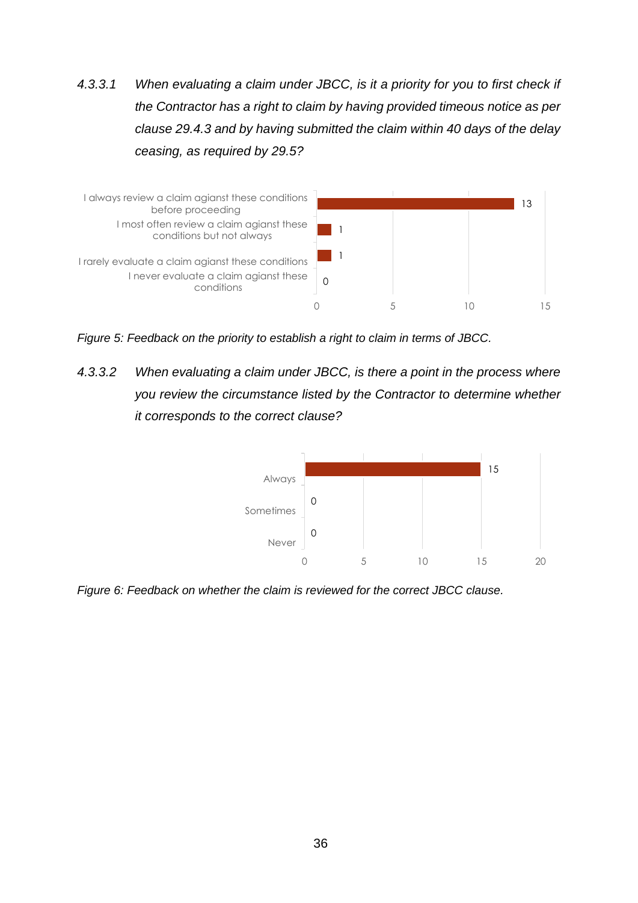*4.3.3.1 When evaluating a claim under JBCC, is it a priority for you to first check if the Contractor has a right to claim by having provided timeous notice as per clause 29.4.3 and by having submitted the claim within 40 days of the delay ceasing, as required by 29.5?*

| Response | Count |
|---|---|
| I always review a claim agianst these conditions before proceeding | 13 |
| I most often review a claim agianst these conditions but not always | 1 |
| I rarely evaluate a claim agianst these conditions | 1 |
| I never evaluate a claim agianst these conditions | 0 |

*Figure 5: Feedback on the priority to establish a right to claim in terms of JBCC.*

*4.3.3.2 When evaluating a claim under JBCC, is there a point in the process where you review the circumstance listed by the Contractor to determine whether it corresponds to the correct clause?*

| Response | Count |
|---|---|
| Always | 15 |
| Sometimes | 0 |
| Never | 0 |

*Figure 6: Feedback on whether the claim is reviewed for the correct JBCC clause.*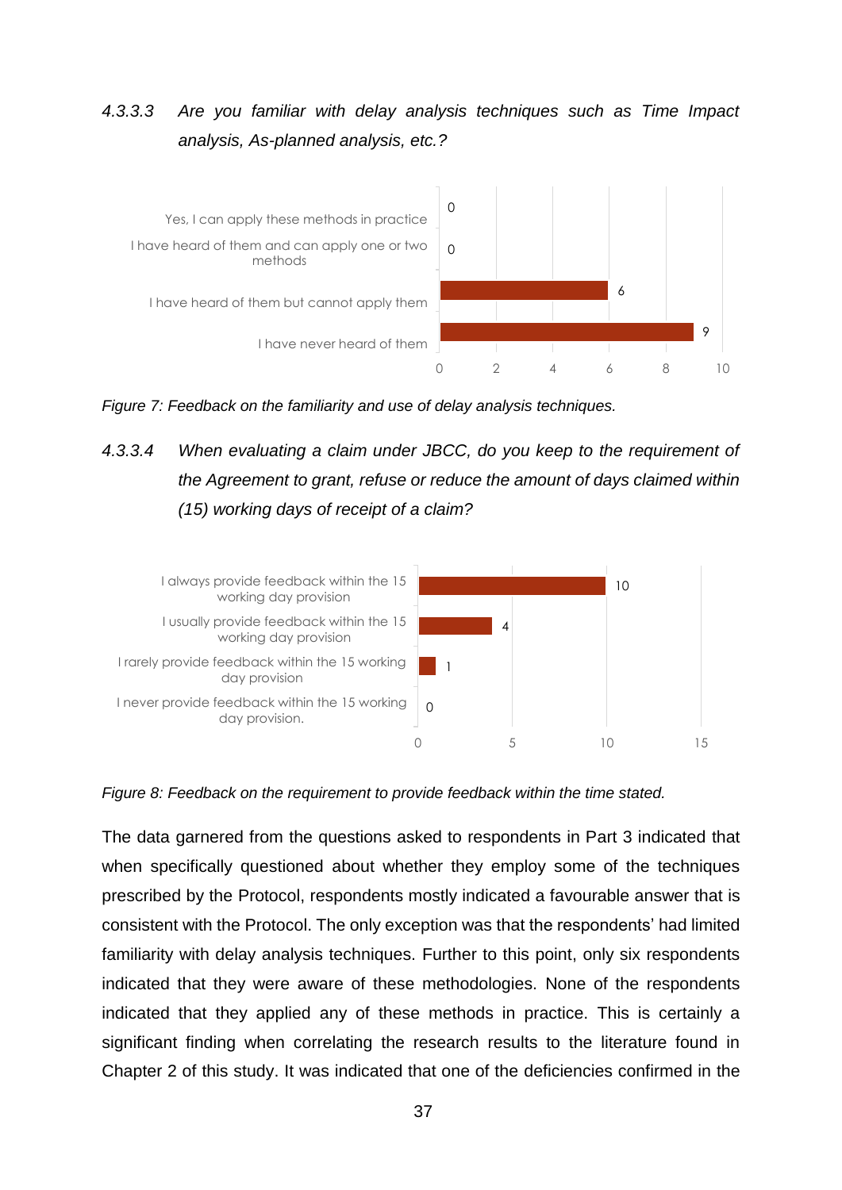*4.3.3.3 Are you familiar with delay analysis techniques such as Time Impact analysis, As-planned analysis, etc.?*

| Response | Count |
|---|---|
| Yes, I can apply these methods in practice | 0 |
| I have heard of them and can apply one or two methods | 0 |
| I have heard of them but cannot apply them | 6 |
| I have never heard of them | 9 |

*Figure 7: Feedback on the familiarity and use of delay analysis techniques.*

*4.3.3.4 When evaluating a claim under JBCC, do you keep to the requirement of the Agreement to grant, refuse or reduce the amount of days claimed within (15) working days of receipt of a claim?*

| Response | Count |
|---|---|
| I always provide feedback within the 15 working day provision | 10 |
| I usually provide feedback within the 15 working day provision | 4 |
| I rarely provide feedback within the 15 working day provision | 1 |
| I never provide feedback within the 15 working day provision. | 0 |

*Figure 8: Feedback on the requirement to provide feedback within the time stated.*

The data garnered from the questions asked to respondents in Part 3 indicated that when specifically questioned about whether they employ some of the techniques prescribed by the Protocol, respondents mostly indicated a favourable answer that is consistent with the Protocol. The only exception was that the respondents' had limited familiarity with delay analysis techniques. Further to this point, only six respondents indicated that they were aware of these methodologies. None of the respondents indicated that they applied any of these methods in practice. This is certainly a significant finding when correlating the research results to the literature found in Chapter 2 of this study. It was indicated that one of the deficiencies confirmed in the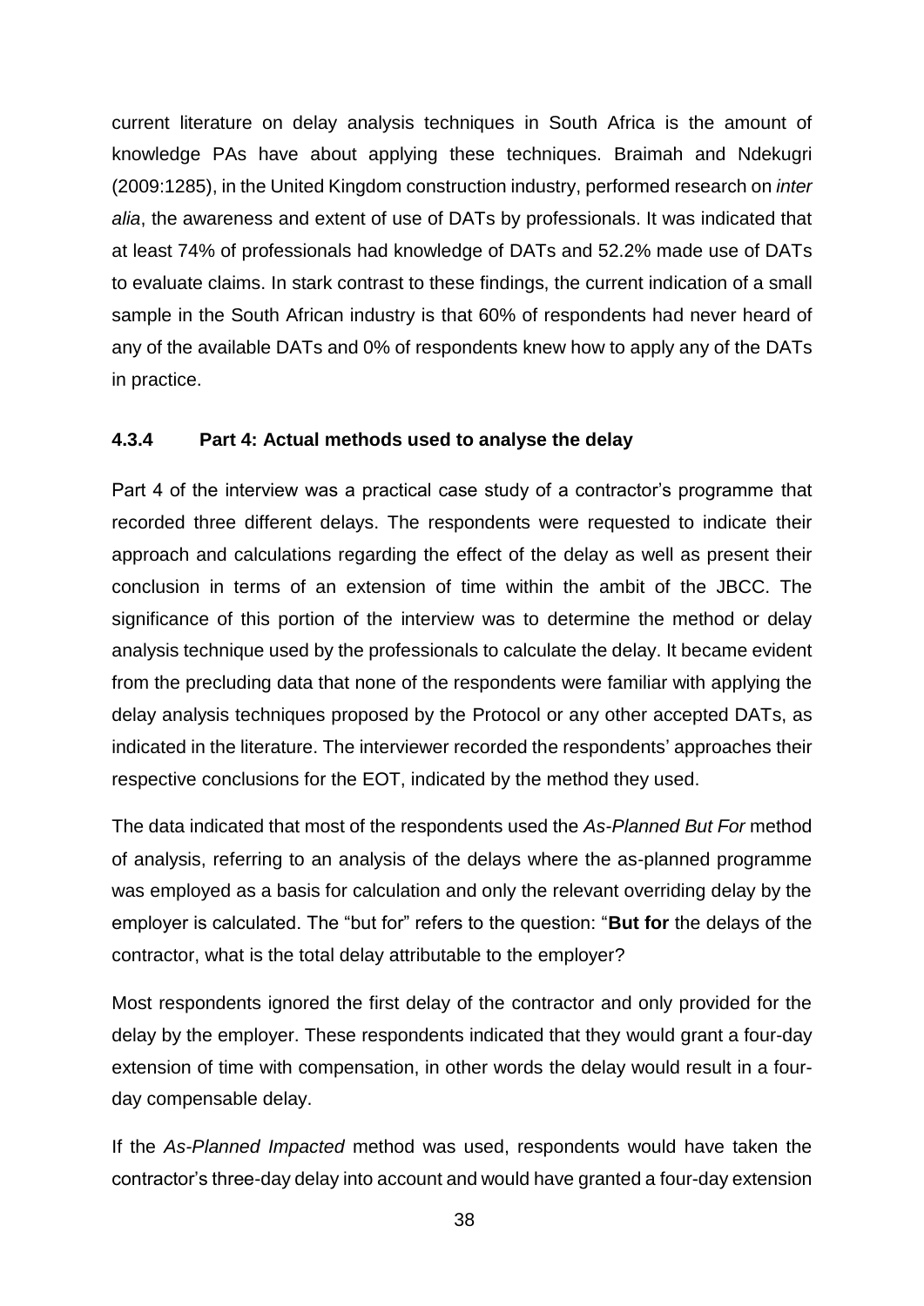current literature on delay analysis techniques in South Africa is the amount of knowledge PAs have about applying these techniques. Braimah and Ndekugri (2009:1285), in the United Kingdom construction industry, performed research on *inter alia*, the awareness and extent of use of DATs by professionals. It was indicated that at least 74% of professionals had knowledge of DATs and 52.2% made use of DATs to evaluate claims. In stark contrast to these findings, the current indication of a small sample in the South African industry is that 60% of respondents had never heard of any of the available DATs and 0% of respondents knew how to apply any of the DATs in practice.

### 4.3.4 Part 4: Actual methods used to analyse the delay

Part 4 of the interview was a practical case study of a contractor's programme that recorded three different delays. The respondents were requested to indicate their approach and calculations regarding the effect of the delay as well as present their conclusion in terms of an extension of time within the ambit of the JBCC. The significance of this portion of the interview was to determine the method or delay analysis technique used by the professionals to calculate the delay. It became evident from the precluding data that none of the respondents were familiar with applying the delay analysis techniques proposed by the Protocol or any other accepted DATs, as indicated in the literature. The interviewer recorded the respondents' approaches their respective conclusions for the EOT, indicated by the method they used.

The data indicated that most of the respondents used the *As-Planned But For* method of analysis, referring to an analysis of the delays where the as-planned programme was employed as a basis for calculation and only the relevant overriding delay by the employer is calculated. The "but for" refers to the question: "**But for** the delays of the contractor, what is the total delay attributable to the employer?

Most respondents ignored the first delay of the contractor and only provided for the delay by the employer. These respondents indicated that they would grant a four-day extension of time with compensation, in other words the delay would result in a four-day compensable delay.

If the *As-Planned Impacted* method was used, respondents would have taken the contractor's three-day delay into account and would have granted a four-day extension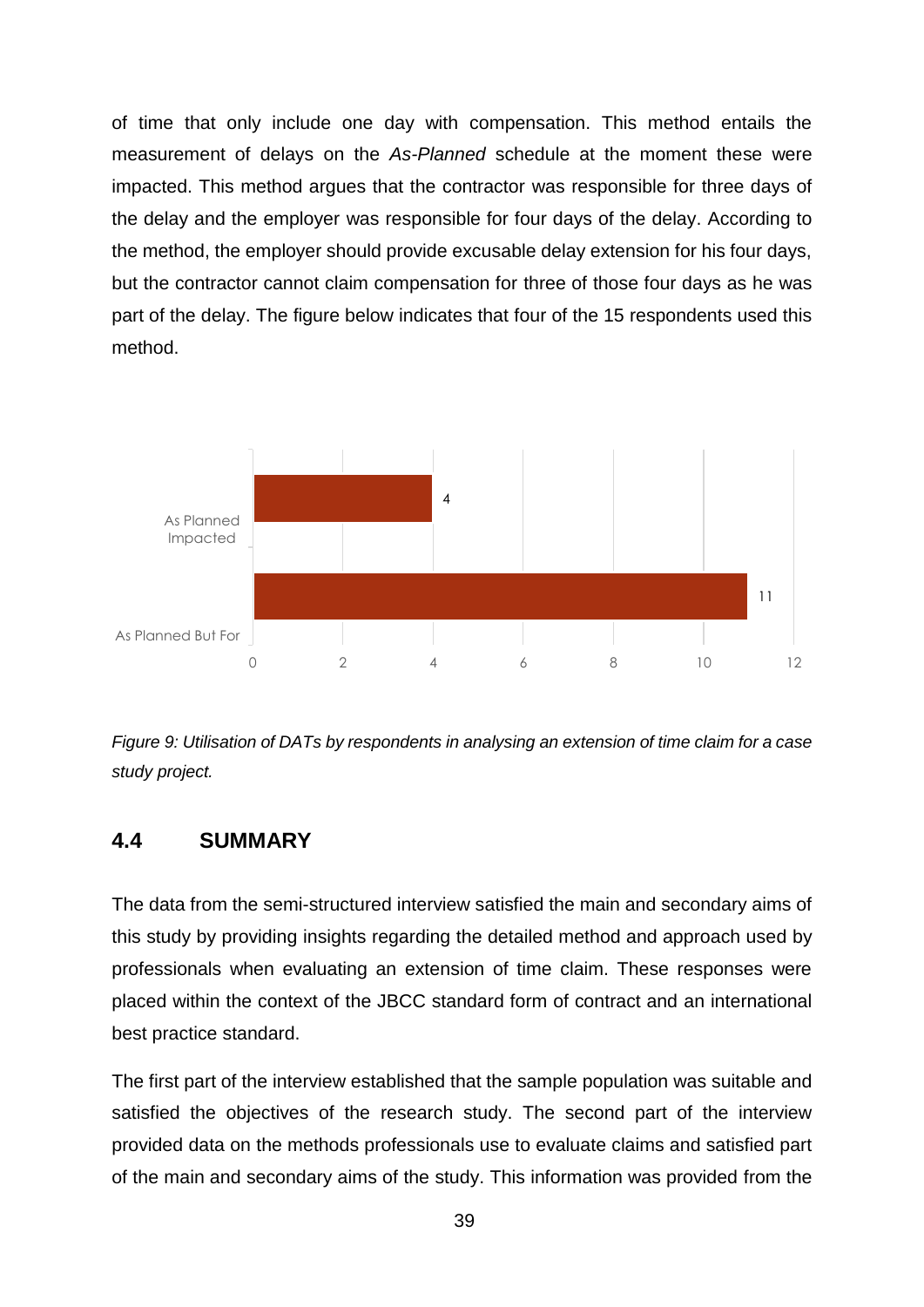of time that only include one day with compensation. This method entails the measurement of delays on the *As-Planned* schedule at the moment these were impacted. This method argues that the contractor was responsible for three days of the delay and the employer was responsible for four days of the delay. According to the method, the employer should provide excusable delay extension for his four days, but the contractor cannot claim compensation for three of those four days as he was part of the delay. The figure below indicates that four of the 15 respondents used this method.

*Figure 9: Utilisation of DATs by respondents in analysing an extension of time claim for a case study project.*

## 4.4 SUMMARY

The data from the semi-structured interview satisfied the main and secondary aims of this study by providing insights regarding the detailed method and approach used by professionals when evaluating an extension of time claim. These responses were placed within the context of the JBCC standard form of contract and an international best practice standard.

The first part of the interview established that the sample population was suitable and satisfied the objectives of the research study. The second part of the interview provided data on the methods professionals use to evaluate claims and satisfied part of the main and secondary aims of the study. This information was provided from the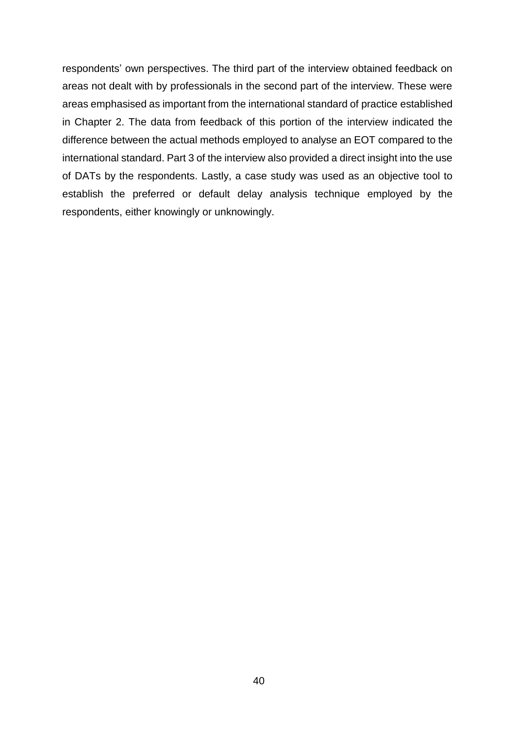respondents' own perspectives. The third part of the interview obtained feedback on areas not dealt with by professionals in the second part of the interview. These were areas emphasised as important from the international standard of practice established in Chapter 2. The data from feedback of this portion of the interview indicated the difference between the actual methods employed to analyse an EOT compared to the international standard. Part 3 of the interview also provided a direct insight into the use of DATs by the respondents. Lastly, a case study was used as an objective tool to establish the preferred or default delay analysis technique employed by the respondents, either knowingly or unknowingly.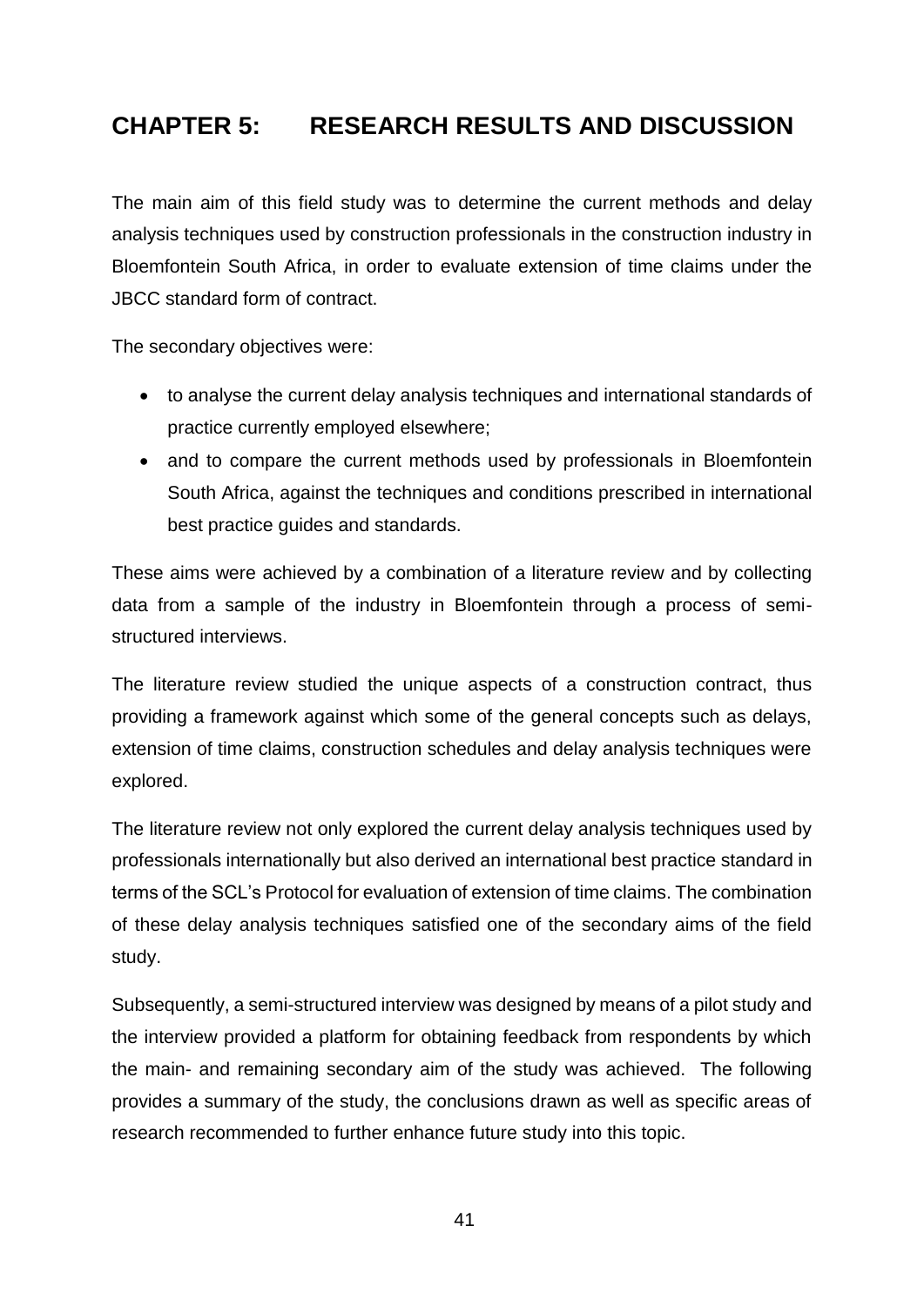# CHAPTER 5: RESEARCH RESULTS AND DISCUSSION

The main aim of this field study was to determine the current methods and delay analysis techniques used by construction professionals in the construction industry in Bloemfontein South Africa, in order to evaluate extension of time claims under the JBCC standard form of contract.

The secondary objectives were:

- to analyse the current delay analysis techniques and international standards of practice currently employed elsewhere;
- and to compare the current methods used by professionals in Bloemfontein South Africa, against the techniques and conditions prescribed in international best practice guides and standards.

These aims were achieved by a combination of a literature review and by collecting data from a sample of the industry in Bloemfontein through a process of semi-structured interviews.

The literature review studied the unique aspects of a construction contract, thus providing a framework against which some of the general concepts such as delays, extension of time claims, construction schedules and delay analysis techniques were explored.

The literature review not only explored the current delay analysis techniques used by professionals internationally but also derived an international best practice standard in terms of the SCL's Protocol for evaluation of extension of time claims. The combination of these delay analysis techniques satisfied one of the secondary aims of the field study.

Subsequently, a semi-structured interview was designed by means of a pilot study and the interview provided a platform for obtaining feedback from respondents by which the main- and remaining secondary aim of the study was achieved. The following provides a summary of the study, the conclusions drawn as well as specific areas of research recommended to further enhance future study into this topic.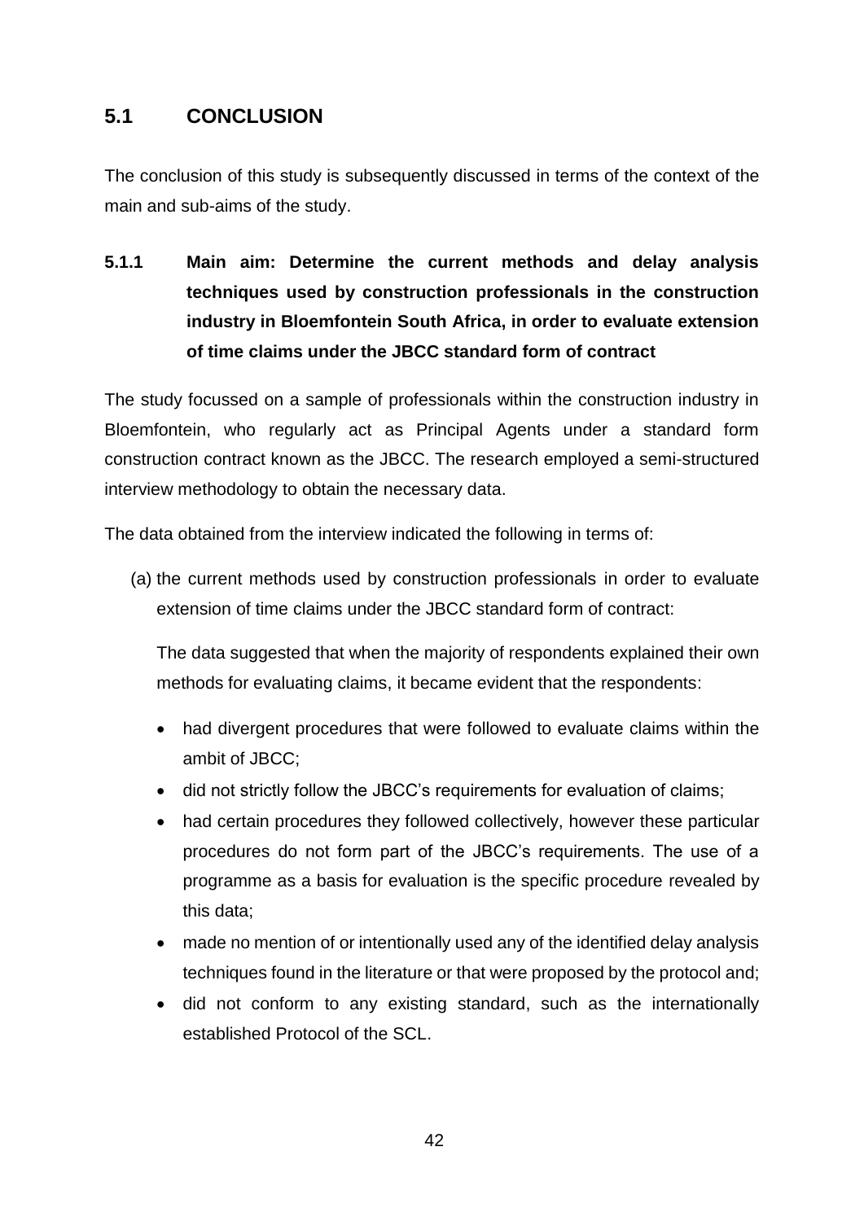## 5.1 CONCLUSION

The conclusion of this study is subsequently discussed in terms of the context of the main and sub-aims of the study.

### 5.1.1 Main aim: Determine the current methods and delay analysis techniques used by construction professionals in the construction industry in Bloemfontein South Africa, in order to evaluate extension of time claims under the JBCC standard form of contract

The study focussed on a sample of professionals within the construction industry in Bloemfontein, who regularly act as Principal Agents under a standard form construction contract known as the JBCC. The research employed a semi-structured interview methodology to obtain the necessary data.

The data obtained from the interview indicated the following in terms of:

(a) the current methods used by construction professionals in order to evaluate extension of time claims under the JBCC standard form of contract:

The data suggested that when the majority of respondents explained their own methods for evaluating claims, it became evident that the respondents:

- had divergent procedures that were followed to evaluate claims within the ambit of JBCC;
- did not strictly follow the JBCC's requirements for evaluation of claims;
- had certain procedures they followed collectively, however these particular procedures do not form part of the JBCC's requirements. The use of a programme as a basis for evaluation is the specific procedure revealed by this data;
- made no mention of or intentionally used any of the identified delay analysis techniques found in the literature or that were proposed by the protocol and;
- did not conform to any existing standard, such as the internationally established Protocol of the SCL.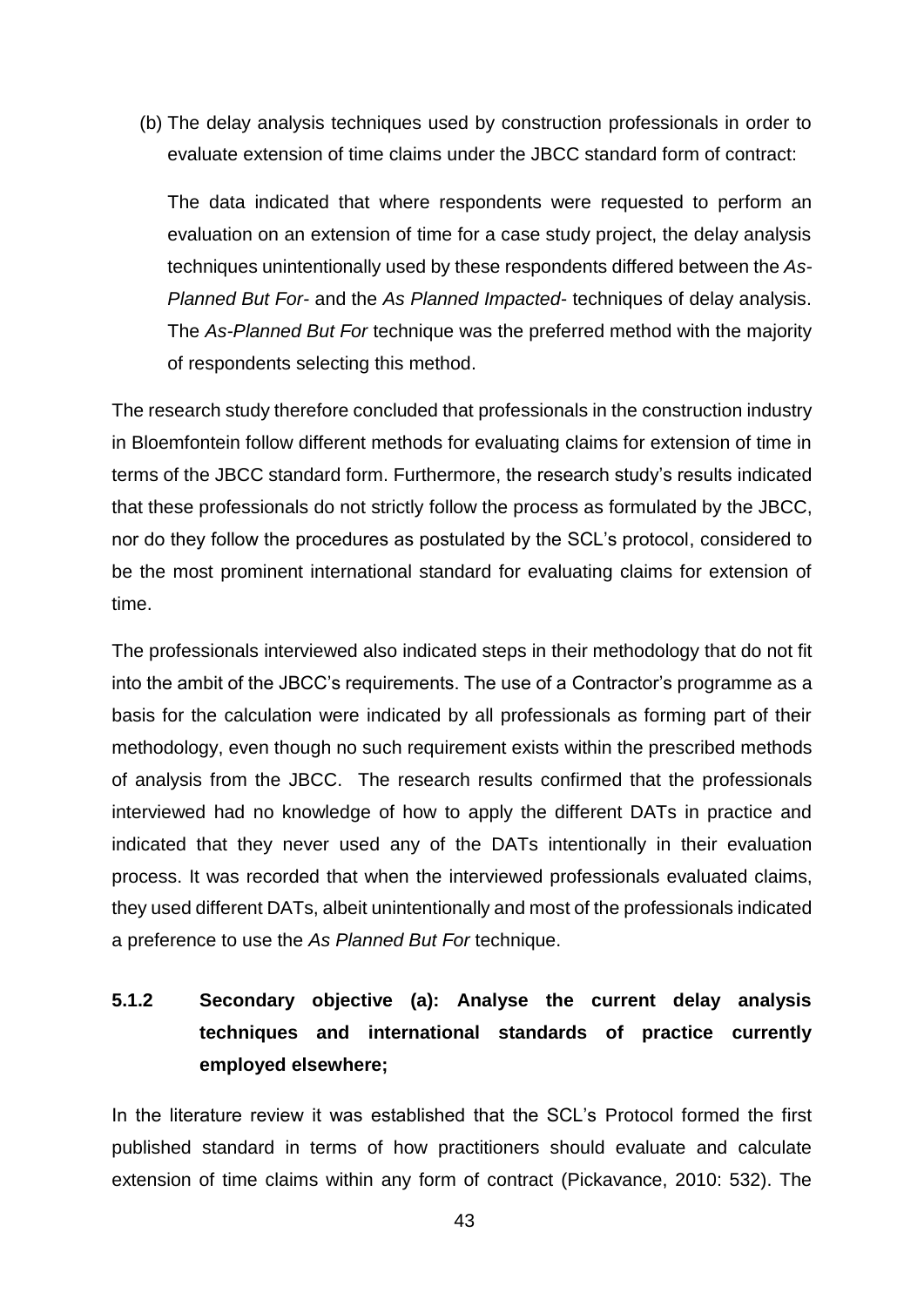(b) The delay analysis techniques used by construction professionals in order to evaluate extension of time claims under the JBCC standard form of contract:

The data indicated that where respondents were requested to perform an evaluation on an extension of time for a case study project, the delay analysis techniques unintentionally used by these respondents differed between the *As-Planned But For-* and the *As Planned Impacted-* techniques of delay analysis. The *As-Planned But For* technique was the preferred method with the majority of respondents selecting this method.

The research study therefore concluded that professionals in the construction industry in Bloemfontein follow different methods for evaluating claims for extension of time in terms of the JBCC standard form. Furthermore, the research study's results indicated that these professionals do not strictly follow the process as formulated by the JBCC, nor do they follow the procedures as postulated by the SCL's protocol, considered to be the most prominent international standard for evaluating claims for extension of time.

The professionals interviewed also indicated steps in their methodology that do not fit into the ambit of the JBCC's requirements. The use of a Contractor's programme as a basis for the calculation were indicated by all professionals as forming part of their methodology, even though no such requirement exists within the prescribed methods of analysis from the JBCC. The research results confirmed that the professionals interviewed had no knowledge of how to apply the different DATs in practice and indicated that they never used any of the DATs intentionally in their evaluation process. It was recorded that when the interviewed professionals evaluated claims, they used different DATs, albeit unintentionally and most of the professionals indicated a preference to use the *As Planned But For* technique.

### 5.1.2 Secondary objective (a): Analyse the current delay analysis techniques and international standards of practice currently employed elsewhere;

In the literature review it was established that the SCL's Protocol formed the first published standard in terms of how practitioners should evaluate and calculate extension of time claims within any form of contract (Pickavance, 2010: 532). The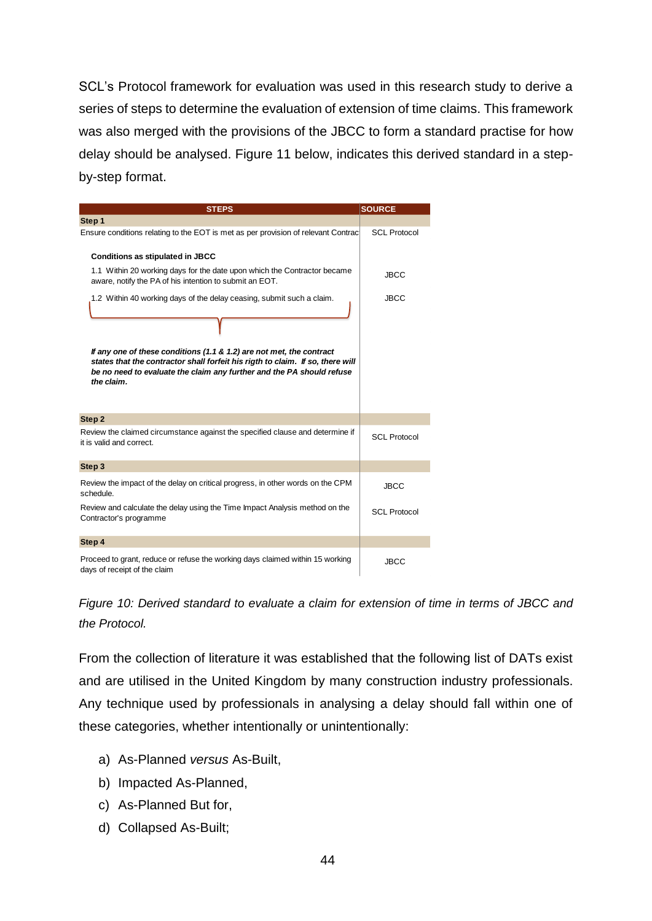SCL's Protocol framework for evaluation was used in this research study to derive a series of steps to determine the evaluation of extension of time claims. This framework was also merged with the provisions of the JBCC to form a standard practise for how delay should be analysed. Figure 11 below, indicates this derived standard in a step-by-step format.

| STEPS | SOURCE |
|---|---|
| **Step 1** | |
| Ensure conditions relating to the EOT is met as per provision of relevant Contrac | SCL Protocol |
| **Conditions as stipulated in JBCC** | |
| 1.1 Within 20 working days for the date upon which the Contractor became aware, notify the PA of his intention to submit an EOT. | JBCC |
| 1.2 Within 40 working days of the delay ceasing, submit such a claim. | JBCC |
| ***If any one of these conditions (1.1 & 1.2) are not met, the contract states that the contractor shall forfeit his rigth to claim. If so, there will be no need to evaluate the claim any further and the PA should refuse the claim.*** | |
| **Step 2** | |
| Review the claimed circumstance against the specified clause and determine if it is valid and correct. | SCL Protocol |
| **Step 3** | |
| Review the impact of the delay on critical progress, in other words on the CPM schedule. | JBCC |
| Review and calculate the delay using the Time Impact Analysis method on the Contractor's programme | SCL Protocol |
| **Step 4** | |
| Proceed to grant, reduce or refuse the working days claimed within 15 working days of receipt of the claim | JBCC |

*Figure 10: Derived standard to evaluate a claim for extension of time in terms of JBCC and the Protocol.*

From the collection of literature it was established that the following list of DATs exist and are utilised in the United Kingdom by many construction industry professionals. Any technique used by professionals in analysing a delay should fall within one of these categories, whether intentionally or unintentionally:

a) As-Planned *versus* As-Built,
b) Impacted As-Planned,
c) As-Planned But for,
d) Collapsed As-Built;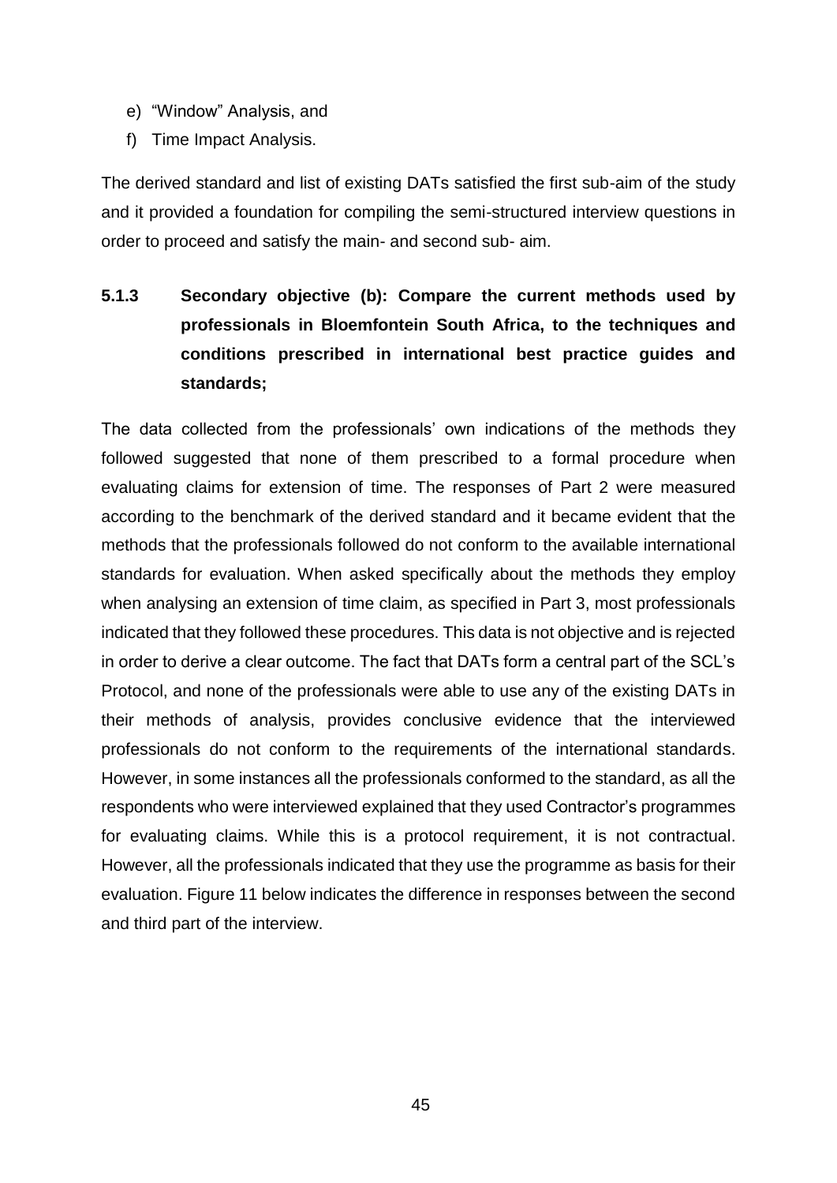e) “Window” Analysis, and
f) Time Impact Analysis.

The derived standard and list of existing DATs satisfied the first sub-aim of the study and it provided a foundation for compiling the semi-structured interview questions in order to proceed and satisfy the main- and second sub- aim.

### 5.1.3 Secondary objective (b): Compare the current methods used by professionals in Bloemfontein South Africa, to the techniques and conditions prescribed in international best practice guides and standards;

The data collected from the professionals’ own indications of the methods they followed suggested that none of them prescribed to a formal procedure when evaluating claims for extension of time. The responses of Part 2 were measured according to the benchmark of the derived standard and it became evident that the methods that the professionals followed do not conform to the available international standards for evaluation. When asked specifically about the methods they employ when analysing an extension of time claim, as specified in Part 3, most professionals indicated that they followed these procedures. This data is not objective and is rejected in order to derive a clear outcome. The fact that DATs form a central part of the SCL’s Protocol, and none of the professionals were able to use any of the existing DATs in their methods of analysis, provides conclusive evidence that the interviewed professionals do not conform to the requirements of the international standards. However, in some instances all the professionals conformed to the standard, as all the respondents who were interviewed explained that they used Contractor’s programmes for evaluating claims. While this is a protocol requirement, it is not contractual. However, all the professionals indicated that they use the programme as basis for their evaluation. Figure 11 below indicates the difference in responses between the second and third part of the interview.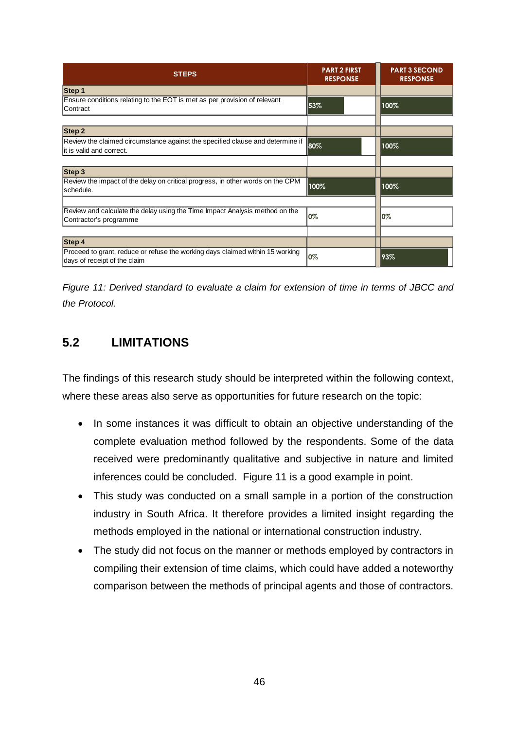| STEPS | PART 2 FIRST RESPONSE | PART 3 SECOND RESPONSE |
|---|---|---|
| **Step 1** | | |
| Ensure conditions relating to the EOT is met as per provision of relevant Contract | 53% | 100% |
| **Step 2** | | |
| Review the claimed circumstance against the specified clause and determine if it is valid and correct. | 80% | 100% |
| **Step 3** | | |
| Review the impact of the delay on critical progress, in other words on the CPM schedule. | 100% | 100% |
| Review and calculate the delay using the Time Impact Analysis method on the Contractor's programme | 0% | 0% |
| **Step 4** | | |
| Proceed to grant, reduce or refuse the working days claimed within 15 working days of receipt of the claim | 0% | 93% |

*Figure 11: Derived standard to evaluate a claim for extension of time in terms of JBCC and the Protocol.*

## 5.2 LIMITATIONS

The findings of this research study should be interpreted within the following context, where these areas also serve as opportunities for future research on the topic:

- In some instances it was difficult to obtain an objective understanding of the complete evaluation method followed by the respondents. Some of the data received were predominantly qualitative and subjective in nature and limited inferences could be concluded. Figure 11 is a good example in point.
- This study was conducted on a small sample in a portion of the construction industry in South Africa. It therefore provides a limited insight regarding the methods employed in the national or international construction industry.
- The study did not focus on the manner or methods employed by contractors in compiling their extension of time claims, which could have added a noteworthy comparison between the methods of principal agents and those of contractors.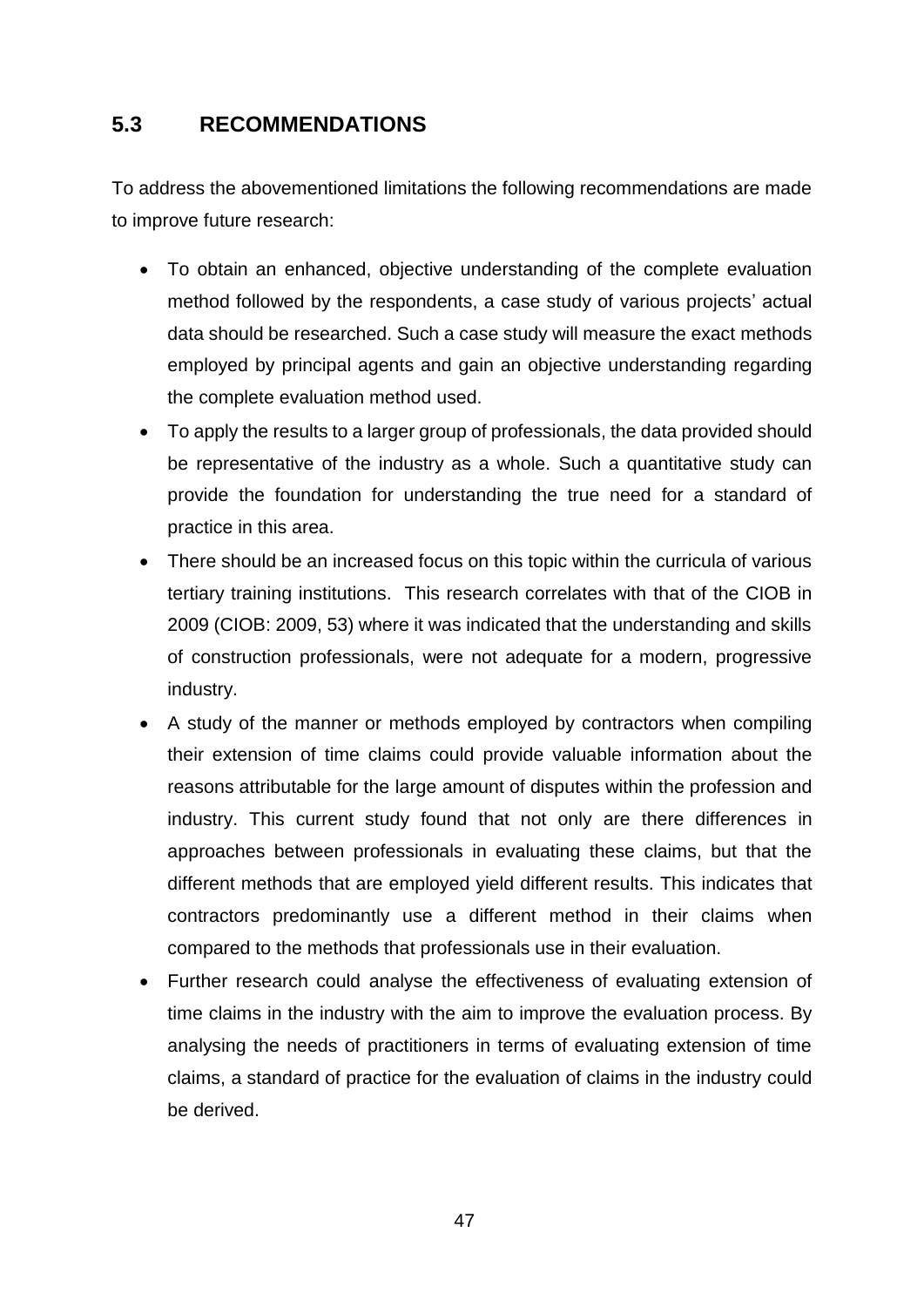## 5.3 RECOMMENDATIONS

To address the abovementioned limitations the following recommendations are made to improve future research:

- To obtain an enhanced, objective understanding of the complete evaluation method followed by the respondents, a case study of various projects' actual data should be researched. Such a case study will measure the exact methods employed by principal agents and gain an objective understanding regarding the complete evaluation method used.
- To apply the results to a larger group of professionals, the data provided should be representative of the industry as a whole. Such a quantitative study can provide the foundation for understanding the true need for a standard of practice in this area.
- There should be an increased focus on this topic within the curricula of various tertiary training institutions. This research correlates with that of the CIOB in 2009 (CIOB: 2009, 53) where it was indicated that the understanding and skills of construction professionals, were not adequate for a modern, progressive industry.
- A study of the manner or methods employed by contractors when compiling their extension of time claims could provide valuable information about the reasons attributable for the large amount of disputes within the profession and industry. This current study found that not only are there differences in approaches between professionals in evaluating these claims, but that the different methods that are employed yield different results. This indicates that contractors predominantly use a different method in their claims when compared to the methods that professionals use in their evaluation.
- Further research could analyse the effectiveness of evaluating extension of time claims in the industry with the aim to improve the evaluation process. By analysing the needs of practitioners in terms of evaluating extension of time claims, a standard of practice for the evaluation of claims in the industry could be derived.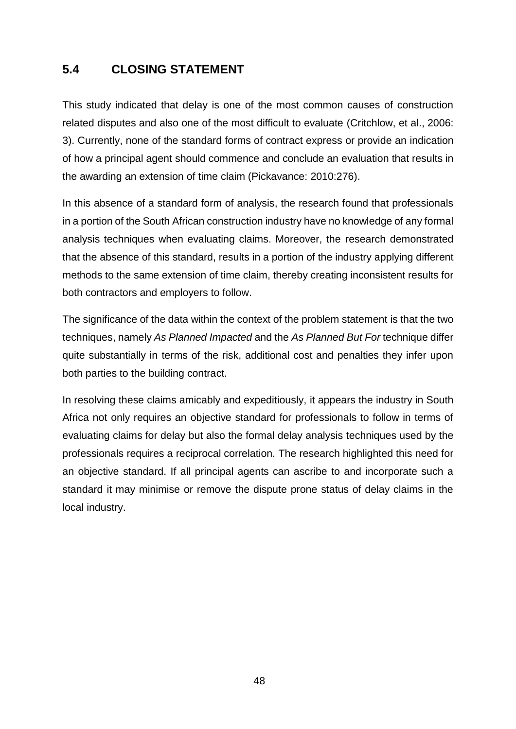## 5.4 CLOSING STATEMENT

This study indicated that delay is one of the most common causes of construction related disputes and also one of the most difficult to evaluate (Critchlow, et al., 2006: 3). Currently, none of the standard forms of contract express or provide an indication of how a principal agent should commence and conclude an evaluation that results in the awarding an extension of time claim (Pickavance: 2010:276).

In this absence of a standard form of analysis, the research found that professionals in a portion of the South African construction industry have no knowledge of any formal analysis techniques when evaluating claims. Moreover, the research demonstrated that the absence of this standard, results in a portion of the industry applying different methods to the same extension of time claim, thereby creating inconsistent results for both contractors and employers to follow.

The significance of the data within the context of the problem statement is that the two techniques, namely *As Planned Impacted* and the *As Planned But For* technique differ quite substantially in terms of the risk, additional cost and penalties they infer upon both parties to the building contract.

In resolving these claims amicably and expeditiously, it appears the industry in South Africa not only requires an objective standard for professionals to follow in terms of evaluating claims for delay but also the formal delay analysis techniques used by the professionals requires a reciprocal correlation. The research highlighted this need for an objective standard. If all principal agents can ascribe to and incorporate such a standard it may minimise or remove the dispute prone status of delay claims in the local industry.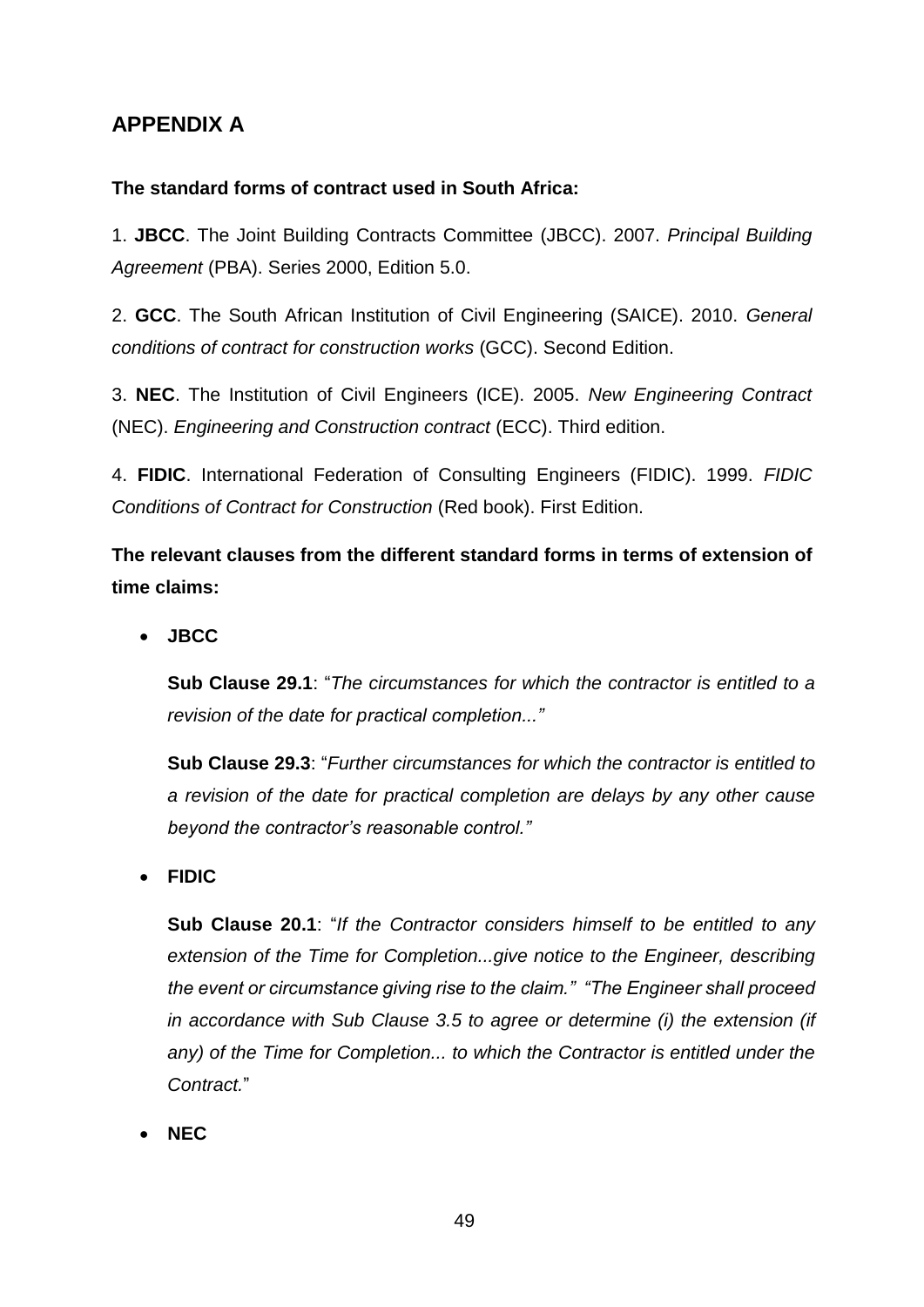## APPENDIX A

**The standard forms of contract used in South Africa:**

1. **JBCC**. The Joint Building Contracts Committee (JBCC). 2007. *Principal Building Agreement* (PBA). Series 2000, Edition 5.0.

2. **GCC**. The South African Institution of Civil Engineering (SAICE). 2010. *General conditions of contract for construction works* (GCC). Second Edition.

3. **NEC**. The Institution of Civil Engineers (ICE). 2005. *New Engineering Contract* (NEC). *Engineering and Construction contract* (ECC). Third edition.

4. **FIDIC**. International Federation of Consulting Engineers (FIDIC). 1999. *FIDIC Conditions of Contract for Construction* (Red book). First Edition.

**The relevant clauses from the different standard forms in terms of extension of time claims:**

- **JBCC**

  **Sub Clause 29.1**: "*The circumstances for which the contractor is entitled to a revision of the date for practical completion...*"

  **Sub Clause 29.3**: "*Further circumstances for which the contractor is entitled to a revision of the date for practical completion are delays by any other cause beyond the contractor's reasonable control.*"

- **FIDIC**

  **Sub Clause 20.1**: "*If the Contractor considers himself to be entitled to any extension of the Time for Completion...give notice to the Engineer, describing the event or circumstance giving rise to the claim.*" "*The Engineer shall proceed in accordance with Sub Clause 3.5 to agree or determine (i) the extension (if any) of the Time for Completion... to which the Contractor is entitled under the Contract.*"

- **NEC**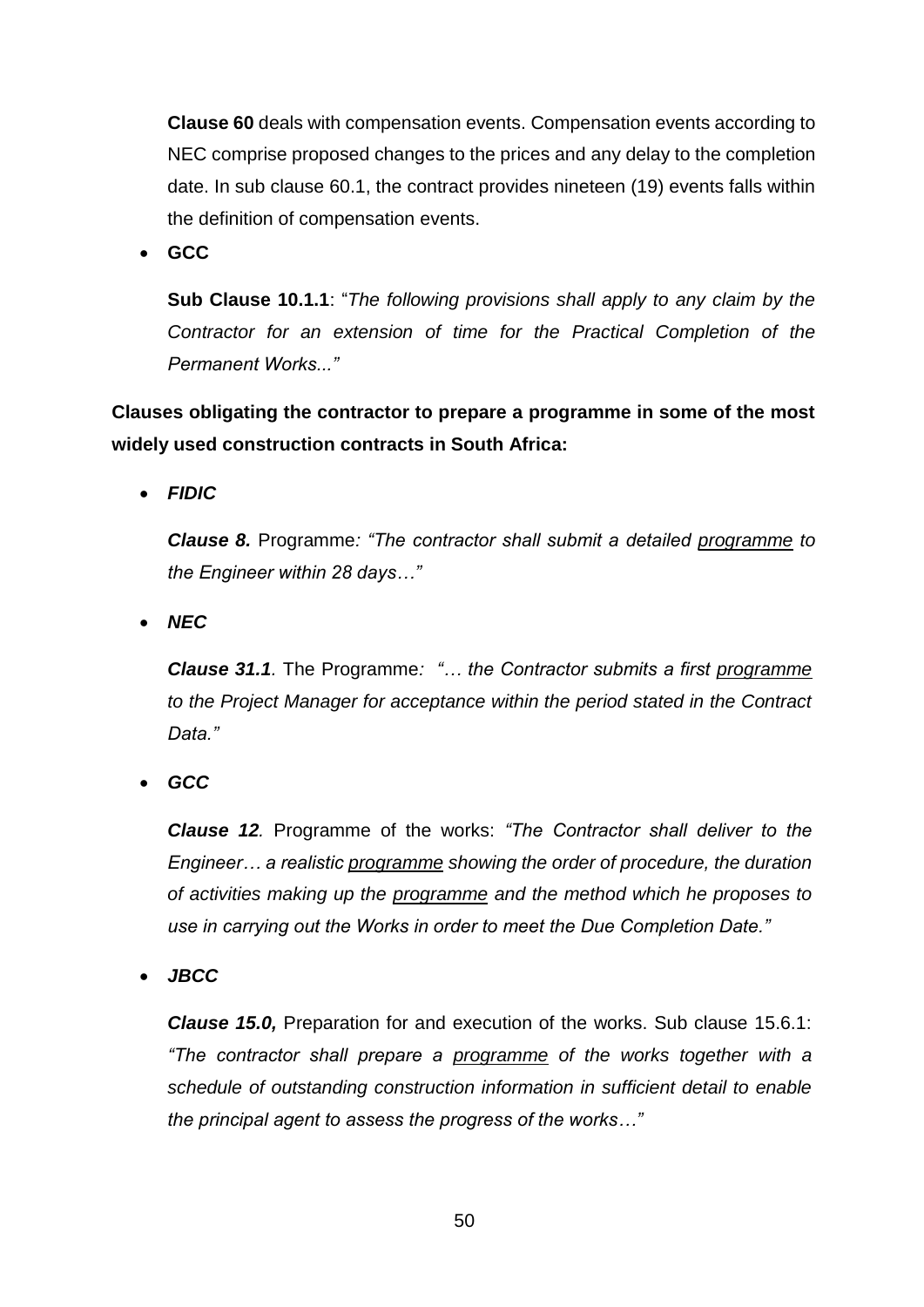**Clause 60** deals with compensation events. Compensation events according to NEC comprise proposed changes to the prices and any delay to the completion date. In sub clause 60.1, the contract provides nineteen (19) events falls within the definition of compensation events.

- **GCC**

  **Sub Clause 10.1.1**: "*The following provisions shall apply to any claim by the Contractor for an extension of time for the Practical Completion of the Permanent Works...*"

**Clauses obligating the contractor to prepare a programme in some of the most widely used construction contracts in South Africa:**

- ***FIDIC***

  ***Clause 8.*** Programme*: "The contractor shall submit a detailed <u>programme</u> to the Engineer within 28 days…"*

- ***NEC***

  ***Clause 31.1***. The Programme*: "… the Contractor submits a first <u>programme</u> to the Project Manager for acceptance within the period stated in the Contract Data."*

- ***GCC***

  ***Clause 12***. Programme of the works: *"The Contractor shall deliver to the Engineer… a realistic <u>programme</u> showing the order of procedure, the duration of activities making up the <u>programme</u> and the method which he proposes to use in carrying out the Works in order to meet the Due Completion Date."*

- ***JBCC***

  ***Clause 15.0,*** Preparation for and execution of the works. Sub clause 15.6.1: *"The contractor shall prepare a <u>programme</u> of the works together with a schedule of outstanding construction information in sufficient detail to enable the principal agent to assess the progress of the works…"*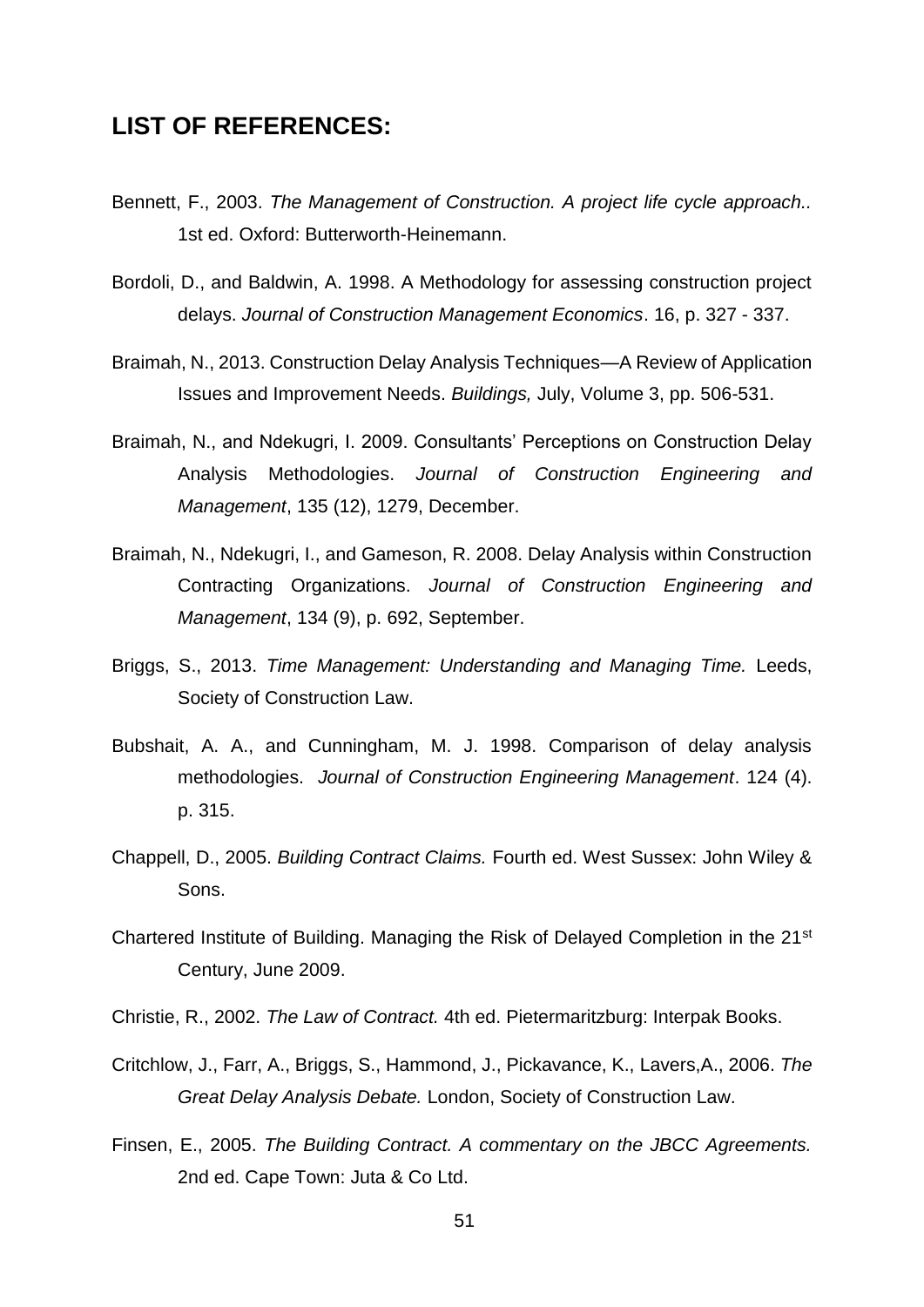## LIST OF REFERENCES:

Bennett, F., 2003. *The Management of Construction. A project life cycle approach..* 1st ed. Oxford: Butterworth-Heinemann.

Bordoli, D., and Baldwin, A. 1998. A Methodology for assessing construction project delays. *Journal of Construction Management Economics*. 16, p. 327 - 337.

Braimah, N., 2013. Construction Delay Analysis Techniques—A Review of Application Issues and Improvement Needs. *Buildings,* July, Volume 3, pp. 506-531.

Braimah, N., and Ndekugri, I. 2009. Consultants' Perceptions on Construction Delay Analysis Methodologies. *Journal of Construction Engineering and Management*, 135 (12), 1279, December.

Braimah, N., Ndekugri, I., and Gameson, R. 2008. Delay Analysis within Construction Contracting Organizations. *Journal of Construction Engineering and Management*, 134 (9), p. 692, September.

Briggs, S., 2013. *Time Management: Understanding and Managing Time.* Leeds, Society of Construction Law.

Bubshait, A. A., and Cunningham, M. J. 1998. Comparison of delay analysis methodologies. *Journal of Construction Engineering Management*. 124 (4). p. 315.

Chappell, D., 2005. *Building Contract Claims.* Fourth ed. West Sussex: John Wiley & Sons.

Chartered Institute of Building. Managing the Risk of Delayed Completion in the 21st Century, June 2009.

Christie, R., 2002. *The Law of Contract.* 4th ed. Pietermaritzburg: Interpak Books.

Critchlow, J., Farr, A., Briggs, S., Hammond, J., Pickavance, K., Lavers,A., 2006. *The Great Delay Analysis Debate.* London, Society of Construction Law.

Finsen, E., 2005. *The Building Contract. A commentary on the JBCC Agreements.* 2nd ed. Cape Town: Juta & Co Ltd.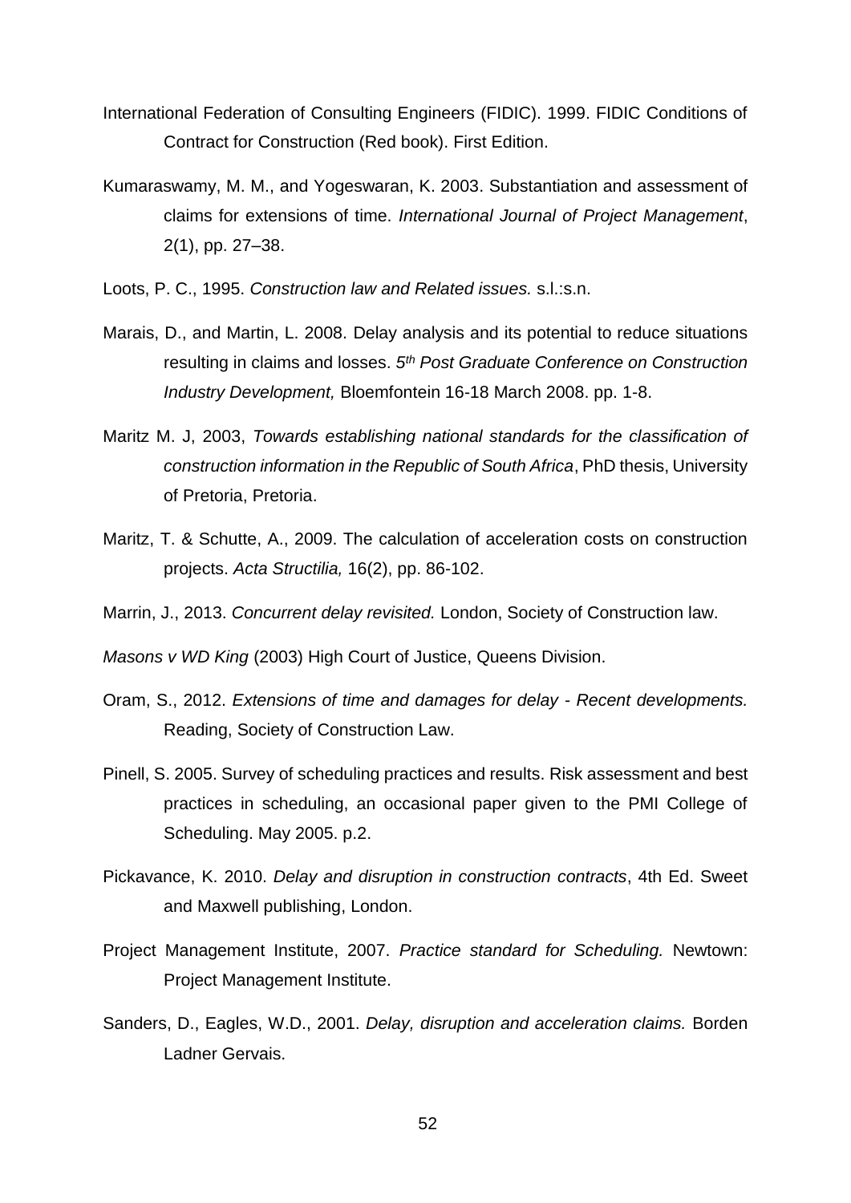International Federation of Consulting Engineers (FIDIC). 1999. FIDIC Conditions of Contract for Construction (Red book). First Edition.

Kumaraswamy, M. M., and Yogeswaran, K. 2003. Substantiation and assessment of claims for extensions of time. *International Journal of Project Management*, 2(1), pp. 27–38.

Loots, P. C., 1995. *Construction law and Related issues.* s.l.:s.n.

Marais, D., and Martin, L. 2008. Delay analysis and its potential to reduce situations resulting in claims and losses. *5th Post Graduate Conference on Construction Industry Development,* Bloemfontein 16-18 March 2008. pp. 1-8.

Maritz M. J, 2003, *Towards establishing national standards for the classification of construction information in the Republic of South Africa*, PhD thesis, University of Pretoria, Pretoria.

Maritz, T. & Schutte, A., 2009. The calculation of acceleration costs on construction projects. *Acta Structilia,* 16(2), pp. 86-102.

Marrin, J., 2013. *Concurrent delay revisited.* London, Society of Construction law.

*Masons v WD King* (2003) High Court of Justice, Queens Division.

Oram, S., 2012. *Extensions of time and damages for delay - Recent developments.* Reading, Society of Construction Law.

Pinell, S. 2005. Survey of scheduling practices and results. Risk assessment and best practices in scheduling, an occasional paper given to the PMI College of Scheduling. May 2005. p.2.

Pickavance, K. 2010. *Delay and disruption in construction contracts*, 4th Ed. Sweet and Maxwell publishing, London.

Project Management Institute, 2007. *Practice standard for Scheduling.* Newtown: Project Management Institute.

Sanders, D., Eagles, W.D., 2001. *Delay, disruption and acceleration claims.* Borden Ladner Gervais.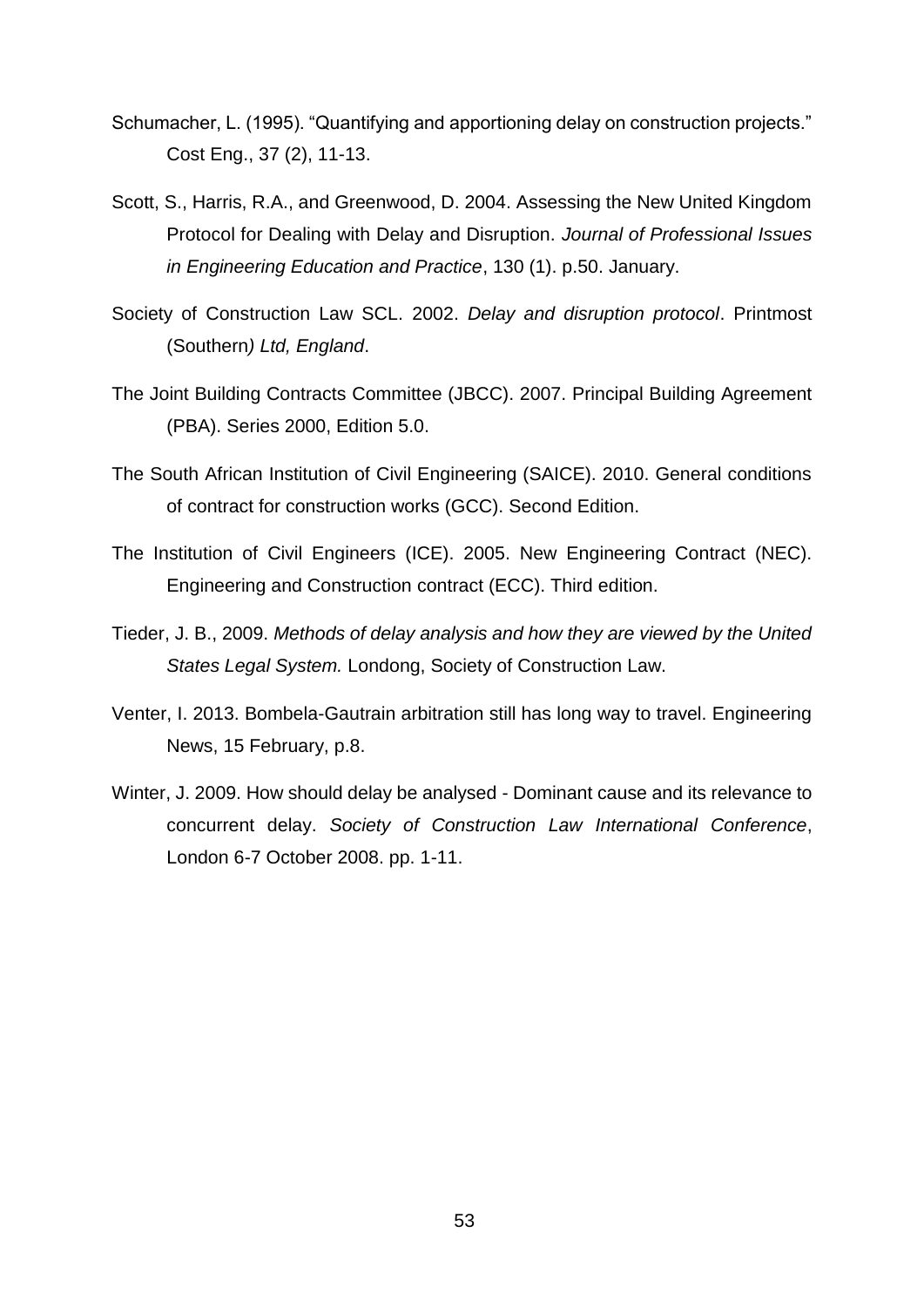Schumacher, L. (1995). “Quantifying and apportioning delay on construction projects.” Cost Eng., 37 (2), 11-13.

Scott, S., Harris, R.A., and Greenwood, D. 2004. Assessing the New United Kingdom Protocol for Dealing with Delay and Disruption. *Journal of Professional Issues in Engineering Education and Practice*, 130 (1). p.50. January.

Society of Construction Law SCL. 2002. *Delay and disruption protocol*. Printmost (Southern*) Ltd, England*.

The Joint Building Contracts Committee (JBCC). 2007. Principal Building Agreement (PBA). Series 2000, Edition 5.0.

The South African Institution of Civil Engineering (SAICE). 2010. General conditions of contract for construction works (GCC). Second Edition.

The Institution of Civil Engineers (ICE). 2005. New Engineering Contract (NEC). Engineering and Construction contract (ECC). Third edition.

Tieder, J. B., 2009. *Methods of delay analysis and how they are viewed by the United States Legal System.* Londong, Society of Construction Law.

Venter, I. 2013. Bombela-Gautrain arbitration still has long way to travel. Engineering News, 15 February, p.8.

Winter, J. 2009. How should delay be analysed - Dominant cause and its relevance to concurrent delay. *Society of Construction Law International Conference*, London 6-7 October 2008. pp. 1-11.